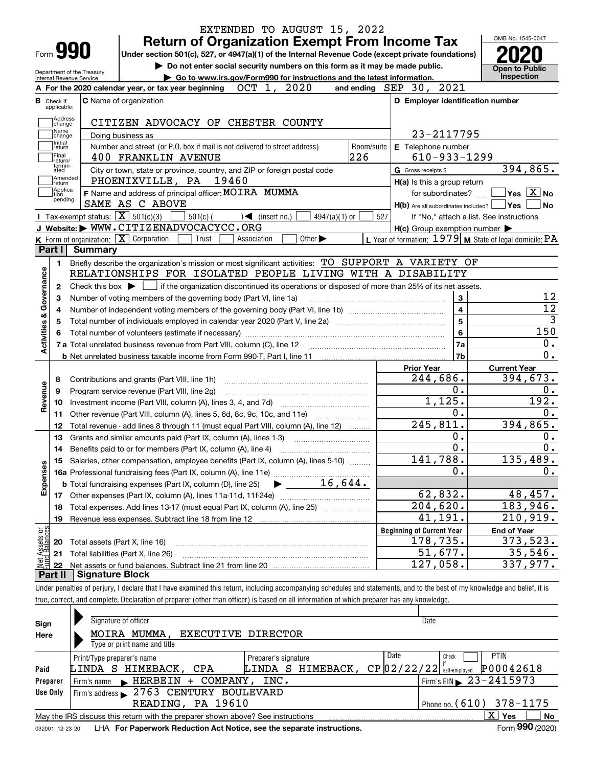EXTENDED TO AUGUST 15, 2022

# Form 990 — Return of Organization Exempt From Income Tax (2020)

Under section 501(c), 527, or 4947(a)(1) of the Internal Revenue Code (except private foundations)

▶ Do not enter social security numbers on this form as it may be made public.

▶ Go to www.irs.gov/Form990 for instructions and the latest information.

Department of the Treasury, Internal Revenue Service

OMB No. 1545-0047 | **Open to Public Inspection**

**A** For the 2020 calendar year, or tax year beginning OCT 1, 2020 and ending SEP 30, 2021

**B** Check if applicable: Address change, Name change, Initial return, Final return/terminated, Amended return, Application pending

**C** Name of organization: CITIZEN ADVOCACY OF CHESTER COUNTY

Doing business as

Number and street (or P.O. box if mail is not delivered to street address): 400 FRANKLIN AVENUE — Room/suite: 226

City or town, state or province, country, and ZIP or foreign postal code: PHOENIXVILLE, PA 19460

**D** Employer identification number: 23-2117795

**E** Telephone number: 610-933-1299

**G** Gross receipts $ 394,865.

**F** Name and address of principal officer: MOIRA MUMMA, SAME AS C ABOVE

**H(a)** Is this a group return for subordinates? Yes [ ] No [X]

**H(b)** Are all subordinates included? Yes [ ] No [ ] — If "No," attach a list. See instructions

**H(c)** Group exemption number ▶

**I** Tax-exempt status: [X] 501(c)(3) [ ] 501(c) ( ) ◀ (insert no.) [ ] 4947(a)(1) or [ ] 527

**J** Website: ▶ WWW.CITIZENADVOCACYCC.ORG

**K** Form of organization: [X] Corporation [ ] Trust [ ] Association [ ] Other ▶

**L** Year of formation: 1979 **M** State of legal domicile: PA

## Part I Summary

**Activities & Governance**

1. Briefly describe the organization's mission or most significant activities: TO SUPPORT A VARIETY OF RELATIONSHIPS FOR ISOLATED PEOPLE LIVING WITH A DISABILITY
2. Check this box ▶ [ ] if the organization discontinued its operations or disposed of more than 25% of its net assets.

| Line | Description | No. | Value |
|---|---|---|---|
| 3 | Number of voting members of the governing body (Part VI, line 1a) | 3 | 12 |
| 4 | Number of independent voting members of the governing body (Part VI, line 1b) | 4 | 12 |
| 5 | Total number of individuals employed in calendar year 2020 (Part V, line 2a) | 5 | 3 |
| 6 | Total number of volunteers (estimate if necessary) | 6 | 150 |
| 7a | Total unrelated business revenue from Part VIII, column (C), line 12 | 7a | 0. |
| 7b | Net unrelated business taxable income from Form 990-T, Part I, line 11 | 7b | 0. |

| Line | Description | Prior Year | Current Year |
|---|---|---|---|
| **Revenue** | | | |
| 8 | Contributions and grants (Part VIII, line 1h) | 244,686. | 394,673. |
| 9 | Program service revenue (Part VIII, line 2g) | 0. | 0. |
| 10 | Investment income (Part VIII, column (A), lines 3, 4, and 7d) | 1,125. | 192. |
| 11 | Other revenue (Part VIII, column (A), lines 5, 6d, 8c, 9c, 10c, and 11e) | 0. | 0. |
| 12 | Total revenue - add lines 8 through 11 (must equal Part VIII, column (A), line 12) | 245,811. | 394,865. |
| **Expenses** | | | |
| 13 | Grants and similar amounts paid (Part IX, column (A), lines 1-3) | 0. | 0. |
| 14 | Benefits paid to or for members (Part IX, column (A), line 4) | 0. | 0. |
| 15 | Salaries, other compensation, employee benefits (Part IX, column (A), lines 5-10) | 141,788. | 135,489. |
| 16a | Professional fundraising fees (Part IX, column (A), line 11e) | 0. | 0. |
| b | Total fundraising expenses (Part IX, column (D), line 25) ▶ 16,644. | | |
| 17 | Other expenses (Part IX, column (A), lines 11a-11d, 11f-24e) | 62,832. | 48,457. |
| 18 | Total expenses. Add lines 13-17 (must equal Part IX, column (A), line 25) | 204,620. | 183,946. |
| 19 | Revenue less expenses. Subtract line 18 from line 12 | 41,191. | 210,919. |
| **Net Assets or Fund Balances** | | **Beginning of Current Year** | **End of Year** |
| 20 | Total assets (Part X, line 16) | 178,735. | 373,523. |
| 21 | Total liabilities (Part X, line 26) | 51,677. | 35,546. |
| 22 | Net assets or fund balances. Subtract line 21 from line 20 | 127,058. | 337,977. |

## Part II Signature Block

Under penalties of perjury, I declare that I have examined this return, including accompanying schedules and statements, and to the best of my knowledge and belief, it is true, correct, and complete. Declaration of preparer (other than officer) is based on all information of which preparer has any knowledge.

**Sign Here**

Signature of officer — Date

MOIRA MUMMA, EXECUTIVE DIRECTOR

Type or print name and title

**Paid Preparer Use Only**

| Print/Type preparer's name | Preparer's signature | Date | Check if self-employed | PTIN |
|---|---|---|---|---|
| LINDA S HIMEBACK, CPA | LINDA S HIMEBACK, CP | 02/22/22 | [ ] | P00042618 |

Firm's name ▶ HERBEIN + COMPANY, INC. — Firm's EIN ▶ 23-2415973

Firm's address ▶ 2763 CENTURY BOULEVARD, READING, PA 19610 — Phone no. (610) 378-1175

May the IRS discuss this return with the preparer shown above? See instructions [X] Yes [ ] No

032001 12-23-20 LHA For Paperwork Reduction Act Notice, see the separate instructions. Form **990** (2020)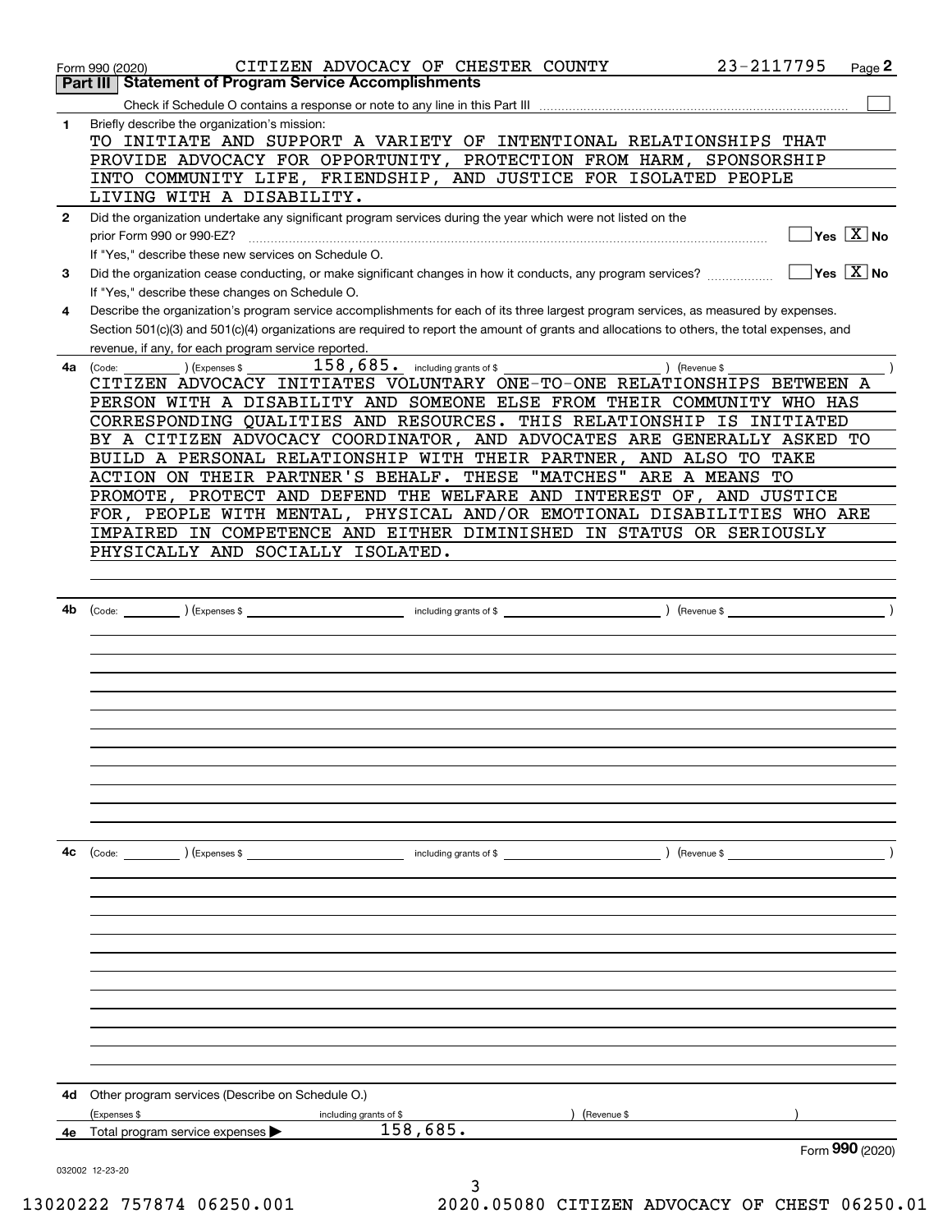Form 990 (2020) CITIZEN ADVOCACY OF CHESTER COUNTY 23-2117795

## Part III Statement of Program Service Accomplishments

Check if Schedule O contains a response or note to any line in this Part III ☐

**1** Briefly describe the organization's mission:

TO INITIATE AND SUPPORT A VARIETY OF INTENTIONAL RELATIONSHIPS THAT PROVIDE ADVOCACY FOR OPPORTUNITY, PROTECTION FROM HARM, SPONSORSHIP INTO COMMUNITY LIFE, FRIENDSHIP, AND JUSTICE FOR ISOLATED PEOPLE LIVING WITH A DISABILITY.

**2** Did the organization undertake any significant program services during the year which were not listed on the prior Form 990 or 990-EZ? ☐ Yes ☒ No

If "Yes," describe these new services on Schedule O.

**3** Did the organization cease conducting, or make significant changes in how it conducts, any program services? ☐ Yes ☒ No

If "Yes," describe these changes on Schedule O.

**4** Describe the organization's program service accomplishments for each of its three largest program services, as measured by expenses. Section 501(c)(3) and 501(c)(4) organizations are required to report the amount of grants and allocations to others, the total expenses, and revenue, if any, for each program service reported.

**4a** (Code: ) (Expenses $ 158,685. including grants of $ ) (Revenue $ )

CITIZEN ADVOCACY INITIATES VOLUNTARY ONE-TO-ONE RELATIONSHIPS BETWEEN A PERSON WITH A DISABILITY AND SOMEONE ELSE FROM THEIR COMMUNITY WHO HAS CORRESPONDING QUALITIES AND RESOURCES. THIS RELATIONSHIP IS INITIATED BY A CITIZEN ADVOCACY COORDINATOR, AND ADVOCATES ARE GENERALLY ASKED TO BUILD A PERSONAL RELATIONSHIP WITH THEIR PARTNER, AND ALSO TO TAKE ACTION ON THEIR PARTNER'S BEHALF. THESE "MATCHES" ARE A MEANS TO PROMOTE, PROTECT AND DEFEND THE WELFARE AND INTEREST OF, AND JUSTICE FOR, PEOPLE WITH MENTAL, PHYSICAL AND/OR EMOTIONAL DISABILITIES WHO ARE IMPAIRED IN COMPETENCE AND EITHER DIMINISHED IN STATUS OR SERIOUSLY PHYSICALLY AND SOCIALLY ISOLATED.

**4b** (Code: ) (Expenses $ including grants of $ ) (Revenue $ )

**4c** (Code: ) (Expenses $ including grants of $ ) (Revenue $ )

**4d** Other program services (Describe on Schedule O.)

(Expenses $ including grants of $ ) (Revenue $ )

**4e** Total program service expenses ▶ 158,685.

Form **990** (2020)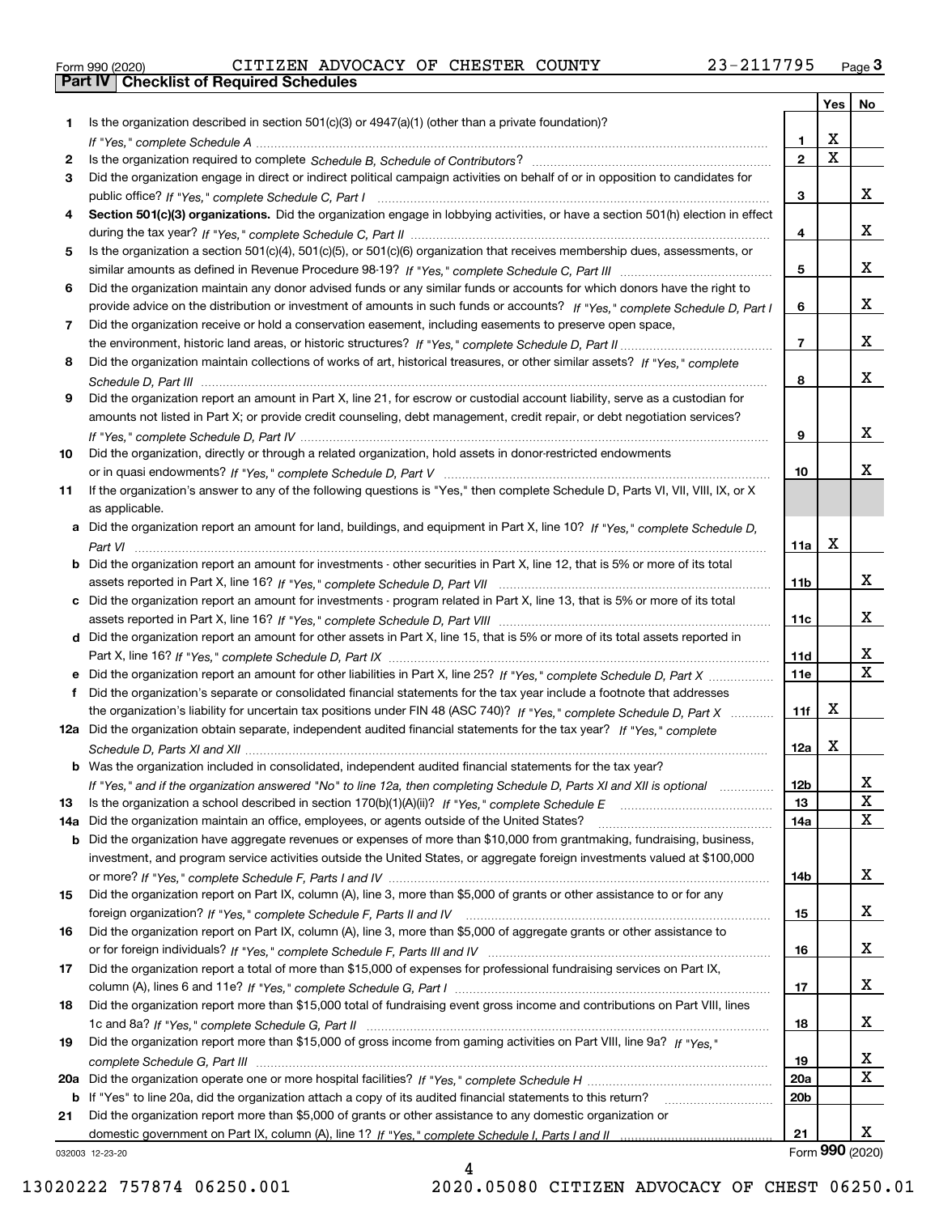Form 990 (2020) CITIZEN ADVOCACY OF CHESTER COUNTY 23-2117795

## Part IV Checklist of Required Schedules

| | | | Yes | No |
|---|---|---|---|---|
| 1 | Is the organization described in section 501(c)(3) or 4947(a)(1) (other than a private foundation)? *If "Yes," complete Schedule A* | 1 | X | |
| 2 | Is the organization required to complete *Schedule B, Schedule of Contributors*? | 2 | X | |
| 3 | Did the organization engage in direct or indirect political campaign activities on behalf of or in opposition to candidates for public office? *If "Yes," complete Schedule C, Part I* | 3 | | X |
| 4 | **Section 501(c)(3) organizations.** Did the organization engage in lobbying activities, or have a section 501(h) election in effect during the tax year? *If "Yes," complete Schedule C, Part II* | 4 | | X |
| 5 | Is the organization a section 501(c)(4), 501(c)(5), or 501(c)(6) organization that receives membership dues, assessments, or similar amounts as defined in Revenue Procedure 98-19? *If "Yes," complete Schedule C, Part III* | 5 | | X |
| 6 | Did the organization maintain any donor advised funds or any similar funds or accounts for which donors have the right to provide advice on the distribution or investment of amounts in such funds or accounts? *If "Yes," complete Schedule D, Part I* | 6 | | X |
| 7 | Did the organization receive or hold a conservation easement, including easements to preserve open space, the environment, historic land areas, or historic structures? *If "Yes," complete Schedule D, Part II* | 7 | | X |
| 8 | Did the organization maintain collections of works of art, historical treasures, or other similar assets? *If "Yes," complete Schedule D, Part III* | 8 | | X |
| 9 | Did the organization report an amount in Part X, line 21, for escrow or custodial account liability, serve as a custodian for amounts not listed in Part X; or provide credit counseling, debt management, credit repair, or debt negotiation services? *If "Yes," complete Schedule D, Part IV* | 9 | | X |
| 10 | Did the organization, directly or through a related organization, hold assets in donor-restricted endowments or in quasi endowments? *If "Yes," complete Schedule D, Part V* | 10 | | X |
| 11 | If the organization's answer to any of the following questions is "Yes," then complete Schedule D, Parts VI, VII, VIII, IX, or X as applicable. | | | |
| a | Did the organization report an amount for land, buildings, and equipment in Part X, line 10? *If "Yes," complete Schedule D, Part VI* | 11a | X | |
| b | Did the organization report an amount for investments - other securities in Part X, line 12, that is 5% or more of its total assets reported in Part X, line 16? *If "Yes," complete Schedule D, Part VII* | 11b | | X |
| c | Did the organization report an amount for investments - program related in Part X, line 13, that is 5% or more of its total assets reported in Part X, line 16? *If "Yes," complete Schedule D, Part VIII* | 11c | | X |
| d | Did the organization report an amount for other assets in Part X, line 15, that is 5% or more of its total assets reported in Part X, line 16? *If "Yes," complete Schedule D, Part IX* | 11d | | X |
| e | Did the organization report an amount for other liabilities in Part X, line 25? *If "Yes," complete Schedule D, Part X* | 11e | | X |
| f | Did the organization's separate or consolidated financial statements for the tax year include a footnote that addresses the organization's liability for uncertain tax positions under FIN 48 (ASC 740)? *If "Yes," complete Schedule D, Part X* | 11f | X | |
| 12a | Did the organization obtain separate, independent audited financial statements for the tax year? *If "Yes," complete Schedule D, Parts XI and XII* | 12a | X | |
| b | Was the organization included in consolidated, independent audited financial statements for the tax year? *If "Yes," and if the organization answered "No" to line 12a, then completing Schedule D, Parts XI and XII is optional* | 12b | | X |
| 13 | Is the organization a school described in section 170(b)(1)(A)(ii)? *If "Yes," complete Schedule E* | 13 | | X |
| 14a | Did the organization maintain an office, employees, or agents outside of the United States? | 14a | | X |
| b | Did the organization have aggregate revenues or expenses of more than $10,000 from grantmaking, fundraising, business, investment, and program service activities outside the United States, or aggregate foreign investments valued at $100,000 or more? *If "Yes," complete Schedule F, Parts I and IV* | 14b | | X |
| 15 | Did the organization report on Part IX, column (A), line 3, more than $5,000 of grants or other assistance to or for any foreign organization? *If "Yes," complete Schedule F, Parts II and IV* | 15 | | X |
| 16 | Did the organization report on Part IX, column (A), line 3, more than $5,000 of aggregate grants or other assistance to or for foreign individuals? *If "Yes," complete Schedule F, Parts III and IV* | 16 | | X |
| 17 | Did the organization report a total of more than $15,000 of expenses for professional fundraising services on Part IX, column (A), lines 6 and 11e? *If "Yes," complete Schedule G, Part I* | 17 | | X |
| 18 | Did the organization report more than $15,000 total of fundraising event gross income and contributions on Part VIII, lines 1c and 8a? *If "Yes," complete Schedule G, Part II* | 18 | | X |
| 19 | Did the organization report more than $15,000 of gross income from gaming activities on Part VIII, line 9a? *If "Yes," complete Schedule G, Part III* | 19 | | X |
| 20a | Did the organization operate one or more hospital facilities? *If "Yes," complete Schedule H* | 20a | | X |
| b | If "Yes" to line 20a, did the organization attach a copy of its audited financial statements to this return? | 20b | | |
| 21 | Did the organization report more than $5,000 of grants or other assistance to any domestic organization or domestic government on Part IX, column (A), line 1? *If "Yes," complete Schedule I, Parts I and II* | 21 | | X |

032003 12-23-20

Form **990** (2020)

13020222 757874 06250.001 2020.05080 CITIZEN ADVOCACY OF CHEST 06250.01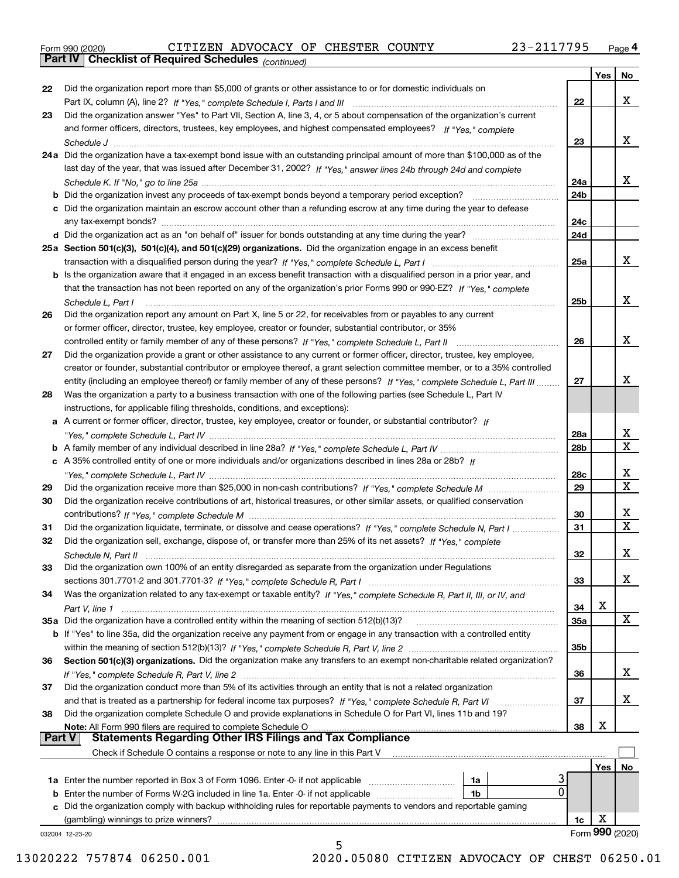Form 990 (2020) CITIZEN ADVOCACY OF CHESTER COUNTY 23-2117795 Page 4

## Part IV Checklist of Required Schedules *(continued)*

| | | | Yes | No |
|---|---|---|---|---|
| 22 | Did the organization report more than $5,000 of grants or other assistance to or for domestic individuals on Part IX, column (A), line 2? *If "Yes," complete Schedule I, Parts I and III* | 22 | | X |
| 23 | Did the organization answer "Yes" to Part VII, Section A, line 3, 4, or 5 about compensation of the organization's current and former officers, directors, trustees, key employees, and highest compensated employees? *If "Yes," complete Schedule J* | 23 | | X |
| 24a | Did the organization have a tax-exempt bond issue with an outstanding principal amount of more than $100,000 as of the last day of the year, that was issued after December 31, 2002? *If "Yes," answer lines 24b through 24d and complete Schedule K. If "No," go to line 25a* | 24a | | X |
| b | Did the organization invest any proceeds of tax-exempt bonds beyond a temporary period exception? | 24b | | |
| c | Did the organization maintain an escrow account other than a refunding escrow at any time during the year to defease any tax-exempt bonds? | 24c | | |
| d | Did the organization act as an "on behalf of" issuer for bonds outstanding at any time during the year? | 24d | | |
| 25a | **Section 501(c)(3), 501(c)(4), and 501(c)(29) organizations.** Did the organization engage in an excess benefit transaction with a disqualified person during the year? *If "Yes," complete Schedule L, Part I* | 25a | | X |
| b | Is the organization aware that it engaged in an excess benefit transaction with a disqualified person in a prior year, and that the transaction has not been reported on any of the organization's prior Forms 990 or 990-EZ? *If "Yes," complete Schedule L, Part I* | 25b | | X |
| 26 | Did the organization report any amount on Part X, line 5 or 22, for receivables from or payables to any current or former officer, director, trustee, key employee, creator or founder, substantial contributor, or 35% controlled entity or family member of any of these persons? *If "Yes," complete Schedule L, Part II* | 26 | | X |
| 27 | Did the organization provide a grant or other assistance to any current or former officer, director, trustee, key employee, creator or founder, substantial contributor or employee thereof, a grant selection committee member, or to a 35% controlled entity (including an employee thereof) or family member of any of these persons? *If "Yes," complete Schedule L, Part III* | 27 | | X |
| 28 | Was the organization a party to a business transaction with one of the following parties (see Schedule L, Part IV instructions, for applicable filing thresholds, conditions, and exceptions): | | | |
| a | A current or former officer, director, trustee, key employee, creator or founder, or substantial contributor? *If "Yes," complete Schedule L, Part IV* | 28a | | X |
| b | A family member of any individual described in line 28a? *If "Yes," complete Schedule L, Part IV* | 28b | | X |
| c | A 35% controlled entity of one or more individuals and/or organizations described in lines 28a or 28b? *If "Yes," complete Schedule L, Part IV* | 28c | | X |
| 29 | Did the organization receive more than $25,000 in non-cash contributions? *If "Yes," complete Schedule M* | 29 | | X |
| 30 | Did the organization receive contributions of art, historical treasures, or other similar assets, or qualified conservation contributions? *If "Yes," complete Schedule M* | 30 | | X |
| 31 | Did the organization liquidate, terminate, or dissolve and cease operations? *If "Yes," complete Schedule N, Part I* | 31 | | X |
| 32 | Did the organization sell, exchange, dispose of, or transfer more than 25% of its net assets? *If "Yes," complete Schedule N, Part II* | 32 | | X |
| 33 | Did the organization own 100% of an entity disregarded as separate from the organization under Regulations sections 301.7701-2 and 301.7701-3? *If "Yes," complete Schedule R, Part I* | 33 | | X |
| 34 | Was the organization related to any tax-exempt or taxable entity? *If "Yes," complete Schedule R, Part II, III, or IV, and Part V, line 1* | 34 | X | |
| 35a | Did the organization have a controlled entity within the meaning of section 512(b)(13)? | 35a | | X |
| b | If "Yes" to line 35a, did the organization receive any payment from or engage in any transaction with a controlled entity within the meaning of section 512(b)(13)? *If "Yes," complete Schedule R, Part V, line 2* | 35b | | |
| 36 | **Section 501(c)(3) organizations.** Did the organization make any transfers to an exempt non-charitable related organization? *If "Yes," complete Schedule R, Part V, line 2* | 36 | | X |
| 37 | Did the organization conduct more than 5% of its activities through an entity that is not a related organization and that is treated as a partnership for federal income tax purposes? *If "Yes," complete Schedule R, Part VI* | 37 | | X |
| 38 | Did the organization complete Schedule O and provide explanations in Schedule O for Part VI, lines 11b and 19? **Note:** All Form 990 filers are required to complete Schedule O | 38 | X | |

## Part V Statements Regarding Other IRS Filings and Tax Compliance

Check if Schedule O contains a response or note to any line in this Part V ☐

| | | | | | Yes | No |
|---|---|---|---|---|---|---|
| 1a | Enter the number reported in Box 3 of Form 1096. Enter -0- if not applicable | 1a | 3 | | | |
| b | Enter the number of Forms W-2G included in line 1a. Enter -0- if not applicable | 1b | 0 | | | |
| c | Did the organization comply with backup withholding rules for reportable payments to vendors and reportable gaming (gambling) winnings to prize winners? | | | 1c | X | |

032004 12-23-20 Form **990** (2020)

13020222 757874 06250.001 2020.05080 CITIZEN ADVOCACY OF CHEST 06250.01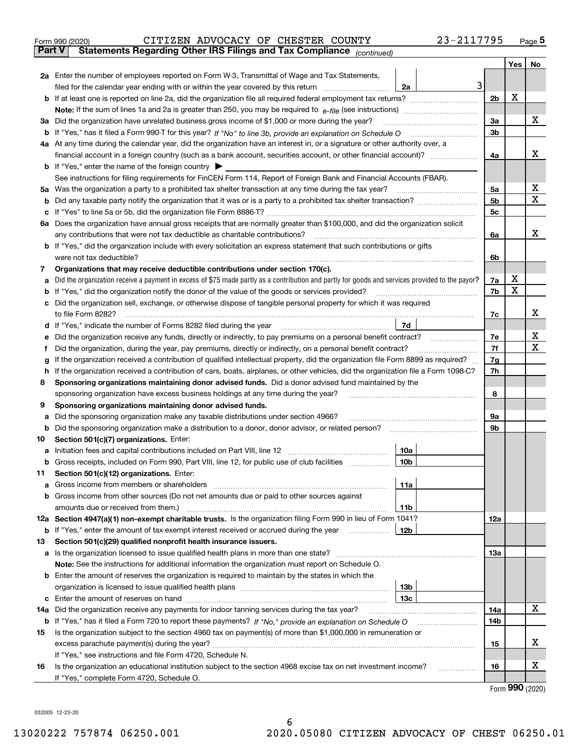Form 990 (2020) CITIZEN ADVOCACY OF CHESTER COUNTY 23-2117795 Page 5

**Part V Statements Regarding Other IRS Filings and Tax Compliance** *(continued)*

| | | | | Yes | No |
|---|---|---|---|---|---|
| **2a** | Enter the number of employees reported on Form W-3, Transmittal of Wage and Tax Statements, filed for the calendar year ending with or within the year covered by this return | 2a | 3 | | |
| **b** | If at least one is reported on line 2a, did the organization file all required federal employment tax returns? | | | 2b | X | |
| | **Note:** If the sum of lines 1a and 2a is greater than 250, you may be required to *e-file* (see instructions) | | | | | |
| **3a** | Did the organization have unrelated business gross income of $1,000 or more during the year? | | | 3a | | X |
| **b** | If "Yes," has it filed a Form 990-T for this year? *If "No" to line 3b, provide an explanation on Schedule O* | | | 3b | | |
| **4a** | At any time during the calendar year, did the organization have an interest in, or a signature or other authority over, a financial account in a foreign country (such as a bank account, securities account, or other financial account)? | | | 4a | | X |
| **b** | If "Yes," enter the name of the foreign country ▶ | | | | | |
| | See instructions for filing requirements for FinCEN Form 114, Report of Foreign Bank and Financial Accounts (FBAR). | | | | | |
| **5a** | Was the organization a party to a prohibited tax shelter transaction at any time during the tax year? | | | 5a | | X |
| **b** | Did any taxable party notify the organization that it was or is a party to a prohibited tax shelter transaction? | | | 5b | | X |
| **c** | If "Yes" to line 5a or 5b, did the organization file Form 8886-T? | | | 5c | | |
| **6a** | Does the organization have annual gross receipts that are normally greater than $100,000, and did the organization solicit any contributions that were not tax deductible as charitable contributions? | | | 6a | | X |
| **b** | If "Yes," did the organization include with every solicitation an express statement that such contributions or gifts were not tax deductible? | | | 6b | | |
| **7** | **Organizations that may receive deductible contributions under section 170(c).** | | | | | |
| **a** | Did the organization receive a payment in excess of $75 made partly as a contribution and partly for goods and services provided to the payor? | | | 7a | X | |
| **b** | If "Yes," did the organization notify the donor of the value of the goods or services provided? | | | 7b | X | |
| **c** | Did the organization sell, exchange, or otherwise dispose of tangible personal property for which it was required to file Form 8282? | | | 7c | | X |
| **d** | If "Yes," indicate the number of Forms 8282 filed during the year | 7d | | | | |
| **e** | Did the organization receive any funds, directly or indirectly, to pay premiums on a personal benefit contract? | | | 7e | | X |
| **f** | Did the organization, during the year, pay premiums, directly or indirectly, on a personal benefit contract? | | | 7f | | X |
| **g** | If the organization received a contribution of qualified intellectual property, did the organization file Form 8899 as required? | | | 7g | | |
| **h** | If the organization received a contribution of cars, boats, airplanes, or other vehicles, did the organization file a Form 1098-C? | | | 7h | | |
| **8** | **Sponsoring organizations maintaining donor advised funds.** Did a donor advised fund maintained by the sponsoring organization have excess business holdings at any time during the year? | | | 8 | | |
| **9** | **Sponsoring organizations maintaining donor advised funds.** | | | | | |
| **a** | Did the sponsoring organization make any taxable distributions under section 4966? | | | 9a | | |
| **b** | Did the sponsoring organization make a distribution to a donor, donor advisor, or related person? | | | 9b | | |
| **10** | **Section 501(c)(7) organizations.** Enter: | | | | | |
| **a** | Initiation fees and capital contributions included on Part VIII, line 12 | 10a | | | | |
| **b** | Gross receipts, included on Form 990, Part VIII, line 12, for public use of club facilities | 10b | | | | |
| **11** | **Section 501(c)(12) organizations.** Enter: | | | | | |
| **a** | Gross income from members or shareholders | 11a | | | | |
| **b** | Gross income from other sources (Do not net amounts due or paid to other sources against amounts due or received from them.) | 11b | | | | |
| **12a** | **Section 4947(a)(1) non-exempt charitable trusts.** Is the organization filing Form 990 in lieu of Form 1041? | | | 12a | | |
| **b** | If "Yes," enter the amount of tax-exempt interest received or accrued during the year | 12b | | | | |
| **13** | **Section 501(c)(29) qualified nonprofit health insurance issuers.** | | | | | |
| **a** | Is the organization licensed to issue qualified health plans in more than one state? | | | 13a | | |
| | **Note:** See the instructions for additional information the organization must report on Schedule O. | | | | | |
| **b** | Enter the amount of reserves the organization is required to maintain by the states in which the organization is licensed to issue qualified health plans | 13b | | | | |
| **c** | Enter the amount of reserves on hand | 13c | | | | |
| **14a** | Did the organization receive any payments for indoor tanning services during the tax year? | | | 14a | | X |
| **b** | If "Yes," has it filed a Form 720 to report these payments? *If "No," provide an explanation on Schedule O* | | | 14b | | |
| **15** | Is the organization subject to the section 4960 tax on payment(s) of more than $1,000,000 in remuneration or excess parachute payment(s) during the year? | | | 15 | | X |
| | If "Yes," see instructions and file Form 4720, Schedule N. | | | | | |
| **16** | Is the organization an educational institution subject to the section 4968 excise tax on net investment income? | | | 16 | | X |
| | If "Yes," complete Form 4720, Schedule O. | | | | | |

Form **990** (2020)

032005 12-23-20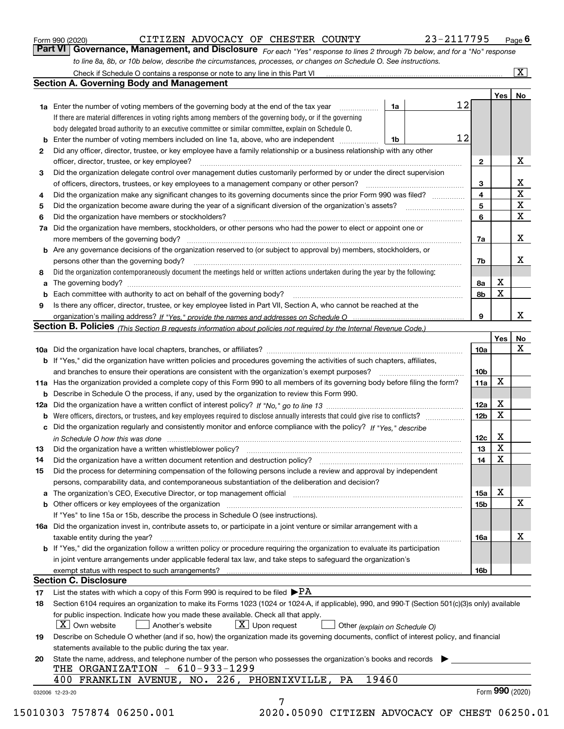Form 990 (2020) CITIZEN ADVOCACY OF CHESTER COUNTY 23-2117795 Page 6

## Part VI Governance, Management, and Disclosure

*For each "Yes" response to lines 2 through 7b below, and for a "No" response to line 8a, 8b, or 10b below, describe the circumstances, processes, or changes on Schedule O. See instructions.*

Check if Schedule O contains a response or note to any line in this Part VI [X]

### Section A. Governing Body and Management

| | | | | Yes | No |
|---|---|---|---|---|---|
| **1a** | Enter the number of voting members of the governing body at the end of the tax year. If there are material differences in voting rights among members of the governing body, or if the governing body delegated broad authority to an executive committee or similar committee, explain on Schedule O. | 1a: 12 | | | |
| **b** | Enter the number of voting members included on line 1a, above, who are independent | 1b: 12 | | | |
| **2** | Did any officer, director, trustee, or key employee have a family relationship or a business relationship with any other officer, director, trustee, or key employee? | | 2 | | X |
| **3** | Did the organization delegate control over management duties customarily performed by or under the direct supervision of officers, directors, trustees, or key employees to a management company or other person? | | 3 | | X |
| **4** | Did the organization make any significant changes to its governing documents since the prior Form 990 was filed? | | 4 | | X |
| **5** | Did the organization become aware during the year of a significant diversion of the organization's assets? | | 5 | | X |
| **6** | Did the organization have members or stockholders? | | 6 | | X |
| **7a** | Did the organization have members, stockholders, or other persons who had the power to elect or appoint one or more members of the governing body? | | 7a | | X |
| **b** | Are any governance decisions of the organization reserved to (or subject to approval by) members, stockholders, or persons other than the governing body? | | 7b | | X |
| **8** | Did the organization contemporaneously document the meetings held or written actions undertaken during the year by the following: | | | | |
| **a** | The governing body? | | 8a | X | |
| **b** | Each committee with authority to act on behalf of the governing body? | | 8b | X | |
| **9** | Is there any officer, director, trustee, or key employee listed in Part VII, Section A, who cannot be reached at the organization's mailing address? *If "Yes," provide the names and addresses on Schedule O* | | 9 | | X |

### Section B. Policies *(This Section B requests information about policies not required by the Internal Revenue Code.)*

| | | | Yes | No |
|---|---|---|---|---|
| **10a** | Did the organization have local chapters, branches, or affiliates? | 10a | | X |
| **b** | If "Yes," did the organization have written policies and procedures governing the activities of such chapters, affiliates, and branches to ensure their operations are consistent with the organization's exempt purposes? | 10b | | |
| **11a** | Has the organization provided a complete copy of this Form 990 to all members of its governing body before filing the form? | 11a | X | |
| **b** | Describe in Schedule O the process, if any, used by the organization to review this Form 990. | | | |
| **12a** | Did the organization have a written conflict of interest policy? *If "No," go to line 13* | 12a | X | |
| **b** | Were officers, directors, or trustees, and key employees required to disclose annually interests that could give rise to conflicts? | 12b | X | |
| **c** | Did the organization regularly and consistently monitor and enforce compliance with the policy? *If "Yes," describe in Schedule O how this was done* | 12c | X | |
| **13** | Did the organization have a written whistleblower policy? | 13 | X | |
| **14** | Did the organization have a written document retention and destruction policy? | 14 | X | |
| **15** | Did the process for determining compensation of the following persons include a review and approval by independent persons, comparability data, and contemporaneous substantiation of the deliberation and decision? | | | |
| **a** | The organization's CEO, Executive Director, or top management official | 15a | X | |
| **b** | Other officers or key employees of the organization | 15b | | X |
| | If "Yes" to line 15a or 15b, describe the process in Schedule O (see instructions). | | | |
| **16a** | Did the organization invest in, contribute assets to, or participate in a joint venture or similar arrangement with a taxable entity during the year? | 16a | | X |
| **b** | If "Yes," did the organization follow a written policy or procedure requiring the organization to evaluate its participation in joint venture arrangements under applicable federal tax law, and take steps to safeguard the organization's exempt status with respect to such arrangements? | 16b | | |

### Section C. Disclosure

**17** List the states with which a copy of this Form 990 is required to be filed ▶ PA

**18** Section 6104 requires an organization to make its Forms 1023 (1024 or 1024-A, if applicable), 990, and 990-T (Section 501(c)(3)s only) available for public inspection. Indicate how you made these available. Check all that apply.

[X] Own website [ ] Another's website [X] Upon request [ ] Other *(explain on Schedule O)*

**19** Describe on Schedule O whether (and if so, how) the organization made its governing documents, conflict of interest policy, and financial statements available to the public during the tax year.

**20** State the name, address, and telephone number of the person who possesses the organization's books and records ▶

THE ORGANIZATION - 610-933-1299
400 FRANKLIN AVENUE, NO. 226, PHOENIXVILLE, PA 19460

032006 12-23-20 Form **990** (2020)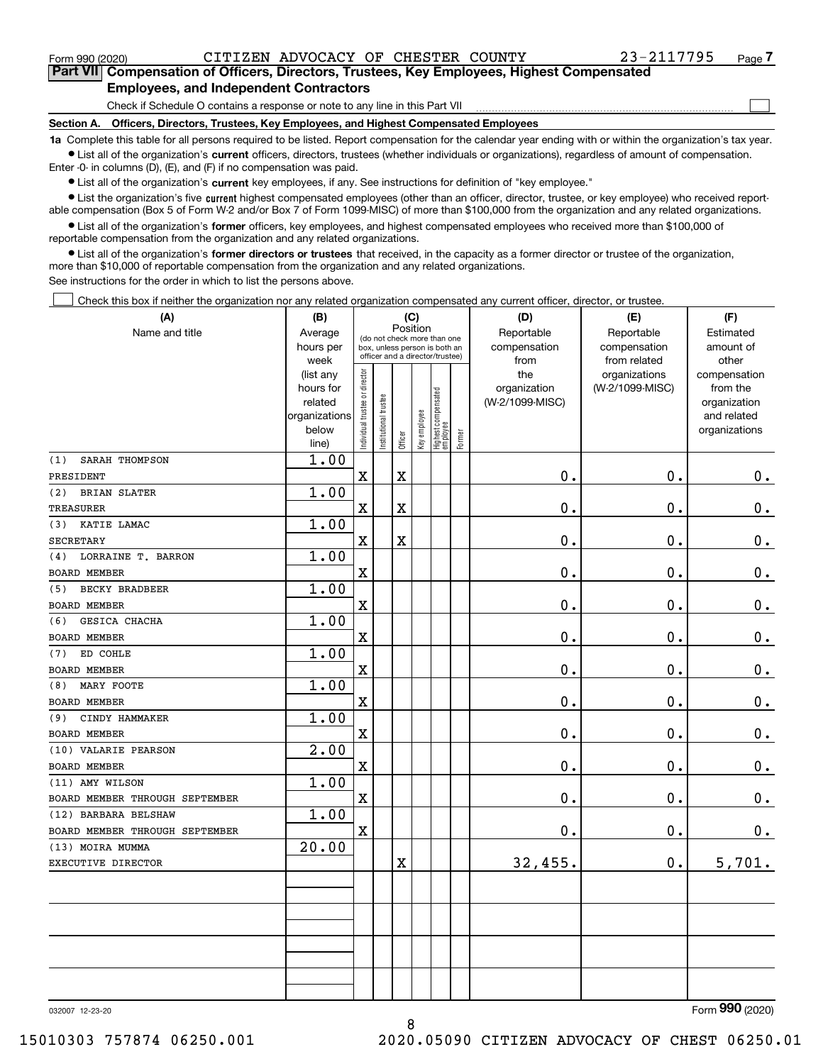Form 990 (2020) CITIZEN ADVOCACY OF CHESTER COUNTY 23-2117795 Page 7

## Part VII Compensation of Officers, Directors, Trustees, Key Employees, Highest Compensated Employees, and Independent Contractors

Check if Schedule O contains a response or note to any line in this Part VII ☐

**Section A. Officers, Directors, Trustees, Key Employees, and Highest Compensated Employees**

**1a** Complete this table for all persons required to be listed. Report compensation for the calendar year ending with or within the organization's tax year.

- List all of the organization's **current** officers, directors, trustees (whether individuals or organizations), regardless of amount of compensation. Enter -0- in columns (D), (E), and (F) if no compensation was paid.
- List all of the organization's **current** key employees, if any. See instructions for definition of "key employee."
- List the organization's five **current** highest compensated employees (other than an officer, director, trustee, or key employee) who received reportable compensation (Box 5 of Form W-2 and/or Box 7 of Form 1099-MISC) of more than $100,000 from the organization and any related organizations.
- List all of the organization's **former** officers, key employees, and highest compensated employees who received more than $100,000 of reportable compensation from the organization and any related organizations.
- List all of the organization's **former directors or trustees** that received, in the capacity as a former director or trustee of the organization, more than $10,000 of reportable compensation from the organization and any related organizations.

See instructions for the order in which to list the persons above.

☐ Check this box if neither the organization nor any related organization compensated any current officer, director, or trustee.

| (A) Name and title | (B) Average hours per week (list any hours for related organizations below line) | (C) Position: Individual trustee or director | Institutional trustee | Officer | Key employee | Highest compensated employee | Former | (D) Reportable compensation from the organization (W-2/1099-MISC) | (E) Reportable compensation from related organizations (W-2/1099-MISC) | (F) Estimated amount of other compensation from the organization and related organizations |
|---|---|---|---|---|---|---|---|---|---|---|
| (1) SARAH THOMPSON<br>PRESIDENT | 1.00 | X | | X | | | | 0. | 0. | 0. |
| (2) BRIAN SLATER<br>TREASURER | 1.00 | X | | X | | | | 0. | 0. | 0. |
| (3) KATIE LAMAC<br>SECRETARY | 1.00 | X | | X | | | | 0. | 0. | 0. |
| (4) LORRAINE T. BARRON<br>BOARD MEMBER | 1.00 | X | | | | | | 0. | 0. | 0. |
| (5) BECKY BRADBEER<br>BOARD MEMBER | 1.00 | X | | | | | | 0. | 0. | 0. |
| (6) GESICA CHACHA<br>BOARD MEMBER | 1.00 | X | | | | | | 0. | 0. | 0. |
| (7) ED COHLE<br>BOARD MEMBER | 1.00 | X | | | | | | 0. | 0. | 0. |
| (8) MARY FOOTE<br>BOARD MEMBER | 1.00 | X | | | | | | 0. | 0. | 0. |
| (9) CINDY HAMMAKER<br>BOARD MEMBER | 1.00 | X | | | | | | 0. | 0. | 0. |
| (10) VALARIE PEARSON<br>BOARD MEMBER | 2.00 | X | | | | | | 0. | 0. | 0. |
| (11) AMY WILSON<br>BOARD MEMBER THROUGH SEPTEMBER | 1.00 | X | | | | | | 0. | 0. | 0. |
| (12) BARBARA BELSHAW<br>BOARD MEMBER THROUGH SEPTEMBER | 1.00 | X | | | | | | 0. | 0. | 0. |
| (13) MOIRA MUMMA<br>EXECUTIVE DIRECTOR | 20.00 | | | X | | | | 32,455. | 0. | 5,701. |

032007 12-23-20 Form **990** (2020)

15010303 757874 06250.001 2020.05090 CITIZEN ADVOCACY OF CHEST 06250.01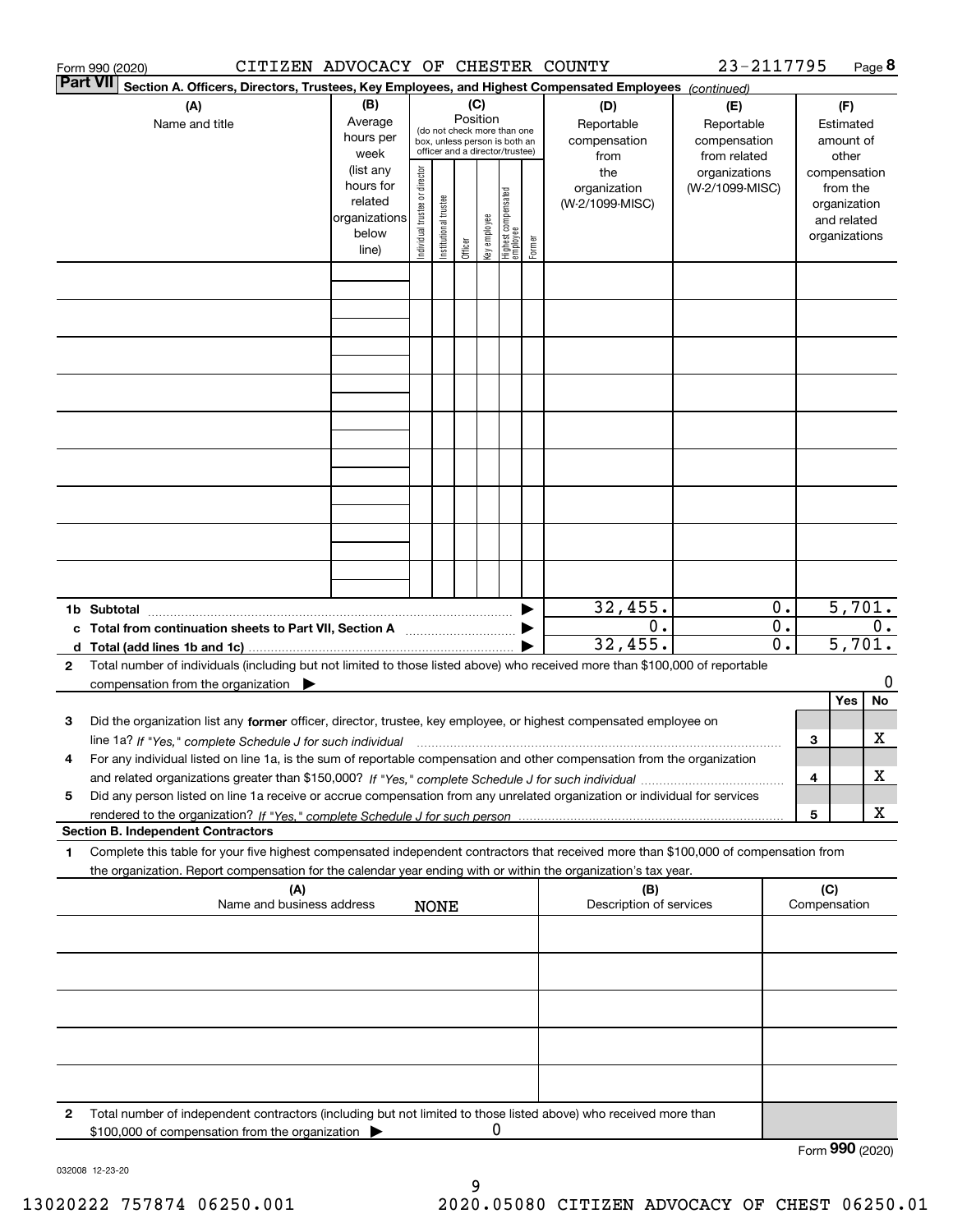Form 990 (2020) CITIZEN ADVOCACY OF CHESTER COUNTY 23-2117795

**Part VII** Section A. Officers, Directors, Trustees, Key Employees, and Highest Compensated Employees *(continued)*

| (A) Name and title | (B) Average hours per week (list any hours for related organizations below line) | (C) Position: Individual trustee or director | Institutional trustee | Officer | Key employee | Highest compensated employee | Former | (D) Reportable compensation from the organization (W-2/1099-MISC) | (E) Reportable compensation from related organizations (W-2/1099-MISC) | (F) Estimated amount of other compensation from the organization and related organizations |
|---|---|---|---|---|---|---|---|---|---|---|
| | | | | | | | | | | |
| | | | | | | | | | | |
| | | | | | | | | | | |
| | | | | | | | | | | |
| | | | | | | | | | | |
| | | | | | | | | | | |
| | | | | | | | | | | |
| | | | | | | | | | | |
| | | | | | | | | | | |
| **1b Subtotal** | | | | | | | | 32,455. | 0. | 5,701. |
| **c Total from continuation sheets to Part VII, Section A** | | | | | | | | 0. | 0. | 0. |
| **d Total (add lines 1b and 1c)** | | | | | | | | 32,455. | 0. | 5,701. |

**2** Total number of individuals (including but not limited to those listed above) who received more than $100,000 of reportable compensation from the organization ▶ 0

| | | Yes | No |
|---|---|---|---|
| **3** Did the organization list any **former** officer, director, trustee, key employee, or highest compensated employee on line 1a? *If "Yes," complete Schedule J for such individual* | 3 | | X |
| **4** For any individual listed on line 1a, is the sum of reportable compensation and other compensation from the organization and related organizations greater than $150,000? *If "Yes," complete Schedule J for such individual* | 4 | | X |
| **5** Did any person listed on line 1a receive or accrue compensation from any unrelated organization or individual for services rendered to the organization? *If "Yes," complete Schedule J for such person* | 5 | | X |

**Section B. Independent Contractors**

**1** Complete this table for your five highest compensated independent contractors that received more than $100,000 of compensation from the organization. Report compensation for the calendar year ending with or within the organization's tax year.

| (A) Name and business address | (B) Description of services | (C) Compensation |
|---|---|---|
| NONE | | |
| | | |
| | | |
| | | |
| | | |

**2** Total number of independent contractors (including but not limited to those listed above) who received more than $100,000 of compensation from the organization ▶ 0

Form **990** (2020)

032008 12-23-20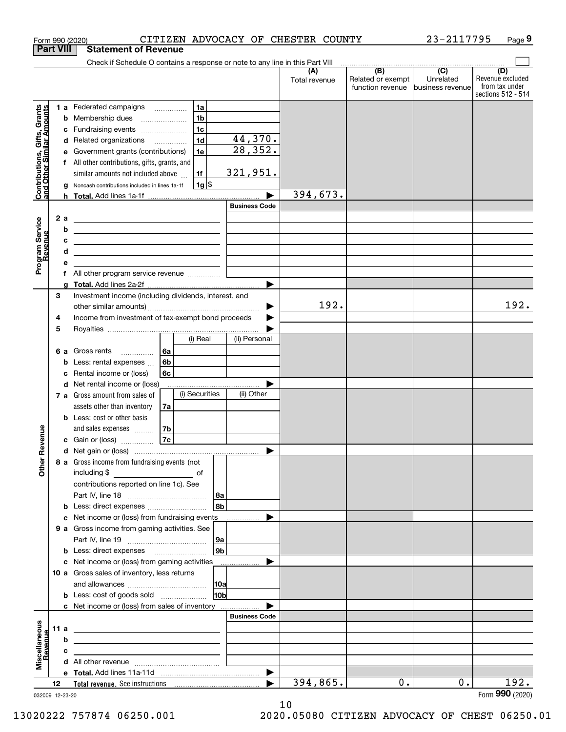Form 990 (2020) CITIZEN ADVOCACY OF CHESTER COUNTY 23-2117795

## Part VIII Statement of Revenue

Check if Schedule O contains a response or note to any line in this Part VIII ☐

| | | | | (A) Total revenue | (B) Related or exempt function revenue | (C) Unrelated business revenue | (D) Revenue excluded from tax under sections 512 - 514 |
|---|---|---|---|---|---|---|---|
| **Contributions, Gifts, Grants and Other Similar Amounts** | 1 a Federated campaigns | 1a | | | | | |
| | b Membership dues | 1b | | | | | |
| | c Fundraising events | 1c | | | | | |
| | d Related organizations | 1d | 44,370. | | | | |
| | e Government grants (contributions) | 1e | 28,352. | | | | |
| | f All other contributions, gifts, grants, and similar amounts not included above | 1f | 321,951. | | | | |
| | g Noncash contributions included in lines 1a-1f | 1g | $ | | | | |
| | h **Total.** Add lines 1a-1f | | ▶ | 394,673. | | | |
| **Program Service Revenue** | | | Business Code | | | | |
| | 2 a | | | | | | |
| | b | | | | | | |
| | c | | | | | | |
| | d | | | | | | |
| | e | | | | | | |
| | f All other program service revenue | | | | | | |
| | g **Total.** Add lines 2a-2f | | ▶ | | | | |
| **Other Revenue** | 3 Investment income (including dividends, interest, and other similar amounts) | | ▶ | 192. | | | 192. |
| | 4 Income from investment of tax-exempt bond proceeds | | ▶ | | | | |
| | 5 Royalties | | ▶ | | | | |
| | | (i) Real | (ii) Personal | | | | |
| | 6 a Gross rents 6a | | | | | | |
| | b Less: rental expenses 6b | | | | | | |
| | c Rental income or (loss) 6c | | | | | | |
| | d Net rental income or (loss) | | ▶ | | | | |
| | | (i) Securities | (ii) Other | | | | |
| | 7 a Gross amount from sales of assets other than inventory 7a | | | | | | |
| | b Less: cost or other basis and sales expenses 7b | | | | | | |
| | c Gain or (loss) 7c | | | | | | |
| | d Net gain or (loss) | | ▶ | | | | |
| | 8 a Gross income from fundraising events (not including $ of contributions reported on line 1c). See Part IV, line 18 | 8a | | | | | |
| | b Less: direct expenses | 8b | | | | | |
| | c Net income or (loss) from fundraising events | | ▶ | | | | |
| | 9 a Gross income from gaming activities. See Part IV, line 19 | 9a | | | | | |
| | b Less: direct expenses | 9b | | | | | |
| | c Net income or (loss) from gaming activities | | ▶ | | | | |
| | 10 a Gross sales of inventory, less returns and allowances | 10a | | | | | |
| | b Less: cost of goods sold | 10b | | | | | |
| | c Net income or (loss) from sales of inventory | | ▶ | | | | |
| **Miscellaneous Revenue** | | | Business Code | | | | |
| | 11 a | | | | | | |
| | b | | | | | | |
| | c | | | | | | |
| | d All other revenue | | | | | | |
| | e **Total.** Add lines 11a-11d | | ▶ | | | | |
| | 12 **Total revenue.** See instructions | | ▶ | 394,865. | 0. | 0. | 192. |

032009 12-23-20

Form **990** (2020)

13020222 757874 06250.001 2020.05080 CITIZEN ADVOCACY OF CHEST 06250.01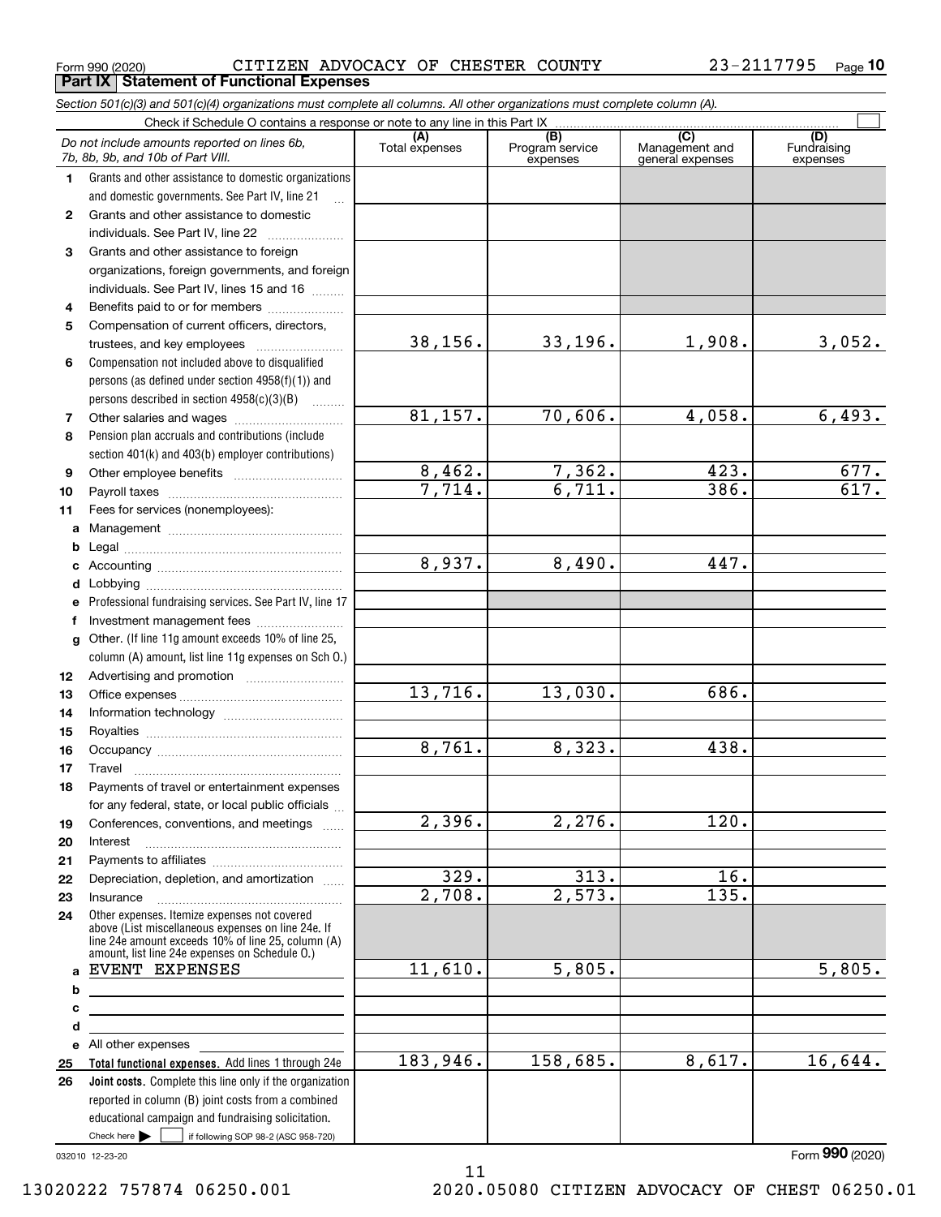Form 990 (2020) CITIZEN ADVOCACY OF CHESTER COUNTY 23-2117795

## Part IX Statement of Functional Expenses

*Section 501(c)(3) and 501(c)(4) organizations must complete all columns. All other organizations must complete column (A).*

Check if Schedule O contains a response or note to any line in this Part IX

| | *Do not include amounts reported on lines 6b, 7b, 8b, 9b, and 10b of Part VIII.* | (A) Total expenses | (B) Program service expenses | (C) Management and general expenses | (D) Fundraising expenses |
|---|---|---|---|---|---|
| 1 | Grants and other assistance to domestic organizations and domestic governments. See Part IV, line 21 | | | | |
| 2 | Grants and other assistance to domestic individuals. See Part IV, line 22 | | | | |
| 3 | Grants and other assistance to foreign organizations, foreign governments, and foreign individuals. See Part IV, lines 15 and 16 | | | | |
| 4 | Benefits paid to or for members | | | | |
| 5 | Compensation of current officers, directors, trustees, and key employees | 38,156. | 33,196. | 1,908. | 3,052. |
| 6 | Compensation not included above to disqualified persons (as defined under section 4958(f)(1)) and persons described in section 4958(c)(3)(B) | | | | |
| 7 | Other salaries and wages | 81,157. | 70,606. | 4,058. | 6,493. |
| 8 | Pension plan accruals and contributions (include section 401(k) and 403(b) employer contributions) | | | | |
| 9 | Other employee benefits | 8,462. | 7,362. | 423. | 677. |
| 10 | Payroll taxes | 7,714. | 6,711. | 386. | 617. |
| 11 | Fees for services (nonemployees): | | | | |
| a | Management | | | | |
| b | Legal | | | | |
| c | Accounting | 8,937. | 8,490. | 447. | |
| d | Lobbying | | | | |
| e | Professional fundraising services. See Part IV, line 17 | | | | |
| f | Investment management fees | | | | |
| g | Other. (If line 11g amount exceeds 10% of line 25, column (A) amount, list line 11g expenses on Sch O.) | | | | |
| 12 | Advertising and promotion | | | | |
| 13 | Office expenses | 13,716. | 13,030. | 686. | |
| 14 | Information technology | | | | |
| 15 | Royalties | | | | |
| 16 | Occupancy | 8,761. | 8,323. | 438. | |
| 17 | Travel | | | | |
| 18 | Payments of travel or entertainment expenses for any federal, state, or local public officials | | | | |
| 19 | Conferences, conventions, and meetings | 2,396. | 2,276. | 120. | |
| 20 | Interest | | | | |
| 21 | Payments to affiliates | | | | |
| 22 | Depreciation, depletion, and amortization | 329. | 313. | 16. | |
| 23 | Insurance | 2,708. | 2,573. | 135. | |
| 24 | Other expenses. Itemize expenses not covered above (List miscellaneous expenses on line 24e. If line 24e amount exceeds 10% of line 25, column (A) amount, list line 24e expenses on Schedule O.) | | | | |
| a | EVENT EXPENSES | 11,610. | 5,805. | | 5,805. |
| b | | | | | |
| c | | | | | |
| d | | | | | |
| e | All other expenses | | | | |
| 25 | **Total functional expenses.** Add lines 1 through 24e | 183,946. | 158,685. | 8,617. | 16,644. |
| 26 | **Joint costs.** Complete this line only if the organization reported in column (B) joint costs from a combined educational campaign and fundraising solicitation. Check here ☐ if following SOP 98-2 (ASC 958-720) | | | | |

032010 12-23-20

Form **990** (2020)

13020222 757874 06250.001 2020.05080 CITIZEN ADVOCACY OF CHEST 06250.01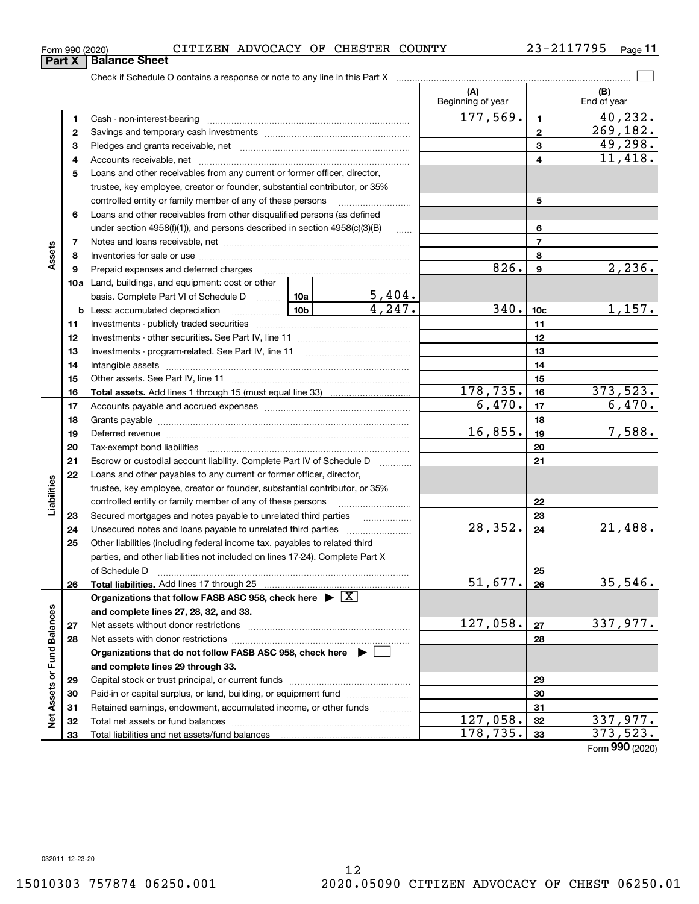Form 990 (2020) CITIZEN ADVOCACY OF CHESTER COUNTY 23-2117795

## Part X Balance Sheet

Check if Schedule O contains a response or note to any line in this Part X

| | | | | (A) Beginning of year | | (B) End of year |
|---|---|---|---|---|---|---|
| **Assets** | 1 | Cash - non-interest-bearing | | 177,569. | 1 | 40,232. |
| | 2 | Savings and temporary cash investments | | | 2 | 269,182. |
| | 3 | Pledges and grants receivable, net | | | 3 | 49,298. |
| | 4 | Accounts receivable, net | | | 4 | 11,418. |
| | 5 | Loans and other receivables from any current or former officer, director, trustee, key employee, creator or founder, substantial contributor, or 35% controlled entity or family member of any of these persons | | | 5 | |
| | 6 | Loans and other receivables from other disqualified persons (as defined under section 4958(f)(1)), and persons described in section 4958(c)(3)(B) | | | 6 | |
| | 7 | Notes and loans receivable, net | | | 7 | |
| | 8 | Inventories for sale or use | | | 8 | |
| | 9 | Prepaid expenses and deferred charges | | 826. | 9 | 2,236. |
| | 10a | Land, buildings, and equipment: cost or other basis. Complete Part VI of Schedule D | 10a 5,404. | | | |
| | b | Less: accumulated depreciation | 10b 4,247. | 340. | 10c | 1,157. |
| | 11 | Investments - publicly traded securities | | | 11 | |
| | 12 | Investments - other securities. See Part IV, line 11 | | | 12 | |
| | 13 | Investments - program-related. See Part IV, line 11 | | | 13 | |
| | 14 | Intangible assets | | | 14 | |
| | 15 | Other assets. See Part IV, line 11 | | | 15 | |
| | 16 | **Total assets.** Add lines 1 through 15 (must equal line 33) | | 178,735. | 16 | 373,523. |
| **Liabilities** | 17 | Accounts payable and accrued expenses | | 6,470. | 17 | 6,470. |
| | 18 | Grants payable | | | 18 | |
| | 19 | Deferred revenue | | 16,855. | 19 | 7,588. |
| | 20 | Tax-exempt bond liabilities | | | 20 | |
| | 21 | Escrow or custodial account liability. Complete Part IV of Schedule D | | | 21 | |
| | 22 | Loans and other payables to any current or former officer, director, trustee, key employee, creator or founder, substantial contributor, or 35% controlled entity or family member of any of these persons | | | 22 | |
| | 23 | Secured mortgages and notes payable to unrelated third parties | | | 23 | |
| | 24 | Unsecured notes and loans payable to unrelated third parties | | 28,352. | 24 | 21,488. |
| | 25 | Other liabilities (including federal income tax, payables to related third parties, and other liabilities not included on lines 17-24). Complete Part X of Schedule D | | | 25 | |
| | 26 | **Total liabilities.** Add lines 17 through 25 | | 51,677. | 26 | 35,546. |
| **Net Assets or Fund Balances** | | **Organizations that follow FASB ASC 958, check here ▶ [X] and complete lines 27, 28, 32, and 33.** | | | | |
| | 27 | Net assets without donor restrictions | | 127,058. | 27 | 337,977. |
| | 28 | Net assets with donor restrictions | | | 28 | |
| | | **Organizations that do not follow FASB ASC 958, check here ▶ [ ] and complete lines 29 through 33.** | | | | |
| | 29 | Capital stock or trust principal, or current funds | | | 29 | |
| | 30 | Paid-in or capital surplus, or land, building, or equipment fund | | | 30 | |
| | 31 | Retained earnings, endowment, accumulated income, or other funds | | | 31 | |
| | 32 | Total net assets or fund balances | | 127,058. | 32 | 337,977. |
| | 33 | Total liabilities and net assets/fund balances | | 178,735. | 33 | 373,523. |

Form **990** (2020)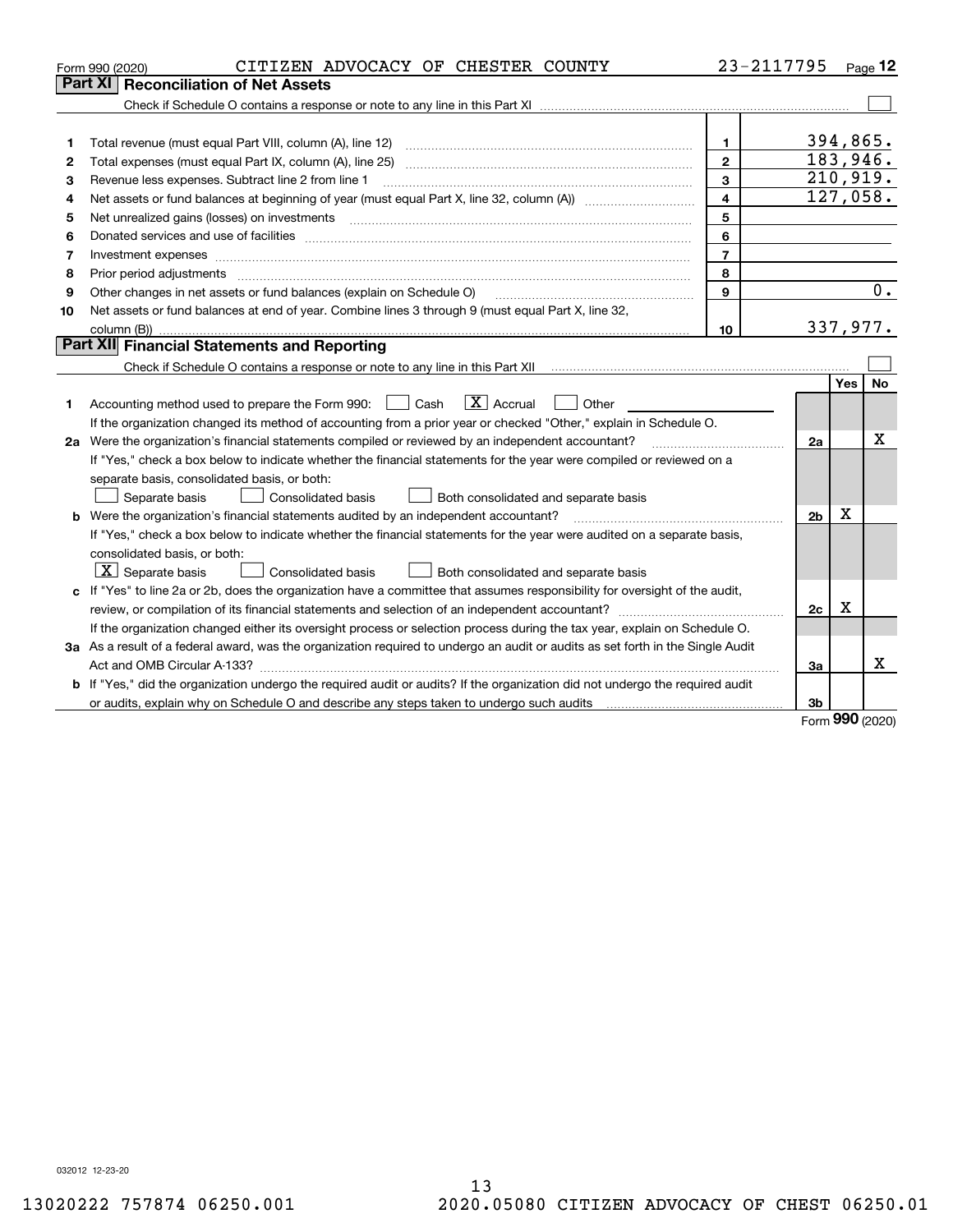Form 990 (2020) CITIZEN ADVOCACY OF CHESTER COUNTY 23-2117795

## Part XI Reconciliation of Net Assets

Check if Schedule O contains a response or note to any line in this Part XI ☐

| | | | |
|---|---|---|---|
| 1 | Total revenue (must equal Part VIII, column (A), line 12) | 1 | 394,865. |
| 2 | Total expenses (must equal Part IX, column (A), line 25) | 2 | 183,946. |
| 3 | Revenue less expenses. Subtract line 2 from line 1 | 3 | 210,919. |
| 4 | Net assets or fund balances at beginning of year (must equal Part X, line 32, column (A)) | 4 | 127,058. |
| 5 | Net unrealized gains (losses) on investments | 5 | |
| 6 | Donated services and use of facilities | 6 | |
| 7 | Investment expenses | 7 | |
| 8 | Prior period adjustments | 8 | |
| 9 | Other changes in net assets or fund balances (explain on Schedule O) | 9 | 0. |
| 10 | Net assets or fund balances at end of year. Combine lines 3 through 9 (must equal Part X, line 32, column (B)) | 10 | 337,977. |

## Part XII Financial Statements and Reporting

Check if Schedule O contains a response or note to any line in this Part XII ☐

| | | | Yes | No |
|---|---|---|---|---|
| 1 | Accounting method used to prepare the Form 990: ☐ Cash ☒ Accrual ☐ Other<br>If the organization changed its method of accounting from a prior year or checked "Other," explain in Schedule O. | | | |
| 2a | Were the organization's financial statements compiled or reviewed by an independent accountant?<br>If "Yes," check a box below to indicate whether the financial statements for the year were compiled or reviewed on a separate basis, consolidated basis, or both:<br>☐ Separate basis ☐ Consolidated basis ☐ Both consolidated and separate basis | 2a | | X |
| b | Were the organization's financial statements audited by an independent accountant?<br>If "Yes," check a box below to indicate whether the financial statements for the year were audited on a separate basis, consolidated basis, or both:<br>☒ Separate basis ☐ Consolidated basis ☐ Both consolidated and separate basis | 2b | X | |
| c | If "Yes" to line 2a or 2b, does the organization have a committee that assumes responsibility for oversight of the audit, review, or compilation of its financial statements and selection of an independent accountant?<br>If the organization changed either its oversight process or selection process during the tax year, explain on Schedule O. | 2c | X | |
| 3a | As a result of a federal award, was the organization required to undergo an audit or audits as set forth in the Single Audit Act and OMB Circular A-133? | 3a | | X |
| b | If "Yes," did the organization undergo the required audit or audits? If the organization did not undergo the required audit or audits, explain why on Schedule O and describe any steps taken to undergo such audits | 3b | | |

Form **990** (2020)

032012 12-23-20

13020222 757874 06250.001 2020.05080 CITIZEN ADVOCACY OF CHEST 06250.01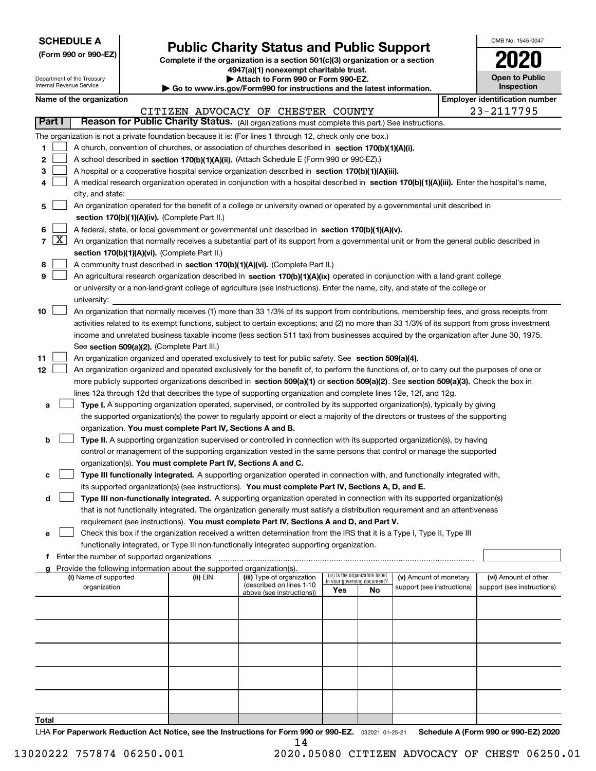**SCHEDULE A**
**(Form 990 or 990-EZ)**

Department of the Treasury
Internal Revenue Service

# Public Charity Status and Public Support

**Complete if the organization is a section 501(c)(3) organization or a section 4947(a)(1) nonexempt charitable trust.**
**▶ Attach to Form 990 or Form 990-EZ.**
**▶ Go to www.irs.gov/Form990 for instructions and the latest information.**

OMB No. 1545-0047
**2020**
**Open to Public Inspection**

**Name of the organization:** CITIZEN ADVOCACY OF CHESTER COUNTY
**Employer identification number:** 23-2117795

## Part I — Reason for Public Charity Status. (All organizations must complete this part.) See instructions.

The organization is not a private foundation because it is: (For lines 1 through 12, check only one box.)

1. [ ] A church, convention of churches, or association of churches described in **section 170(b)(1)(A)(i).**
2. [ ] A school described in **section 170(b)(1)(A)(ii).** (Attach Schedule E (Form 990 or 990-EZ).)
3. [ ] A hospital or a cooperative hospital service organization described in **section 170(b)(1)(A)(iii).**
4. [ ] A medical research organization operated in conjunction with a hospital described in **section 170(b)(1)(A)(iii).** Enter the hospital's name, city, and state:
5. [ ] An organization operated for the benefit of a college or university owned or operated by a governmental unit described in **section 170(b)(1)(A)(iv).** (Complete Part II.)
6. [ ] A federal, state, or local government or governmental unit described in **section 170(b)(1)(A)(v).**
7. [X] An organization that normally receives a substantial part of its support from a governmental unit or from the general public described in **section 170(b)(1)(A)(vi).** (Complete Part II.)
8. [ ] A community trust described in **section 170(b)(1)(A)(vi).** (Complete Part II.)
9. [ ] An agricultural research organization described in **section 170(b)(1)(A)(ix)** operated in conjunction with a land-grant college or university or a non-land-grant college of agriculture (see instructions). Enter the name, city, and state of the college or university:
10. [ ] An organization that normally receives (1) more than 33 1/3% of its support from contributions, membership fees, and gross receipts from activities related to its exempt functions, subject to certain exceptions; and (2) no more than 33 1/3% of its support from gross investment income and unrelated business taxable income (less section 511 tax) from businesses acquired by the organization after June 30, 1975. See **section 509(a)(2).** (Complete Part III.)
11. [ ] An organization organized and operated exclusively to test for public safety. See **section 509(a)(4).**
12. [ ] An organization organized and operated exclusively for the benefit of, to perform the functions of, or to carry out the purposes of one or more publicly supported organizations described in **section 509(a)(1)** or **section 509(a)(2)**. See **section 509(a)(3).** Check the box in lines 12a through 12d that describes the type of supporting organization and complete lines 12e, 12f, and 12g.
   - a [ ] **Type I.** A supporting organization operated, supervised, or controlled by its supported organization(s), typically by giving the supported organization(s) the power to regularly appoint or elect a majority of the directors or trustees of the supporting organization. **You must complete Part IV, Sections A and B.**
   - b [ ] **Type II.** A supporting organization supervised or controlled in connection with its supported organization(s), by having control or management of the supporting organization vested in the same persons that control or manage the supported organization(s). **You must complete Part IV, Sections A and C.**
   - c [ ] **Type III functionally integrated.** A supporting organization operated in connection with, and functionally integrated with, its supported organization(s) (see instructions). **You must complete Part IV, Sections A, D, and E.**
   - d [ ] **Type III non-functionally integrated.** A supporting organization operated in connection with its supported organization(s) that is not functionally integrated. The organization generally must satisfy a distribution requirement and an attentiveness requirement (see instructions). **You must complete Part IV, Sections A and D, and Part V.**
   - e [ ] Check this box if the organization received a written determination from the IRS that it is a Type I, Type II, Type III functionally integrated, or Type III non-functionally integrated supporting organization.
   - f Enter the number of supported organizations
   - g Provide the following information about the supported organization(s).

| (i) Name of supported organization | (ii) EIN | (iii) Type of organization (described on lines 1-10 above (see instructions)) | (iv) Is the organization listed in your governing document? Yes | No | (v) Amount of monetary support (see instructions) | (vi) Amount of other support (see instructions) |
|---|---|---|---|---|---|---|
| | | | | | | |
| | | | | | | |
| | | | | | | |
| | | | | | | |
| | | | | | | |
| **Total** | | | | | | |

LHA **For Paperwork Reduction Act Notice, see the Instructions for Form 990 or 990-EZ.** 032021 01-25-21 **Schedule A (Form 990 or 990-EZ) 2020**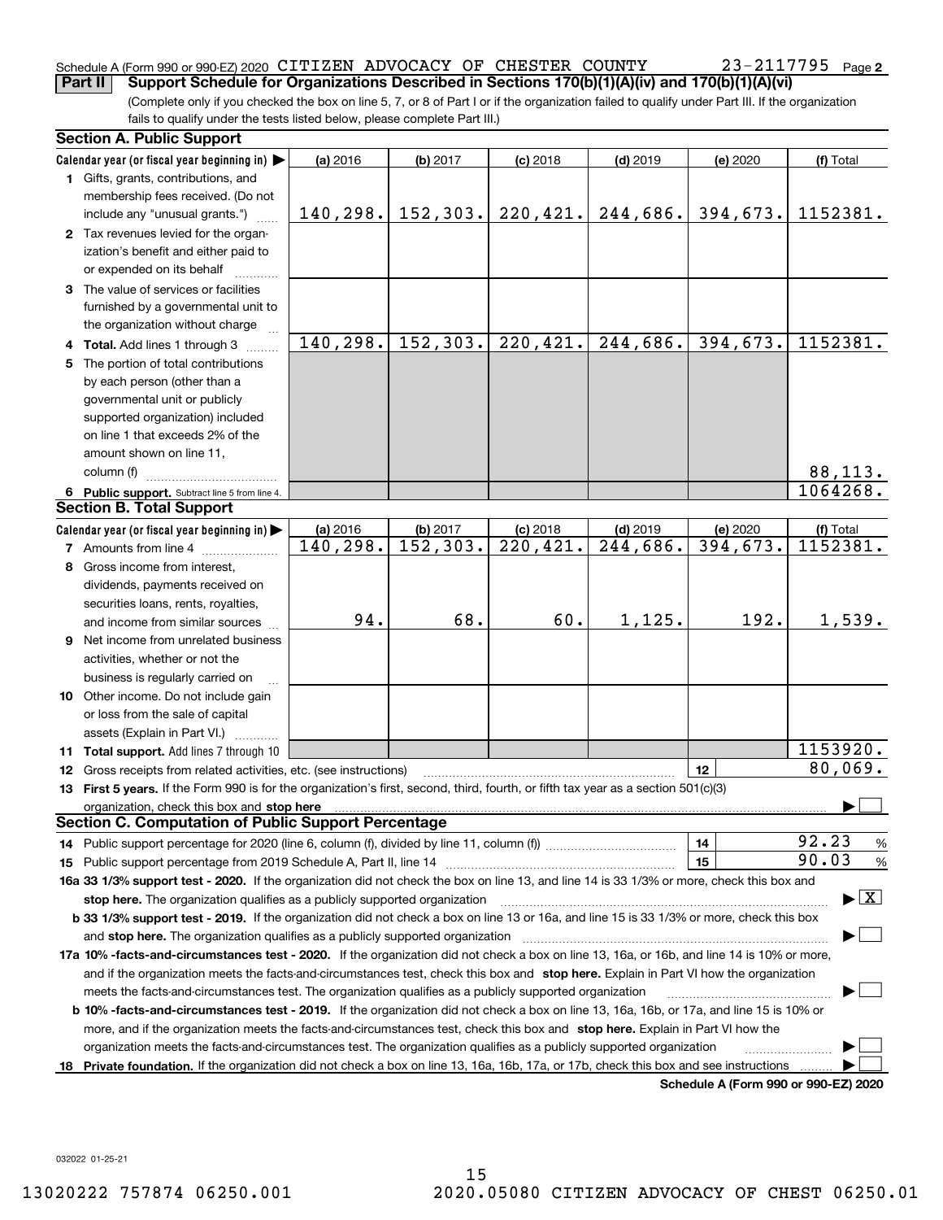Schedule A (Form 990 or 990-EZ) 2020 CITIZEN ADVOCACY OF CHESTER COUNTY 23-2117795 Page 2

**Part II Support Schedule for Organizations Described in Sections 170(b)(1)(A)(iv) and 170(b)(1)(A)(vi)**

(Complete only if you checked the box on line 5, 7, or 8 of Part I or if the organization failed to qualify under Part III. If the organization fails to qualify under the tests listed below, please complete Part III.)

**Section A. Public Support**

| Calendar year (or fiscal year beginning in) ▶ | (a) 2016 | (b) 2017 | (c) 2018 | (d) 2019 | (e) 2020 | (f) Total |
|---|---|---|---|---|---|---|
| 1 Gifts, grants, contributions, and membership fees received. (Do not include any "unusual grants.") | 140,298. | 152,303. | 220,421. | 244,686. | 394,673. | 1152381. |
| 2 Tax revenues levied for the organization's benefit and either paid to or expended on its behalf | | | | | | |
| 3 The value of services or facilities furnished by a governmental unit to the organization without charge | | | | | | |
| 4 **Total.** Add lines 1 through 3 | 140,298. | 152,303. | 220,421. | 244,686. | 394,673. | 1152381. |
| 5 The portion of total contributions by each person (other than a governmental unit or publicly supported organization) included on line 1 that exceeds 2% of the amount shown on line 11, column (f) | | | | | | 88,113. |
| 6 **Public support.** Subtract line 5 from line 4. | | | | | | 1064268. |

**Section B. Total Support**

| Calendar year (or fiscal year beginning in) ▶ | (a) 2016 | (b) 2017 | (c) 2018 | (d) 2019 | (e) 2020 | (f) Total |
|---|---|---|---|---|---|---|
| 7 Amounts from line 4 | 140,298. | 152,303. | 220,421. | 244,686. | 394,673. | 1152381. |
| 8 Gross income from interest, dividends, payments received on securities loans, rents, royalties, and income from similar sources | 94. | 68. | 60. | 1,125. | 192. | 1,539. |
| 9 Net income from unrelated business activities, whether or not the business is regularly carried on | | | | | | |
| 10 Other income. Do not include gain or loss from the sale of capital assets (Explain in Part VI.) | | | | | | |
| 11 **Total support.** Add lines 7 through 10 | | | | | | 1153920. |

12 Gross receipts from related activities, etc. (see instructions) | 12 | 80,069.

13 **First 5 years.** If the Form 990 is for the organization's first, second, third, fourth, or fifth tax year as a section 501(c)(3) organization, check this box and **stop here** ▶ ☐

**Section C. Computation of Public Support Percentage**

14 Public support percentage for 2020 (line 6, column (f), divided by line 11, column (f)) | 14 | 92.23 %

15 Public support percentage from 2019 Schedule A, Part II, line 14 | 15 | 90.03 %

**16a 33 1/3% support test - 2020.** If the organization did not check the box on line 13, and line 14 is 33 1/3% or more, check this box and **stop here.** The organization qualifies as a publicly supported organization ▶ ☒

**b 33 1/3% support test - 2019.** If the organization did not check a box on line 13 or 16a, and line 15 is 33 1/3% or more, check this box and **stop here.** The organization qualifies as a publicly supported organization ▶ ☐

**17a 10% -facts-and-circumstances test - 2020.** If the organization did not check a box on line 13, 16a, or 16b, and line 14 is 10% or more, and if the organization meets the facts-and-circumstances test, check this box and **stop here.** Explain in Part VI how the organization meets the facts-and-circumstances test. The organization qualifies as a publicly supported organization ▶ ☐

**b 10% -facts-and-circumstances test - 2019.** If the organization did not check a box on line 13, 16a, 16b, or 17a, and line 15 is 10% or more, and if the organization meets the facts-and-circumstances test, check this box and **stop here.** Explain in Part VI how the organization meets the facts-and-circumstances test. The organization qualifies as a publicly supported organization ▶ ☐

18 **Private foundation.** If the organization did not check a box on line 13, 16a, 16b, 17a, or 17b, check this box and see instructions ▶ ☐

**Schedule A (Form 990 or 990-EZ) 2020**

032022 01-25-21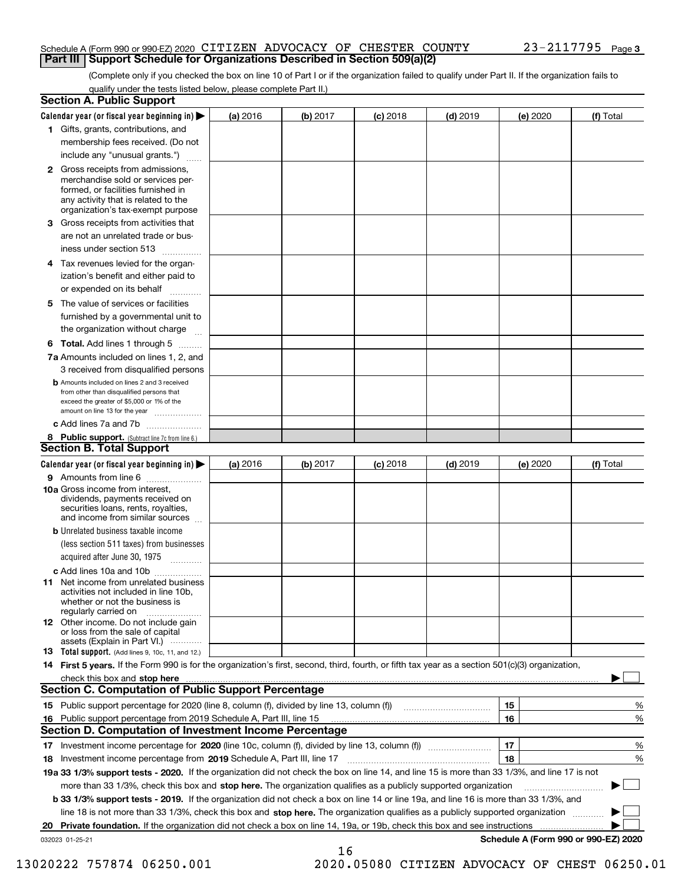Schedule A (Form 990 or 990-EZ) 2020 CITIZEN ADVOCACY OF CHESTER COUNTY 23-2117795

## Part III Support Schedule for Organizations Described in Section 509(a)(2)

(Complete only if you checked the box on line 10 of Part I or if the organization failed to qualify under Part II. If the organization fails to qualify under the tests listed below, please complete Part II.)

### Section A. Public Support

| Calendar year (or fiscal year beginning in) ▶ | (a) 2016 | (b) 2017 | (c) 2018 | (d) 2019 | (e) 2020 | (f) Total |
|---|---|---|---|---|---|---|
| **1** Gifts, grants, contributions, and membership fees received. (Do not include any "unusual grants.") | | | | | | |
| **2** Gross receipts from admissions, merchandise sold or services performed, or facilities furnished in any activity that is related to the organization's tax-exempt purpose | | | | | | |
| **3** Gross receipts from activities that are not an unrelated trade or business under section 513 | | | | | | |
| **4** Tax revenues levied for the organization's benefit and either paid to or expended on its behalf | | | | | | |
| **5** The value of services or facilities furnished by a governmental unit to the organization without charge | | | | | | |
| **6 Total.** Add lines 1 through 5 | | | | | | |
| **7a** Amounts included on lines 1, 2, and 3 received from disqualified persons | | | | | | |
| **b** Amounts included on lines 2 and 3 received from other than disqualified persons that exceed the greater of $5,000 or 1% of the amount on line 13 for the year | | | | | | |
| **c** Add lines 7a and 7b | | | | | | |
| **8 Public support.** (Subtract line 7c from line 6.) | | | | | | |

### Section B. Total Support

| Calendar year (or fiscal year beginning in) ▶ | (a) 2016 | (b) 2017 | (c) 2018 | (d) 2019 | (e) 2020 | (f) Total |
|---|---|---|---|---|---|---|
| **9** Amounts from line 6 | | | | | | |
| **10a** Gross income from interest, dividends, payments received on securities loans, rents, royalties, and income from similar sources | | | | | | |
| **b** Unrelated business taxable income (less section 511 taxes) from businesses acquired after June 30, 1975 | | | | | | |
| **c** Add lines 10a and 10b | | | | | | |
| **11** Net income from unrelated business activities not included in line 10b, whether or not the business is regularly carried on | | | | | | |
| **12** Other income. Do not include gain or loss from the sale of capital assets (Explain in Part VI.) | | | | | | |
| **13 Total support.** (Add lines 9, 10c, 11, and 12.) | | | | | | |

**14 First 5 years.** If the Form 990 is for the organization's first, second, third, fourth, or fifth tax year as a section 501(c)(3) organization, check this box and **stop here** ▶ ☐

### Section C. Computation of Public Support Percentage

| | | | |
|---|---|---|---|
| **15** | Public support percentage for 2020 (line 8, column (f), divided by line 13, column (f)) | 15 | % |
| **16** | Public support percentage from 2019 Schedule A, Part III, line 15 | 16 | % |

### Section D. Computation of Investment Income Percentage

| | | | |
|---|---|---|---|
| **17** | Investment income percentage for **2020** (line 10c, column (f), divided by line 13, column (f)) | 17 | % |
| **18** | Investment income percentage from **2019** Schedule A, Part III, line 17 | 18 | % |

**19a 33 1/3% support tests - 2020.** If the organization did not check the box on line 14, and line 15 is more than 33 1/3%, and line 17 is not more than 33 1/3%, check this box and **stop here.** The organization qualifies as a publicly supported organization ▶ ☐

**b 33 1/3% support tests - 2019.** If the organization did not check a box on line 14 or line 19a, and line 16 is more than 33 1/3%, and line 18 is not more than 33 1/3%, check this box and **stop here.** The organization qualifies as a publicly supported organization ▶ ☐

**20 Private foundation.** If the organization did not check a box on line 14, 19a, or 19b, check this box and see instructions ▶ ☐

032023 01-25-21 **Schedule A (Form 990 or 990-EZ) 2020**

13020222 757874 06250.001 2020.05080 CITIZEN ADVOCACY OF CHEST 06250.01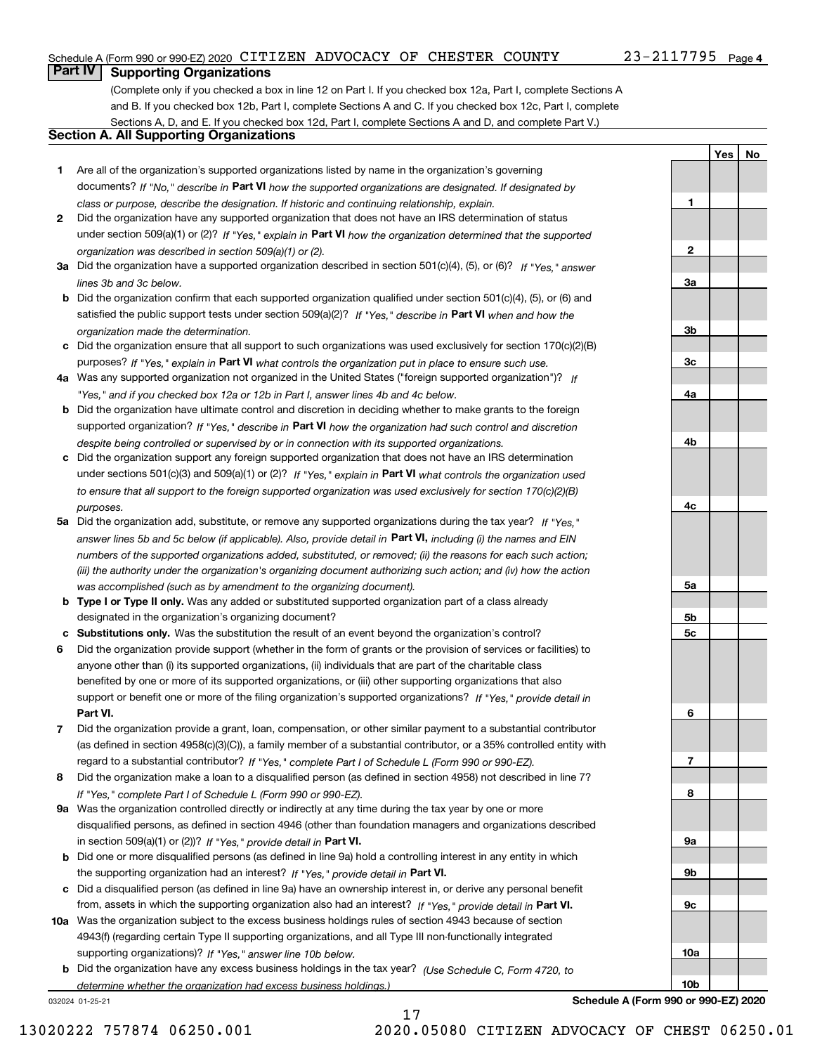Schedule A (Form 990 or 990-EZ) 2020 CITIZEN ADVOCACY OF CHESTER COUNTY 23-2117795 Page 4

## Part IV Supporting Organizations

(Complete only if you checked a box in line 12 on Part I. If you checked box 12a, Part I, complete Sections A and B. If you checked box 12b, Part I, complete Sections A and C. If you checked box 12c, Part I, complete Sections A, D, and E. If you checked box 12d, Part I, complete Sections A and D, and complete Part V.)

### Section A. All Supporting Organizations

| | | Line | Yes | No |
|---|---|---|---|---|
| **1** | Are all of the organization's supported organizations listed by name in the organization's governing documents? *If "No," describe in* **Part VI** *how the supported organizations are designated. If designated by class or purpose, describe the designation. If historic and continuing relationship, explain.* | 1 | | |
| **2** | Did the organization have any supported organization that does not have an IRS determination of status under section 509(a)(1) or (2)? *If "Yes," explain in* **Part VI** *how the organization determined that the supported organization was described in section 509(a)(1) or (2).* | 2 | | |
| **3a** | Did the organization have a supported organization described in section 501(c)(4), (5), or (6)? *If "Yes," answer lines 3b and 3c below.* | 3a | | |
| **b** | Did the organization confirm that each supported organization qualified under section 501(c)(4), (5), or (6) and satisfied the public support tests under section 509(a)(2)? *If "Yes," describe in* **Part VI** *when and how the organization made the determination.* | 3b | | |
| **c** | Did the organization ensure that all support to such organizations was used exclusively for section 170(c)(2)(B) purposes? *If "Yes," explain in* **Part VI** *what controls the organization put in place to ensure such use.* | 3c | | |
| **4a** | Was any supported organization not organized in the United States ("foreign supported organization")? *If "Yes," and if you checked box 12a or 12b in Part I, answer lines 4b and 4c below.* | 4a | | |
| **b** | Did the organization have ultimate control and discretion in deciding whether to make grants to the foreign supported organization? *If "Yes," describe in* **Part VI** *how the organization had such control and discretion despite being controlled or supervised by or in connection with its supported organizations.* | 4b | | |
| **c** | Did the organization support any foreign supported organization that does not have an IRS determination under sections 501(c)(3) and 509(a)(1) or (2)? *If "Yes," explain in* **Part VI** *what controls the organization used to ensure that all support to the foreign supported organization was used exclusively for section 170(c)(2)(B) purposes.* | 4c | | |
| **5a** | Did the organization add, substitute, or remove any supported organizations during the tax year? *If "Yes," answer lines 5b and 5c below (if applicable). Also, provide detail in* **Part VI,** *including (i) the names and EIN numbers of the supported organizations added, substituted, or removed; (ii) the reasons for each such action; (iii) the authority under the organization's organizing document authorizing such action; and (iv) how the action was accomplished (such as by amendment to the organizing document).* | 5a | | |
| **b** | **Type I or Type II only.** Was any added or substituted supported organization part of a class already designated in the organization's organizing document? | 5b | | |
| **c** | **Substitutions only.** Was the substitution the result of an event beyond the organization's control? | 5c | | |
| **6** | Did the organization provide support (whether in the form of grants or the provision of services or facilities) to anyone other than (i) its supported organizations, (ii) individuals that are part of the charitable class benefited by one or more of its supported organizations, or (iii) other supporting organizations that also support or benefit one or more of the filing organization's supported organizations? *If "Yes," provide detail in* **Part VI.** | 6 | | |
| **7** | Did the organization provide a grant, loan, compensation, or other similar payment to a substantial contributor (as defined in section 4958(c)(3)(C)), a family member of a substantial contributor, or a 35% controlled entity with regard to a substantial contributor? *If "Yes," complete Part I of Schedule L (Form 990 or 990-EZ).* | 7 | | |
| **8** | Did the organization make a loan to a disqualified person (as defined in section 4958) not described in line 7? *If "Yes," complete Part I of Schedule L (Form 990 or 990-EZ).* | 8 | | |
| **9a** | Was the organization controlled directly or indirectly at any time during the tax year by one or more disqualified persons, as defined in section 4946 (other than foundation managers and organizations described in section 509(a)(1) or (2))? *If "Yes," provide detail in* **Part VI.** | 9a | | |
| **b** | Did one or more disqualified persons (as defined in line 9a) hold a controlling interest in any entity in which the supporting organization had an interest? *If "Yes," provide detail in* **Part VI.** | 9b | | |
| **c** | Did a disqualified person (as defined in line 9a) have an ownership interest in, or derive any personal benefit from, assets in which the supporting organization also had an interest? *If "Yes," provide detail in* **Part VI.** | 9c | | |
| **10a** | Was the organization subject to the excess business holdings rules of section 4943 because of section 4943(f) (regarding certain Type II supporting organizations, and all Type III non-functionally integrated supporting organizations)? *If "Yes," answer line 10b below.* | 10a | | |
| **b** | Did the organization have any excess business holdings in the tax year? *(Use Schedule C, Form 4720, to determine whether the organization had excess business holdings.)* | 10b | | |

032024 01-25-21 **Schedule A (Form 990 or 990-EZ) 2020**

13020222 757874 06250.001 2020.05080 CITIZEN ADVOCACY OF CHEST 06250.01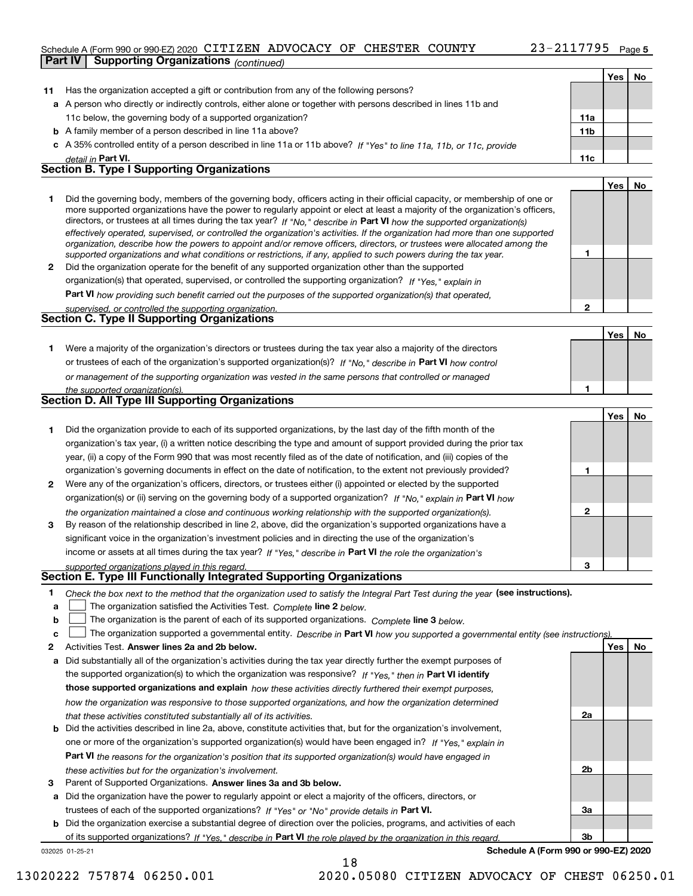Schedule A (Form 990 or 990-EZ) 2020 CITIZEN ADVOCACY OF CHESTER COUNTY 23-2117795 Page 5

**Part IV | Supporting Organizations** *(continued)*

| | | | Yes | No |
|---|---|---|---|---|
| **11** | Has the organization accepted a gift or contribution from any of the following persons? | | | |
| **a** | A person who directly or indirectly controls, either alone or together with persons described in lines 11b and 11c below, the governing body of a supported organization? | **11a** | | |
| **b** | A family member of a person described in line 11a above? | **11b** | | |
| **c** | A 35% controlled entity of a person described in line 11a or 11b above? *If "Yes" to line 11a, 11b, or 11c, provide detail in* **Part VI.** | **11c** | | |

## Section B. Type I Supporting Organizations

| | | | Yes | No |
|---|---|---|---|---|
| **1** | Did the governing body, members of the governing body, officers acting in their official capacity, or membership of one or more supported organizations have the power to regularly appoint or elect at least a majority of the organization's officers, directors, or trustees at all times during the tax year? *If "No," describe in* **Part VI** *how the supported organization(s) effectively operated, supervised, or controlled the organization's activities. If the organization had more than one supported organization, describe how the powers to appoint and/or remove officers, directors, or trustees were allocated among the supported organizations and what conditions or restrictions, if any, applied to such powers during the tax year.* | **1** | | |
| **2** | Did the organization operate for the benefit of any supported organization other than the supported organization(s) that operated, supervised, or controlled the supporting organization? *If "Yes," explain in* **Part VI** *how providing such benefit carried out the purposes of the supported organization(s) that operated, supervised, or controlled the supporting organization.* | **2** | | |

## Section C. Type II Supporting Organizations

| | | | Yes | No |
|---|---|---|---|---|
| **1** | Were a majority of the organization's directors or trustees during the tax year also a majority of the directors or trustees of each of the organization's supported organization(s)? *If "No," describe in* **Part VI** *how control or management of the supporting organization was vested in the same persons that controlled or managed the supported organization(s).* | **1** | | |

## Section D. All Type III Supporting Organizations

| | | | Yes | No |
|---|---|---|---|---|
| **1** | Did the organization provide to each of its supported organizations, by the last day of the fifth month of the organization's tax year, (i) a written notice describing the type and amount of support provided during the prior tax year, (ii) a copy of the Form 990 that was most recently filed as of the date of notification, and (iii) copies of the organization's governing documents in effect on the date of notification, to the extent not previously provided? | **1** | | |
| **2** | Were any of the organization's officers, directors, or trustees either (i) appointed or elected by the supported organization(s) or (ii) serving on the governing body of a supported organization? *If "No," explain in* **Part VI** *how the organization maintained a close and continuous working relationship with the supported organization(s).* | **2** | | |
| **3** | By reason of the relationship described in line 2, above, did the organization's supported organizations have a significant voice in the organization's investment policies and in directing the use of the organization's income or assets at all times during the tax year? *If "Yes," describe in* **Part VI** *the role the organization's supported organizations played in this regard.* | **3** | | |

## Section E. Type III Functionally Integrated Supporting Organizations

**1** *Check the box next to the method that the organization used to satisfy the Integral Part Test during the year* **(see instructions).**

- **a** ☐ The organization satisfied the Activities Test. *Complete* **line 2** *below.*
- **b** ☐ The organization is the parent of each of its supported organizations. *Complete* **line 3** *below.*
- **c** ☐ The organization supported a governmental entity. *Describe in* **Part VI** *how you supported a governmental entity (see instructions).*

| | | | Yes | No |
|---|---|---|---|---|
| **2** | Activities Test. **Answer lines 2a and 2b below.** | | | |
| **a** | Did substantially all of the organization's activities during the tax year directly further the exempt purposes of the supported organization(s) to which the organization was responsive? *If "Yes," then in* **Part VI identify those supported organizations and explain** *how these activities directly furthered their exempt purposes, how the organization was responsive to those supported organizations, and how the organization determined that these activities constituted substantially all of its activities.* | **2a** | | |
| **b** | Did the activities described in line 2a, above, constitute activities that, but for the organization's involvement, one or more of the organization's supported organization(s) would have been engaged in? *If "Yes," explain in* **Part VI** *the reasons for the organization's position that its supported organization(s) would have engaged in these activities but for the organization's involvement.* | **2b** | | |
| **3** | Parent of Supported Organizations. **Answer lines 3a and 3b below.** | | | |
| **a** | Did the organization have the power to regularly appoint or elect a majority of the officers, directors, or trustees of each of the supported organizations? *If "Yes" or "No" provide details in* **Part VI.** | **3a** | | |
| **b** | Did the organization exercise a substantial degree of direction over the policies, programs, and activities of each of its supported organizations? *If "Yes," describe in* **Part VI** *the role played by the organization in this regard.* | **3b** | | |

032025 01-25-21 **Schedule A (Form 990 or 990-EZ) 2020**

13020222 757874 06250.001 2020.05080 CITIZEN ADVOCACY OF CHEST 06250.01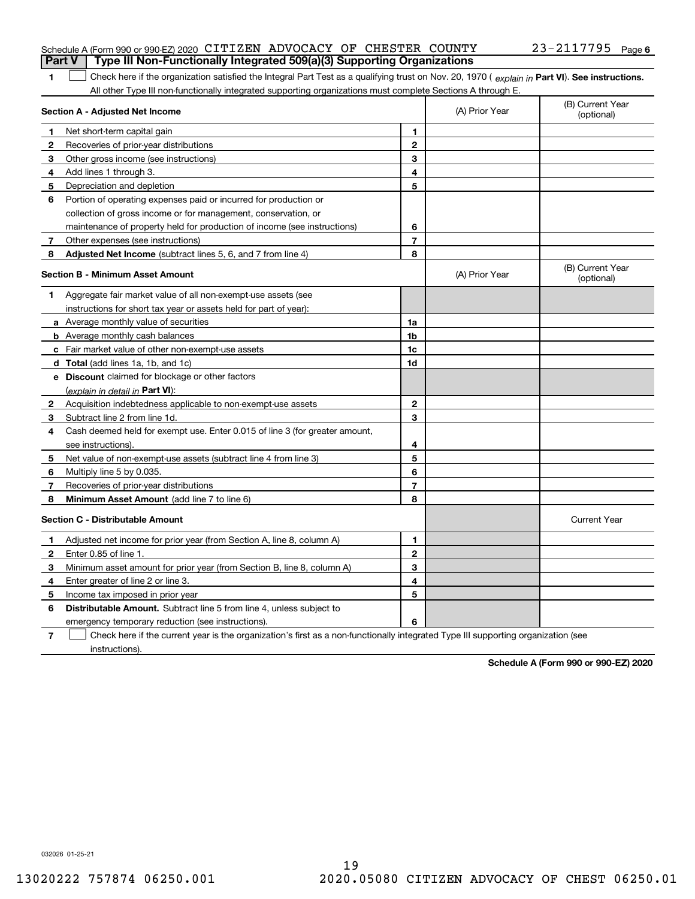Schedule A (Form 990 or 990-EZ) 2020 CITIZEN ADVOCACY OF CHESTER COUNTY 23-2117795 Page 6

## Part V Type III Non-Functionally Integrated 509(a)(3) Supporting Organizations

**1** ☐ Check here if the organization satisfied the Integral Part Test as a qualifying trust on Nov. 20, 1970 ( *explain in* **Part VI**). **See instructions.** All other Type III non-functionally integrated supporting organizations must complete Sections A through E.

| **Section A - Adjusted Net Income** | | | (A) Prior Year | (B) Current Year (optional) |
|---|---|---|---|---|
| 1 | Net short-term capital gain | 1 | | |
| 2 | Recoveries of prior-year distributions | 2 | | |
| 3 | Other gross income (see instructions) | 3 | | |
| 4 | Add lines 1 through 3. | 4 | | |
| 5 | Depreciation and depletion | 5 | | |
| 6 | Portion of operating expenses paid or incurred for production or collection of gross income or for management, conservation, or maintenance of property held for production of income (see instructions) | 6 | | |
| 7 | Other expenses (see instructions) | 7 | | |
| 8 | **Adjusted Net Income** (subtract lines 5, 6, and 7 from line 4) | 8 | | |

| **Section B - Minimum Asset Amount** | | | (A) Prior Year | (B) Current Year (optional) |
|---|---|---|---|---|
| 1 | Aggregate fair market value of all non-exempt-use assets (see instructions for short tax year or assets held for part of year): | | | |
| a | Average monthly value of securities | 1a | | |
| b | Average monthly cash balances | 1b | | |
| c | Fair market value of other non-exempt-use assets | 1c | | |
| d | **Total** (add lines 1a, 1b, and 1c) | 1d | | |
| e | **Discount** claimed for blockage or other factors (*explain in detail in* **Part VI**): | | | |
| 2 | Acquisition indebtedness applicable to non-exempt-use assets | 2 | | |
| 3 | Subtract line 2 from line 1d. | 3 | | |
| 4 | Cash deemed held for exempt use. Enter 0.015 of line 3 (for greater amount, see instructions). | 4 | | |
| 5 | Net value of non-exempt-use assets (subtract line 4 from line 3) | 5 | | |
| 6 | Multiply line 5 by 0.035. | 6 | | |
| 7 | Recoveries of prior-year distributions | 7 | | |
| 8 | **Minimum Asset Amount** (add line 7 to line 6) | 8 | | |

| **Section C - Distributable Amount** | | | | Current Year |
|---|---|---|---|---|
| 1 | Adjusted net income for prior year (from Section A, line 8, column A) | 1 | | |
| 2 | Enter 0.85 of line 1. | 2 | | |
| 3 | Minimum asset amount for prior year (from Section B, line 8, column A) | 3 | | |
| 4 | Enter greater of line 2 or line 3. | 4 | | |
| 5 | Income tax imposed in prior year | 5 | | |
| 6 | **Distributable Amount.** Subtract line 5 from line 4, unless subject to emergency temporary reduction (see instructions). | 6 | | |

**7** ☐ Check here if the current year is the organization's first as a non-functionally integrated Type III supporting organization (see instructions).

**Schedule A (Form 990 or 990-EZ) 2020**

032026 01-25-21

13020222 757874 06250.001 2020.05080 CITIZEN ADVOCACY OF CHEST 06250.01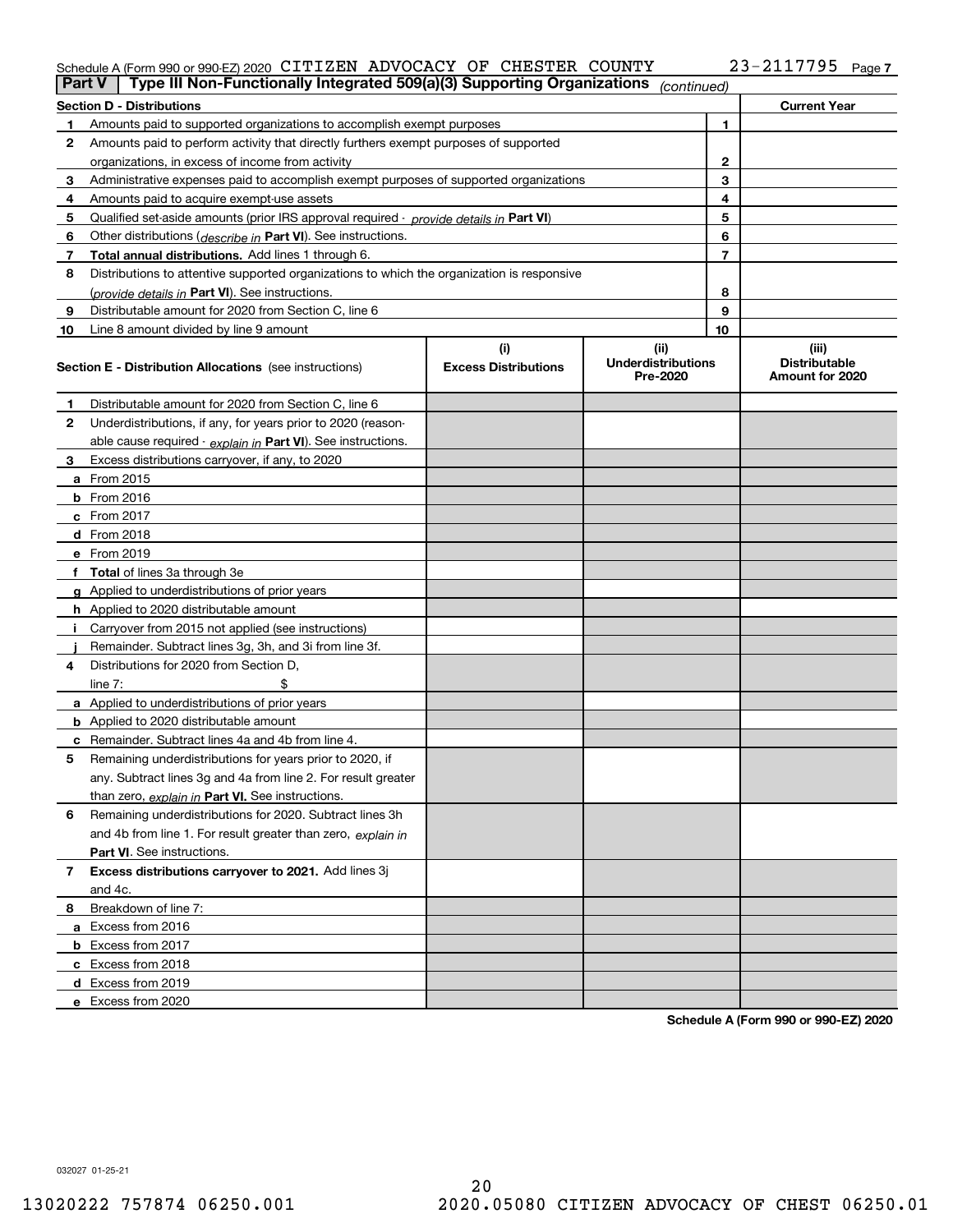Schedule A (Form 990 or 990-EZ) 2020 CITIZEN ADVOCACY OF CHESTER COUNTY 23-2117795

## Part V Type III Non-Functionally Integrated 509(a)(3) Supporting Organizations *(continued)*

| Section D - Distributions | | | Current Year |
|---|---|---|---|
| 1 | Amounts paid to supported organizations to accomplish exempt purposes | 1 | |
| 2 | Amounts paid to perform activity that directly furthers exempt purposes of supported organizations, in excess of income from activity | 2 | |
| 3 | Administrative expenses paid to accomplish exempt purposes of supported organizations | 3 | |
| 4 | Amounts paid to acquire exempt-use assets | 4 | |
| 5 | Qualified set-aside amounts (prior IRS approval required - *provide details in* **Part VI**) | 5 | |
| 6 | Other distributions (*describe in* **Part VI**). See instructions. | 6 | |
| 7 | **Total annual distributions.** Add lines 1 through 6. | 7 | |
| 8 | Distributions to attentive supported organizations to which the organization is responsive (*provide details in* **Part VI**). See instructions. | 8 | |
| 9 | Distributable amount for 2020 from Section C, line 6 | 9 | |
| 10 | Line 8 amount divided by line 9 amount | 10 | |

| | Section E - Distribution Allocations (see instructions) | (i) Excess Distributions | (ii) Underdistributions Pre-2020 | (iii) Distributable Amount for 2020 |
|---|---|---|---|---|
| 1 | Distributable amount for 2020 from Section C, line 6 | | | |
| 2 | Underdistributions, if any, for years prior to 2020 (reasonable cause required - *explain in* **Part VI**). See instructions. | | | |
| 3 | Excess distributions carryover, if any, to 2020 | | | |
| a | From 2015 | | | |
| b | From 2016 | | | |
| c | From 2017 | | | |
| d | From 2018 | | | |
| e | From 2019 | | | |
| f | **Total** of lines 3a through 3e | | | |
| g | Applied to underdistributions of prior years | | | |
| h | Applied to 2020 distributable amount | | | |
| i | Carryover from 2015 not applied (see instructions) | | | |
| j | Remainder. Subtract lines 3g, 3h, and 3i from line 3f. | | | |
| 4 | Distributions for 2020 from Section D, line 7: $ | | | |
| a | Applied to underdistributions of prior years | | | |
| b | Applied to 2020 distributable amount | | | |
| c | Remainder. Subtract lines 4a and 4b from line 4. | | | |
| 5 | Remaining underdistributions for years prior to 2020, if any. Subtract lines 3g and 4a from line 2. For result greater than zero, *explain in* **Part VI**. See instructions. | | | |
| 6 | Remaining underdistributions for 2020. Subtract lines 3h and 4b from line 1. For result greater than zero, *explain in* **Part VI**. See instructions. | | | |
| 7 | **Excess distributions carryover to 2021.** Add lines 3j and 4c. | | | |
| 8 | Breakdown of line 7: | | | |
| a | Excess from 2016 | | | |
| b | Excess from 2017 | | | |
| c | Excess from 2018 | | | |
| d | Excess from 2019 | | | |
| e | Excess from 2020 | | | |

**Schedule A (Form 990 or 990-EZ) 2020**

032027 01-25-21

13020222 757874 06250.001 2020.05080 CITIZEN ADVOCACY OF CHEST 06250.01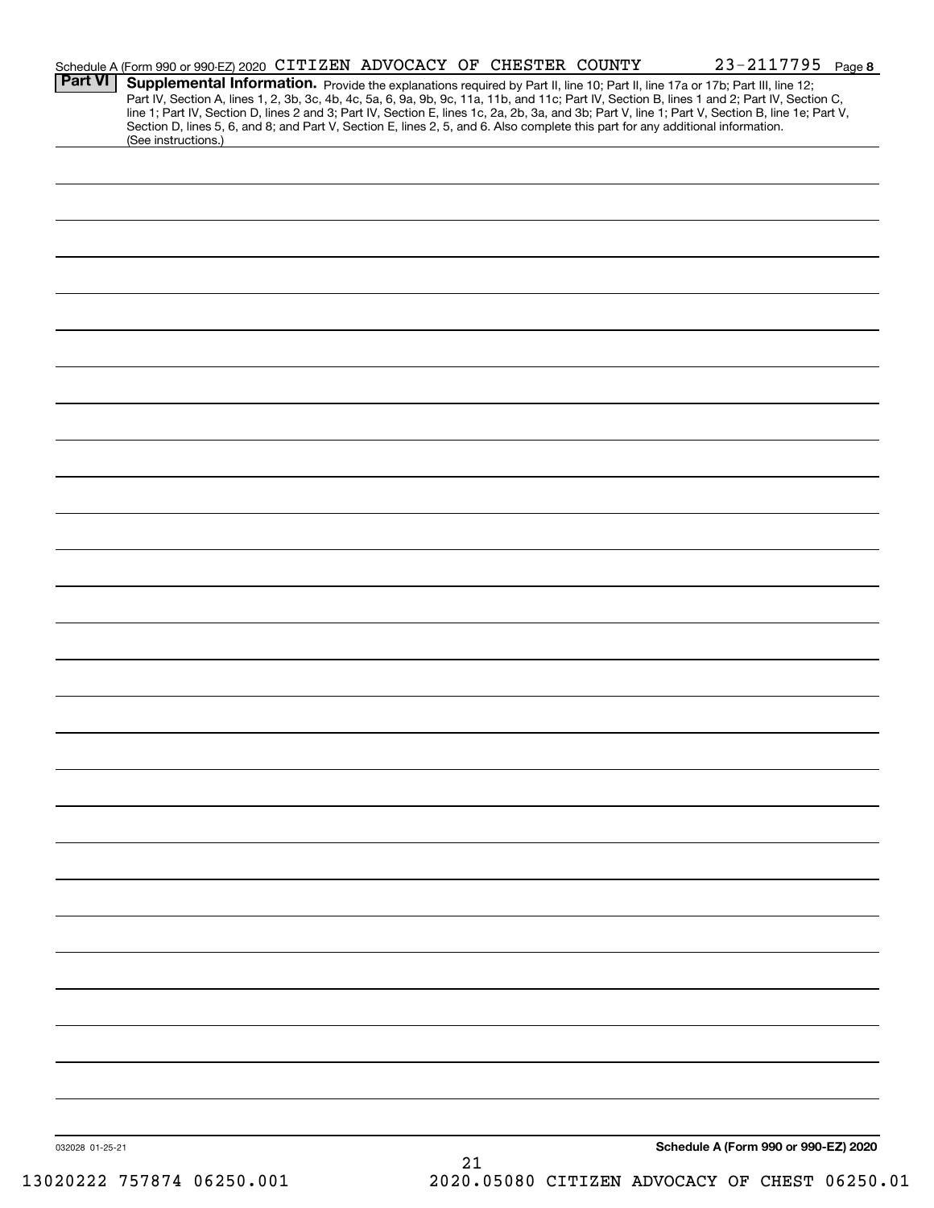Schedule A (Form 990 or 990-EZ) 2020 CITIZEN ADVOCACY OF CHESTER COUNTY 23-2117795 Page 8

**Part VI** **Supplemental Information.** Provide the explanations required by Part II, line 10; Part II, line 17a or 17b; Part III, line 12; Part IV, Section A, lines 1, 2, 3b, 3c, 4b, 4c, 5a, 6, 9a, 9b, 9c, 11a, 11b, and 11c; Part IV, Section B, lines 1 and 2; Part IV, Section C, line 1; Part IV, Section D, lines 2 and 3; Part IV, Section E, lines 1c, 2a, 2b, 3a, and 3b; Part V, line 1; Part V, Section B, line 1e; Part V, Section D, lines 5, 6, and 8; and Part V, Section E, lines 2, 5, and 6. Also complete this part for any additional information. (See instructions.)

032028 01-25-21

**Schedule A (Form 990 or 990-EZ) 2020**

13020222 757874 06250.001 2020.05080 CITIZEN ADVOCACY OF CHEST 06250.01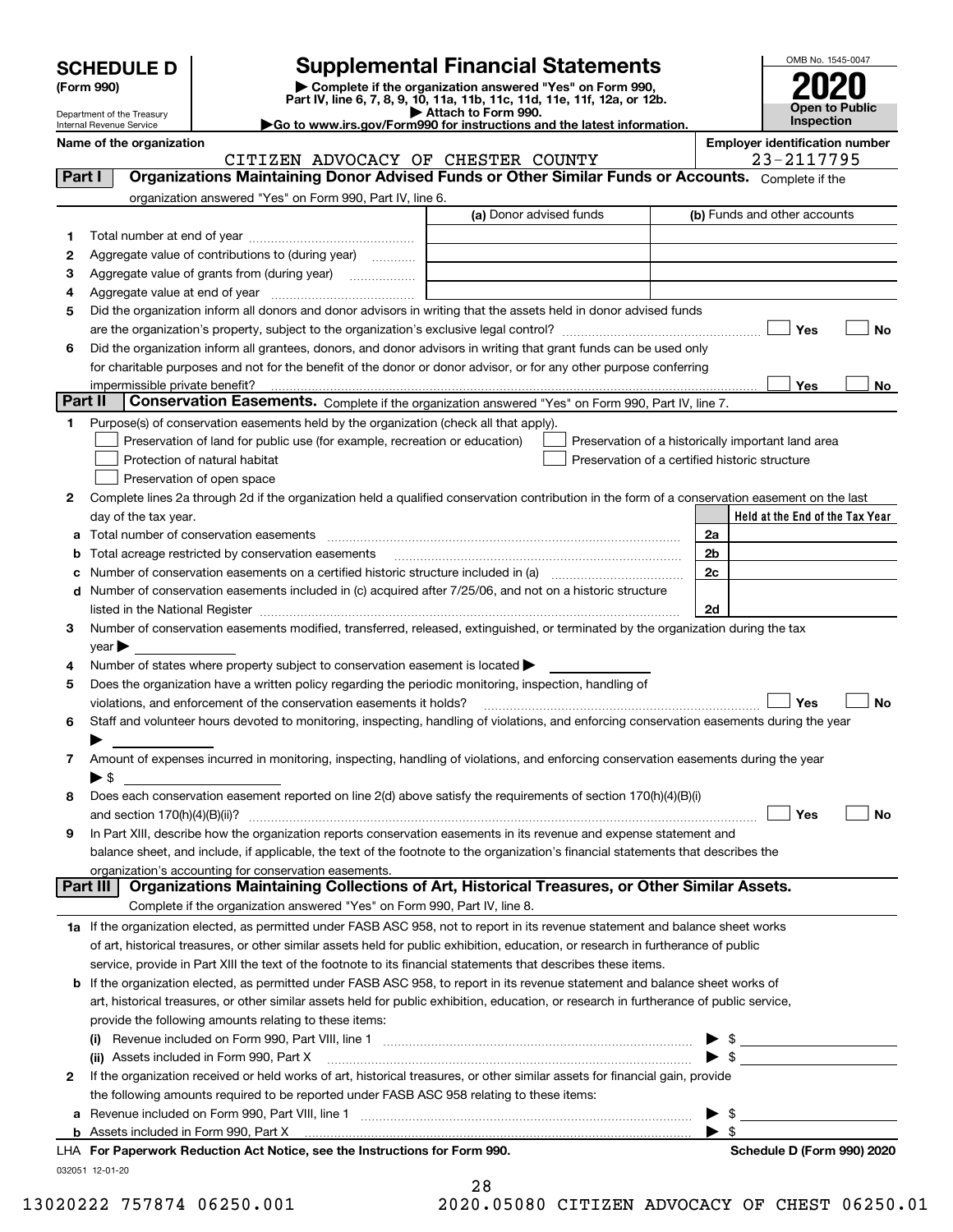# SCHEDULE D (Form 990)

Department of the Treasury
Internal Revenue Service

## Supplemental Financial Statements

▶ Complete if the organization answered "Yes" on Form 990, Part IV, line 6, 7, 8, 9, 10, 11a, 11b, 11c, 11d, 11e, 11f, 12a, or 12b.
▶ Attach to Form 990.
▶Go to www.irs.gov/Form990 for instructions and the latest information.

OMB No. 1545-0047
**2020**
**Open to Public Inspection**

**Name of the organization:** CITIZEN ADVOCACY OF CHESTER COUNTY
**Employer identification number:** 23-2117795

## Part I — Organizations Maintaining Donor Advised Funds or Other Similar Funds or Accounts.

Complete if the organization answered "Yes" on Form 990, Part IV, line 6.

| | | (a) Donor advised funds | (b) Funds and other accounts |
|---|---|---|---|
| 1 | Total number at end of year | | |
| 2 | Aggregate value of contributions to (during year) | | |
| 3 | Aggregate value of grants from (during year) | | |
| 4 | Aggregate value at end of year | | |

5 Did the organization inform all donors and donor advisors in writing that the assets held in donor advised funds are the organization's property, subject to the organization's exclusive legal control? ☐ Yes ☐ No

6 Did the organization inform all grantees, donors, and donor advisors in writing that grant funds can be used only for charitable purposes and not for the benefit of the donor or donor advisor, or for any other purpose conferring impermissible private benefit? ☐ Yes ☐ No

## Part II — Conservation Easements.

Complete if the organization answered "Yes" on Form 990, Part IV, line 7.

1 Purpose(s) of conservation easements held by the organization (check all that apply).

- ☐ Preservation of land for public use (for example, recreation or education)
- ☐ Protection of natural habitat
- ☐ Preservation of open space
- ☐ Preservation of a historically important land area
- ☐ Preservation of a certified historic structure

2 Complete lines 2a through 2d if the organization held a qualified conservation contribution in the form of a conservation easement on the last day of the tax year.

| | | | Held at the End of the Tax Year |
|---|---|---|---|
| a | Total number of conservation easements | 2a | |
| b | Total acreage restricted by conservation easements | 2b | |
| c | Number of conservation easements on a certified historic structure included in (a) | 2c | |
| d | Number of conservation easements included in (c) acquired after 7/25/06, and not on a historic structure listed in the National Register | 2d | |

3 Number of conservation easements modified, transferred, released, extinguished, or terminated by the organization during the tax year ▶

4 Number of states where property subject to conservation easement is located ▶

5 Does the organization have a written policy regarding the periodic monitoring, inspection, handling of violations, and enforcement of the conservation easements it holds? ☐ Yes ☐ No

6 Staff and volunteer hours devoted to monitoring, inspecting, handling of violations, and enforcing conservation easements during the year ▶

7 Amount of expenses incurred in monitoring, inspecting, handling of violations, and enforcing conservation easements during the year ▶ $

8 Does each conservation easement reported on line 2(d) above satisfy the requirements of section 170(h)(4)(B)(i) and section 170(h)(4)(B)(ii)? ☐ Yes ☐ No

9 In Part XIII, describe how the organization reports conservation easements in its revenue and expense statement and balance sheet, and include, if applicable, the text of the footnote to the organization's financial statements that describes the organization's accounting for conservation easements.

## Part III — Organizations Maintaining Collections of Art, Historical Treasures, or Other Similar Assets.

Complete if the organization answered "Yes" on Form 990, Part IV, line 8.

1a If the organization elected, as permitted under FASB ASC 958, not to report in its revenue statement and balance sheet works of art, historical treasures, or other similar assets held for public exhibition, education, or research in furtherance of public service, provide in Part XIII the text of the footnote to its financial statements that describes these items.

b If the organization elected, as permitted under FASB ASC 958, to report in its revenue statement and balance sheet works of art, historical treasures, or other similar assets held for public exhibition, education, or research in furtherance of public service, provide the following amounts relating to these items:

(i) Revenue included on Form 990, Part VIII, line 1 ▶ $

(ii) Assets included in Form 990, Part X ▶ $

2 If the organization received or held works of art, historical treasures, or other similar assets for financial gain, provide the following amounts required to be reported under FASB ASC 958 relating to these items:

a Revenue included on Form 990, Part VIII, line 1 ▶ $

b Assets included in Form 990, Part X ▶ $

**LHA For Paperwork Reduction Act Notice, see the Instructions for Form 990.** **Schedule D (Form 990) 2020**

032051 12-01-20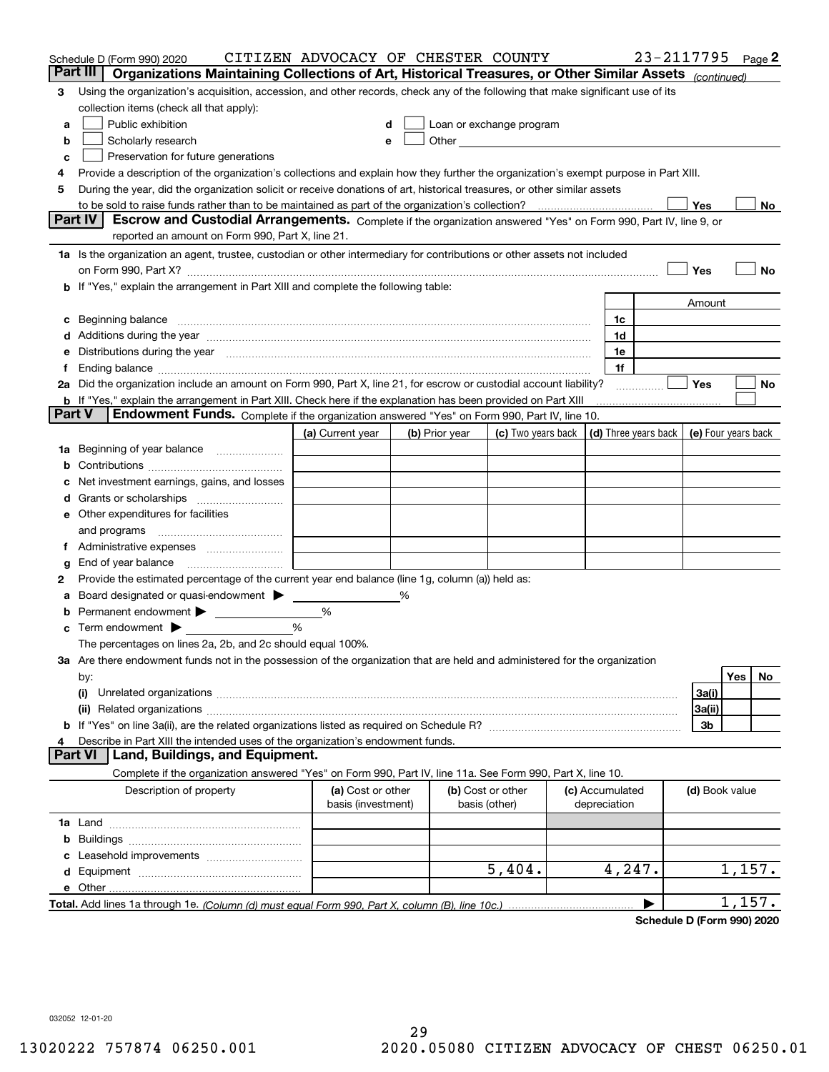Schedule D (Form 990) 2020    CITIZEN ADVOCACY OF CHESTER COUNTY    23-2117795

## Part III | Organizations Maintaining Collections of Art, Historical Treasures, or Other Similar Assets *(continued)*

**3** Using the organization's acquisition, accession, and other records, check any of the following that make significant use of its collection items (check all that apply):

- **a** ☐ Public exhibition
- **b** ☐ Scholarly research
- **c** ☐ Preservation for future generations
- **d** ☐ Loan or exchange program
- **e** ☐ Other

**4** Provide a description of the organization's collections and explain how they further the organization's exempt purpose in Part XIII.

**5** During the year, did the organization solicit or receive donations of art, historical treasures, or other similar assets to be sold to raise funds rather than to be maintained as part of the organization's collection? ☐ Yes ☐ No

## Part IV | Escrow and Custodial Arrangements.

Complete if the organization answered "Yes" on Form 990, Part IV, line 9, or reported an amount on Form 990, Part X, line 21.

**1a** Is the organization an agent, trustee, custodian or other intermediary for contributions or other assets not included on Form 990, Part X? ☐ Yes ☐ No

**b** If "Yes," explain the arrangement in Part XIII and complete the following table:

| | | Amount |
|---|---|---|
| **c** Beginning balance | 1c | |
| **d** Additions during the year | 1d | |
| **e** Distributions during the year | 1e | |
| **f** Ending balance | 1f | |

**2a** Did the organization include an amount on Form 990, Part X, line 21, for escrow or custodial account liability? ☐ Yes ☐ No

**b** If "Yes," explain the arrangement in Part XIII. Check here if the explanation has been provided on Part XIII ☐

## Part V | Endowment Funds.

Complete if the organization answered "Yes" on Form 990, Part IV, line 10.

| | (a) Current year | (b) Prior year | (c) Two years back | (d) Three years back | (e) Four years back |
|---|---|---|---|---|---|
| **1a** Beginning of year balance | | | | | |
| **b** Contributions | | | | | |
| **c** Net investment earnings, gains, and losses | | | | | |
| **d** Grants or scholarships | | | | | |
| **e** Other expenditures for facilities and programs | | | | | |
| **f** Administrative expenses | | | | | |
| **g** End of year balance | | | | | |

**2** Provide the estimated percentage of the current year end balance (line 1g, column (a)) held as:

- **a** Board designated or quasi-endowment ▶ ______ %
- **b** Permanent endowment ▶ ______ %
- **c** Term endowment ▶ ______ %

The percentages on lines 2a, 2b, and 2c should equal 100%.

**3a** Are there endowment funds not in the possession of the organization that are held and administered for the organization by:

| | | Yes | No |
|---|---|---|---|
| **(i)** Unrelated organizations | 3a(i) | | |
| **(ii)** Related organizations | 3a(ii) | | |
| **b** If "Yes" on line 3a(ii), are the related organizations listed as required on Schedule R? | 3b | | |

**4** Describe in Part XIII the intended uses of the organization's endowment funds.

## Part VI | Land, Buildings, and Equipment.

Complete if the organization answered "Yes" on Form 990, Part IV, line 11a. See Form 990, Part X, line 10.

| Description of property | (a) Cost or other basis (investment) | (b) Cost or other basis (other) | (c) Accumulated depreciation | (d) Book value |
|---|---|---|---|---|
| **1a** Land | | | | |
| **b** Buildings | | | | |
| **c** Leasehold improvements | | | | |
| **d** Equipment | | 5,404. | 4,247. | 1,157. |
| **e** Other | | | | |

**Total.** Add lines 1a through 1e. *(Column (d) must equal Form 990, Part X, column (B), line 10c.)* ▶ 1,157.

**Schedule D (Form 990) 2020**

032052 12-01-20

13020222 757874 06250.001    2020.05080 CITIZEN ADVOCACY OF CHEST 06250.01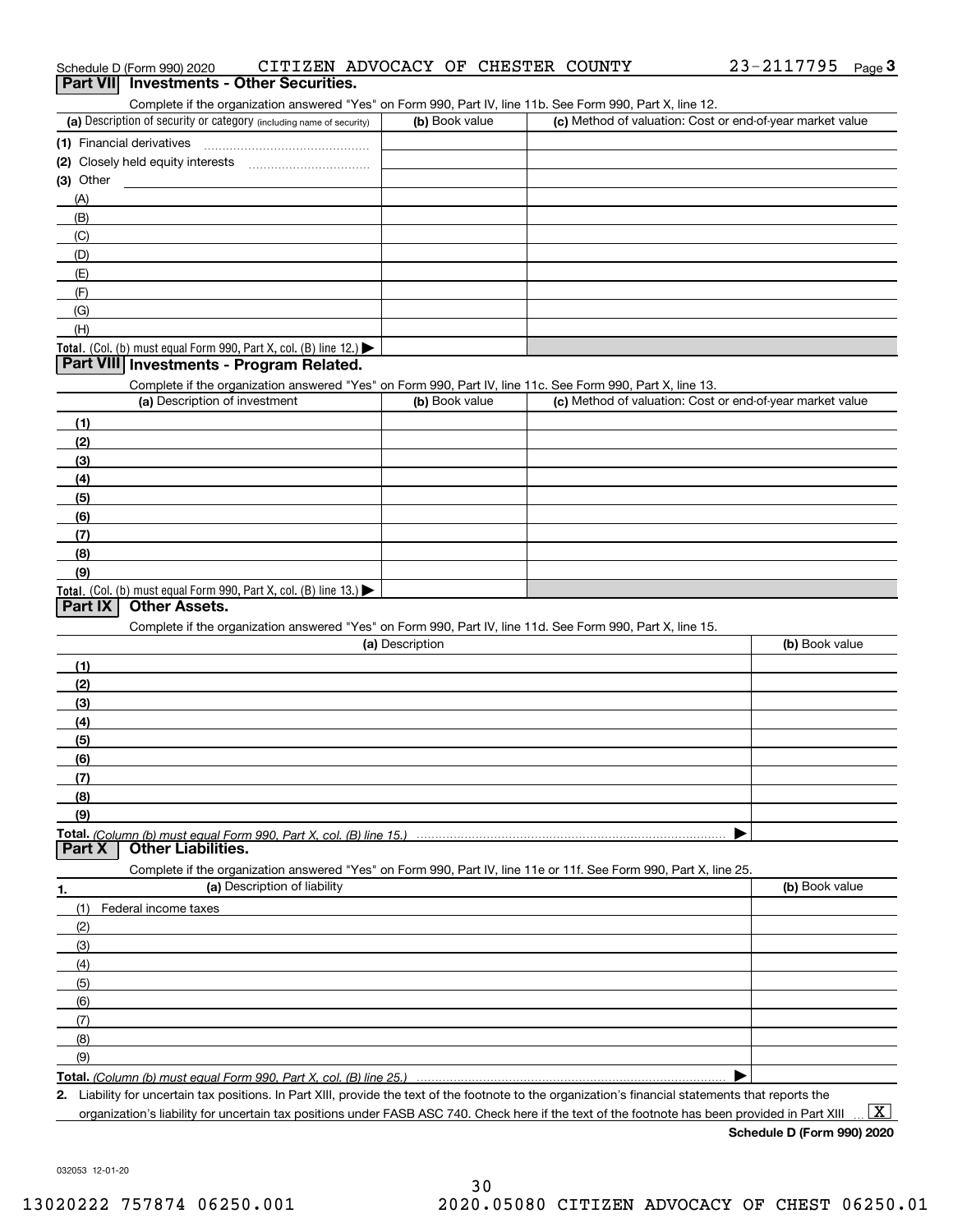Schedule D (Form 990) 2020 CITIZEN ADVOCACY OF CHESTER COUNTY 23-2117795 Page 3

## Part VII Investments - Other Securities.

Complete if the organization answered "Yes" on Form 990, Part IV, line 11b. See Form 990, Part X, line 12.

| (a) Description of security or category (including name of security) | (b) Book value | (c) Method of valuation: Cost or end-of-year market value |
|---|---|---|
| (1) Financial derivatives | | |
| (2) Closely held equity interests | | |
| (3) Other | | |
| (A) | | |
| (B) | | |
| (C) | | |
| (D) | | |
| (E) | | |
| (F) | | |
| (G) | | |
| (H) | | |
| **Total.** (Col. (b) must equal Form 990, Part X, col. (B) line 12.) ▶ | | |

## Part VIII Investments - Program Related.

Complete if the organization answered "Yes" on Form 990, Part IV, line 11c. See Form 990, Part X, line 13.

| (a) Description of investment | (b) Book value | (c) Method of valuation: Cost or end-of-year market value |
|---|---|---|
| (1) | | |
| (2) | | |
| (3) | | |
| (4) | | |
| (5) | | |
| (6) | | |
| (7) | | |
| (8) | | |
| (9) | | |
| **Total.** (Col. (b) must equal Form 990, Part X, col. (B) line 13.) ▶ | | |

## Part IX Other Assets.

Complete if the organization answered "Yes" on Form 990, Part IV, line 11d. See Form 990, Part X, line 15.

| (a) Description | (b) Book value |
|---|---|
| (1) | |
| (2) | |
| (3) | |
| (4) | |
| (5) | |
| (6) | |
| (7) | |
| (8) | |
| (9) | |
| **Total.** *(Column (b) must equal Form 990, Part X, col. (B) line 15.)* ▶ | |

## Part X Other Liabilities.

Complete if the organization answered "Yes" on Form 990, Part IV, line 11e or 11f. See Form 990, Part X, line 25.

| 1. (a) Description of liability | (b) Book value |
|---|---|
| (1) Federal income taxes | |
| (2) | |
| (3) | |
| (4) | |
| (5) | |
| (6) | |
| (7) | |
| (8) | |
| (9) | |
| **Total.** *(Column (b) must equal Form 990, Part X, col. (B) line 25.)* ▶ | |

2. Liability for uncertain tax positions. In Part XIII, provide the text of the footnote to the organization's financial statements that reports the organization's liability for uncertain tax positions under FASB ASC 740. Check here if the text of the footnote has been provided in Part XIII ... [X]

**Schedule D (Form 990) 2020**

032053 12-01-20

13020222 757874 06250.001 2020.05080 CITIZEN ADVOCACY OF CHEST 06250.01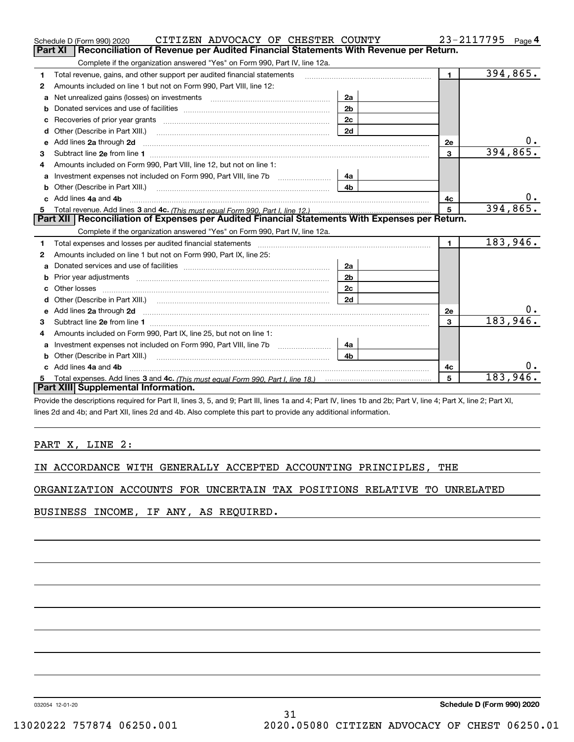Schedule D (Form 990) 2020 CITIZEN ADVOCACY OF CHESTER COUNTY 23-2117795 Page 4

## Part XI Reconciliation of Revenue per Audited Financial Statements With Revenue per Return.

Complete if the organization answered "Yes" on Form 990, Part IV, line 12a.

| | | | | | |
|---|---|---|---|---|---|
| 1 | Total revenue, gains, and other support per audited financial statements | | | 1 | 394,865. |
| 2 | Amounts included on line 1 but not on Form 990, Part VIII, line 12: | | | | |
| a | Net unrealized gains (losses) on investments | 2a | | | |
| b | Donated services and use of facilities | 2b | | | |
| c | Recoveries of prior year grants | 2c | | | |
| d | Other (Describe in Part XIII.) | 2d | | | |
| e | Add lines 2a through 2d | | | 2e | 0. |
| 3 | Subtract line 2e from line 1 | | | 3 | 394,865. |
| 4 | Amounts included on Form 990, Part VIII, line 12, but not on line 1: | | | | |
| a | Investment expenses not included on Form 990, Part VIII, line 7b | 4a | | | |
| b | Other (Describe in Part XIII.) | 4b | | | |
| c | Add lines 4a and 4b | | | 4c | 0. |
| 5 | Total revenue. Add lines 3 and 4c. *(This must equal Form 990, Part I, line 12.)* | | | 5 | 394,865. |

## Part XII Reconciliation of Expenses per Audited Financial Statements With Expenses per Return.

Complete if the organization answered "Yes" on Form 990, Part IV, line 12a.

| | | | | | |
|---|---|---|---|---|---|
| 1 | Total expenses and losses per audited financial statements | | | 1 | 183,946. |
| 2 | Amounts included on line 1 but not on Form 990, Part IX, line 25: | | | | |
| a | Donated services and use of facilities | 2a | | | |
| b | Prior year adjustments | 2b | | | |
| c | Other losses | 2c | | | |
| d | Other (Describe in Part XIII.) | 2d | | | |
| e | Add lines 2a through 2d | | | 2e | 0. |
| 3 | Subtract line 2e from line 1 | | | 3 | 183,946. |
| 4 | Amounts included on Form 990, Part IX, line 25, but not on line 1: | | | | |
| a | Investment expenses not included on Form 990, Part VIII, line 7b | 4a | | | |
| b | Other (Describe in Part XIII.) | 4b | | | |
| c | Add lines 4a and 4b | | | 4c | 0. |
| 5 | Total expenses. Add lines 3 and 4c. *(This must equal Form 990, Part I, line 18.)* | | | 5 | 183,946. |

## Part XIII Supplemental Information.

Provide the descriptions required for Part II, lines 3, 5, and 9; Part III, lines 1a and 4; Part IV, lines 1b and 2b; Part V, line 4; Part X, line 2; Part XI, lines 2d and 4b; and Part XII, lines 2d and 4b. Also complete this part to provide any additional information.

PART X, LINE 2:

IN ACCORDANCE WITH GENERALLY ACCEPTED ACCOUNTING PRINCIPLES, THE ORGANIZATION ACCOUNTS FOR UNCERTAIN TAX POSITIONS RELATIVE TO UNRELATED BUSINESS INCOME, IF ANY, AS REQUIRED.

032054 12-01-20 **Schedule D (Form 990) 2020**

13020222 757874 06250.001 2020.05080 CITIZEN ADVOCACY OF CHEST 06250.01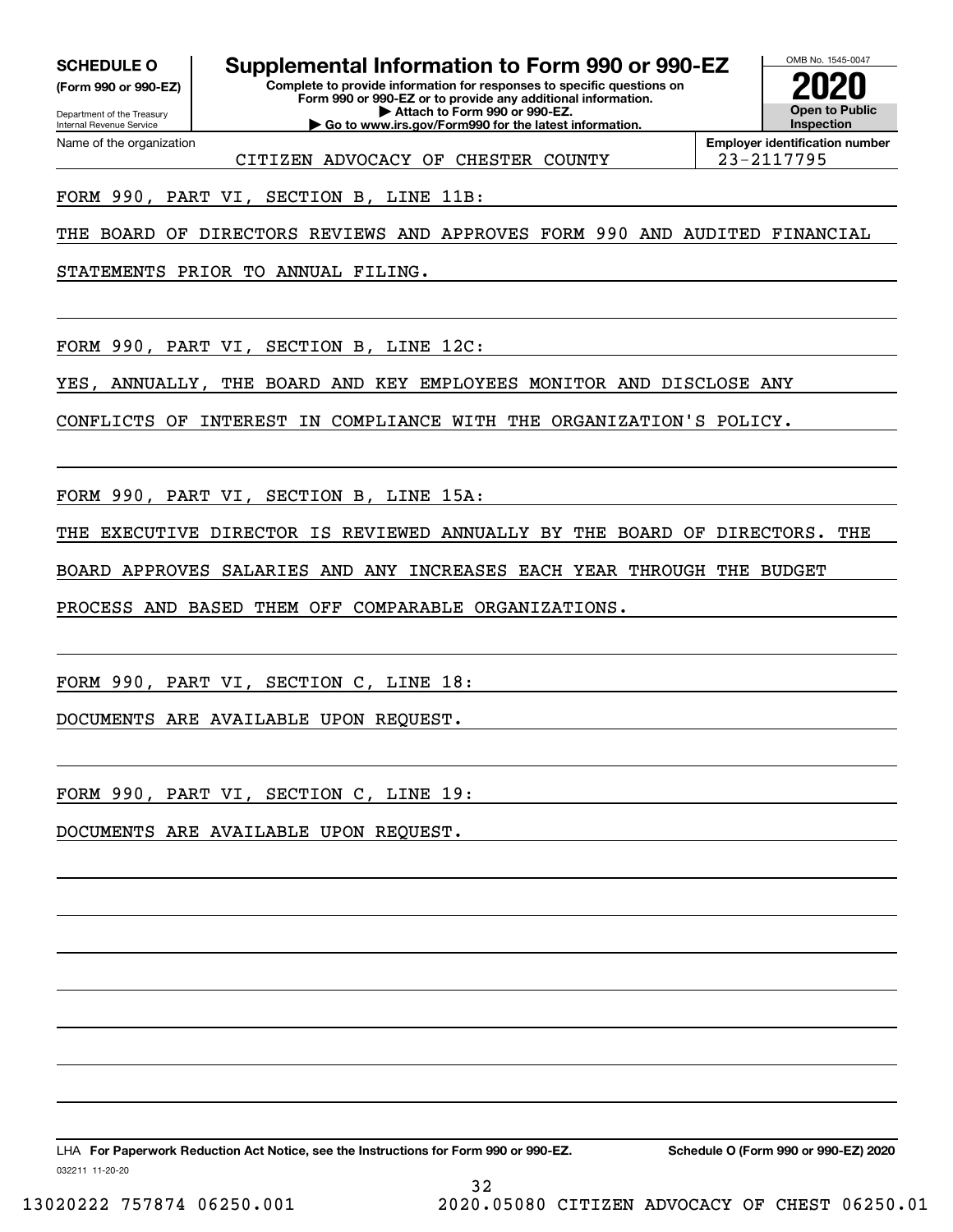**SCHEDULE O**
**(Form 990 or 990-EZ)**

Department of the Treasury
Internal Revenue Service

# Supplemental Information to Form 990 or 990-EZ

**Complete to provide information for responses to specific questions on Form 990 or 990-EZ or to provide any additional information.**
**▶ Attach to Form 990 or 990-EZ.**
**▶ Go to www.irs.gov/Form990 for the latest information.**

OMB No. 1545-0047
**2020**
**Open to Public Inspection**

Name of the organization: CITIZEN ADVOCACY OF CHESTER COUNTY

**Employer identification number:** 23-2117795

FORM 990, PART VI, SECTION B, LINE 11B:

THE BOARD OF DIRECTORS REVIEWS AND APPROVES FORM 990 AND AUDITED FINANCIAL STATEMENTS PRIOR TO ANNUAL FILING.

FORM 990, PART VI, SECTION B, LINE 12C:

YES, ANNUALLY, THE BOARD AND KEY EMPLOYEES MONITOR AND DISCLOSE ANY CONFLICTS OF INTEREST IN COMPLIANCE WITH THE ORGANIZATION'S POLICY.

FORM 990, PART VI, SECTION B, LINE 15A:

THE EXECUTIVE DIRECTOR IS REVIEWED ANNUALLY BY THE BOARD OF DIRECTORS. THE BOARD APPROVES SALARIES AND ANY INCREASES EACH YEAR THROUGH THE BUDGET PROCESS AND BASED THEM OFF COMPARABLE ORGANIZATIONS.

FORM 990, PART VI, SECTION C, LINE 18:

DOCUMENTS ARE AVAILABLE UPON REQUEST.

FORM 990, PART VI, SECTION C, LINE 19:

DOCUMENTS ARE AVAILABLE UPON REQUEST.

LHA **For Paperwork Reduction Act Notice, see the Instructions for Form 990 or 990-EZ.** **Schedule O (Form 990 or 990-EZ) 2020**

032211 11-20-20

13020222 757874 06250.001 2020.05080 CITIZEN ADVOCACY OF CHEST 06250.01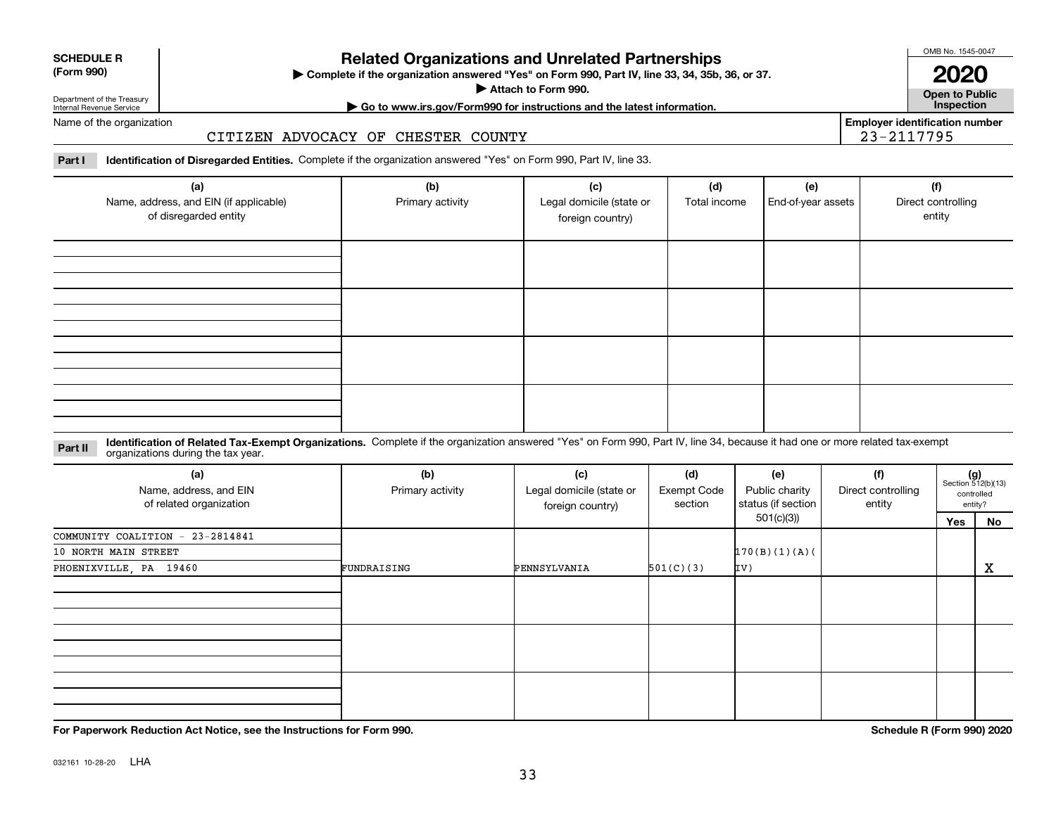**SCHEDULE R (Form 990)**

Department of the Treasury
Internal Revenue Service

# Related Organizations and Unrelated Partnerships

▶ Complete if the organization answered "Yes" on Form 990, Part IV, line 33, 34, 35b, 36, or 37.
▶ Attach to Form 990.
▶ Go to www.irs.gov/Form990 for instructions and the latest information.

OMB No. 1545-0047

**2020**

**Open to Public Inspection**

Name of the organization: CITIZEN ADVOCACY OF CHESTER COUNTY

Employer identification number: 23-2117795

**Part I** **Identification of Disregarded Entities.** Complete if the organization answered "Yes" on Form 990, Part IV, line 33.

| (a) Name, address, and EIN (if applicable) of disregarded entity | (b) Primary activity | (c) Legal domicile (state or foreign country) | (d) Total income | (e) End-of-year assets | (f) Direct controlling entity |
|---|---|---|---|---|---|
| | | | | | |
| | | | | | |
| | | | | | |
| | | | | | |

**Part II** **Identification of Related Tax-Exempt Organizations.** Complete if the organization answered "Yes" on Form 990, Part IV, line 34, because it had one or more related tax-exempt organizations during the tax year.

| (a) Name, address, and EIN of related organization | (b) Primary activity | (c) Legal domicile (state or foreign country) | (d) Exempt Code section | (e) Public charity status (if section 501(c)(3)) | (f) Direct controlling entity | (g) Section 512(b)(13) controlled entity? Yes | No |
|---|---|---|---|---|---|---|---|
| COMMUNITY COALITION - 23-2814841<br>10 NORTH MAIN STREET<br>PHOENIXVILLE, PA 19460 | FUNDRAISING | PENNSYLVANIA | 501(C)(3) | 170(B)(1)(A)(IV) | | | X |
| | | | | | | | |
| | | | | | | | |
| | | | | | | | |

**For Paperwork Reduction Act Notice, see the Instructions for Form 990.**

**Schedule R (Form 990) 2020**

032161 10-28-20 LHA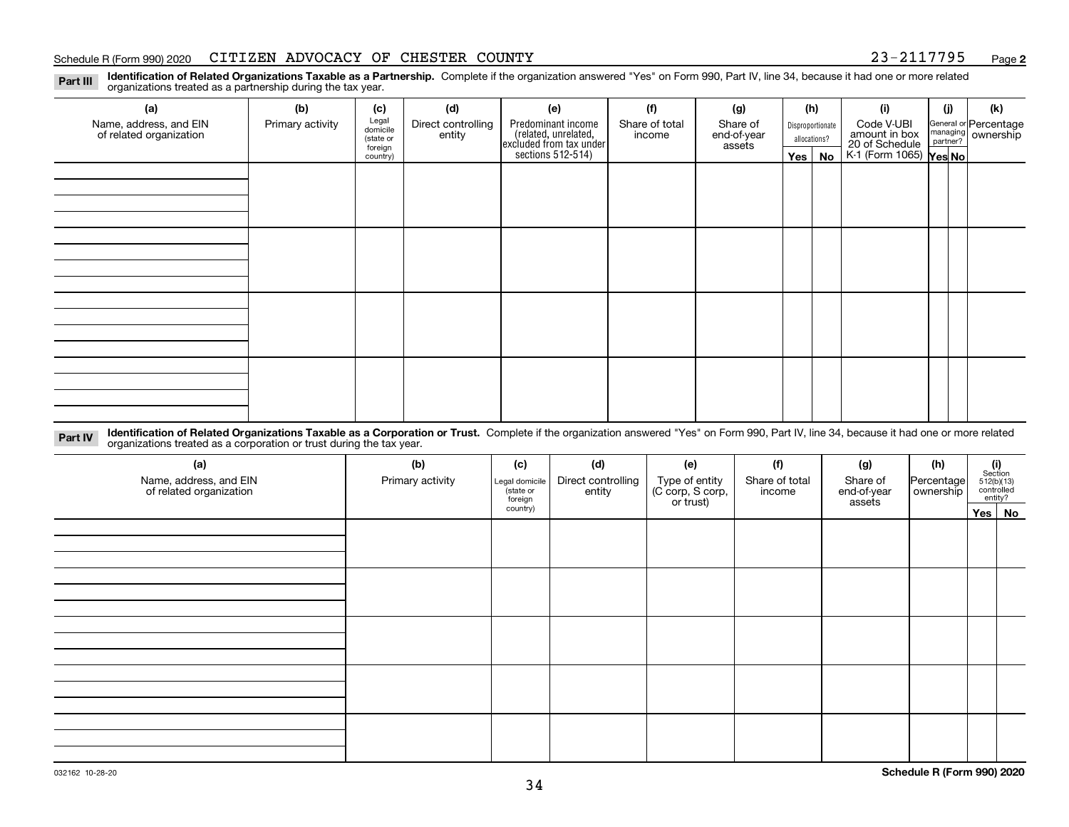Schedule R (Form 990) 2020 CITIZEN ADVOCACY OF CHESTER COUNTY 23-2117795 Page **2**

**Part III** **Identification of Related Organizations Taxable as a Partnership.** Complete if the organization answered "Yes" on Form 990, Part IV, line 34, because it had one or more related organizations treated as a partnership during the tax year.

| (a) Name, address, and EIN of related organization | (b) Primary activity | (c) Legal domicile (state or foreign country) | (d) Direct controlling entity | (e) Predominant income (related, unrelated, excluded from tax under sections 512-514) | (f) Share of total income | (g) Share of end-of-year assets | (h) Disproportionate allocations? Yes | (h) No | (i) Code V-UBI amount in box 20 of Schedule K-1 (Form 1065) | (j) General or managing partner? Yes | (j) No | (k) Percentage ownership |
|---|---|---|---|---|---|---|---|---|---|---|---|---|
| | | | | | | | | | | | | |
| | | | | | | | | | | | | |
| | | | | | | | | | | | | |
| | | | | | | | | | | | | |

**Part IV** **Identification of Related Organizations Taxable as a Corporation or Trust.** Complete if the organization answered "Yes" on Form 990, Part IV, line 34, because it had one or more related organizations treated as a corporation or trust during the tax year.

| (a) Name, address, and EIN of related organization | (b) Primary activity | (c) Legal domicile (state or foreign country) | (d) Direct controlling entity | (e) Type of entity (C corp, S corp, or trust) | (f) Share of total income | (g) Share of end-of-year assets | (h) Percentage ownership | (i) Section 512(b)(13) controlled entity? Yes | (i) No |
|---|---|---|---|---|---|---|---|---|---|
| | | | | | | | | | |
| | | | | | | | | | |
| | | | | | | | | | |
| | | | | | | | | | |
| | | | | | | | | | |

032162 10-28-20 **Schedule R (Form 990) 2020**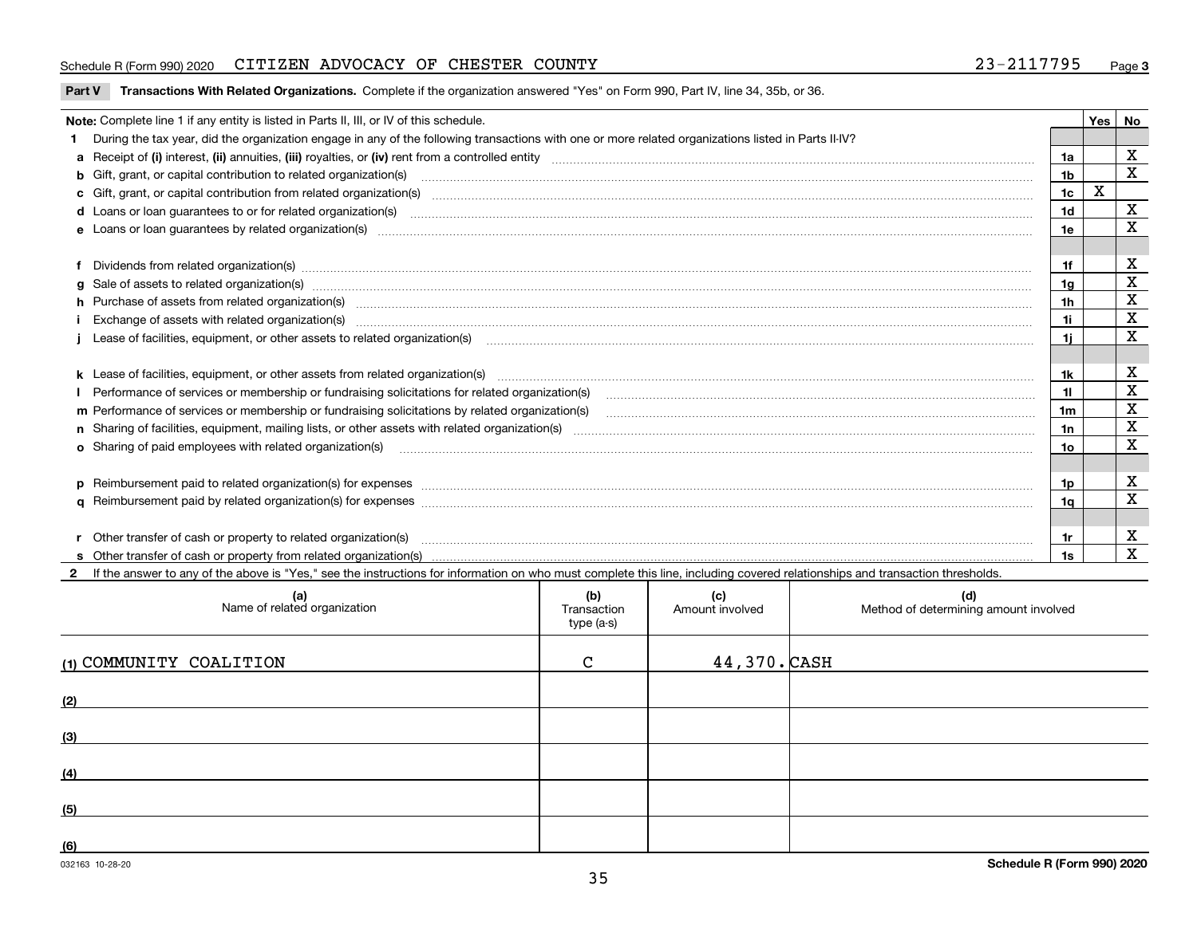Schedule R (Form 990) 2020 CITIZEN ADVOCACY OF CHESTER COUNTY 23-2117795 Page 3

**Part V Transactions With Related Organizations.** Complete if the organization answered "Yes" on Form 990, Part IV, line 34, 35b, or 36.

| Note: Complete line 1 if any entity is listed in Parts II, III, or IV of this schedule. | | Yes | No |
|---|---|---|---|
| **1** During the tax year, did the organization engage in any of the following transactions with one or more related organizations listed in Parts II-IV? | | | |
| **a** Receipt of **(i)** interest, **(ii)** annuities, **(iii)** royalties, or **(iv)** rent from a controlled entity | 1a | | X |
| **b** Gift, grant, or capital contribution to related organization(s) | 1b | | X |
| **c** Gift, grant, or capital contribution from related organization(s) | 1c | X | |
| **d** Loans or loan guarantees to or for related organization(s) | 1d | | X |
| **e** Loans or loan guarantees by related organization(s) | 1e | | X |
| **f** Dividends from related organization(s) | 1f | | X |
| **g** Sale of assets to related organization(s) | 1g | | X |
| **h** Purchase of assets from related organization(s) | 1h | | X |
| **i** Exchange of assets with related organization(s) | 1i | | X |
| **j** Lease of facilities, equipment, or other assets to related organization(s) | 1j | | X |
| **k** Lease of facilities, equipment, or other assets from related organization(s) | 1k | | X |
| **l** Performance of services or membership or fundraising solicitations for related organization(s) | 1l | | X |
| **m** Performance of services or membership or fundraising solicitations by related organization(s) | 1m | | X |
| **n** Sharing of facilities, equipment, mailing lists, or other assets with related organization(s) | 1n | | X |
| **o** Sharing of paid employees with related organization(s) | 1o | | X |
| **p** Reimbursement paid to related organization(s) for expenses | 1p | | X |
| **q** Reimbursement paid by related organization(s) for expenses | 1q | | X |
| **r** Other transfer of cash or property to related organization(s) | 1r | | X |
| **s** Other transfer of cash or property from related organization(s) | 1s | | X |

**2** If the answer to any of the above is "Yes," see the instructions for information on who must complete this line, including covered relationships and transaction thresholds.

| (a) Name of related organization | (b) Transaction type (a-s) | (c) Amount involved | (d) Method of determining amount involved |
|---|---|---|---|
| (1) COMMUNITY COALITION | C | 44,370. | CASH |
| (2) | | | |
| (3) | | | |
| (4) | | | |
| (5) | | | |
| (6) | | | |

032163 10-28-20 Schedule R (Form 990) 2020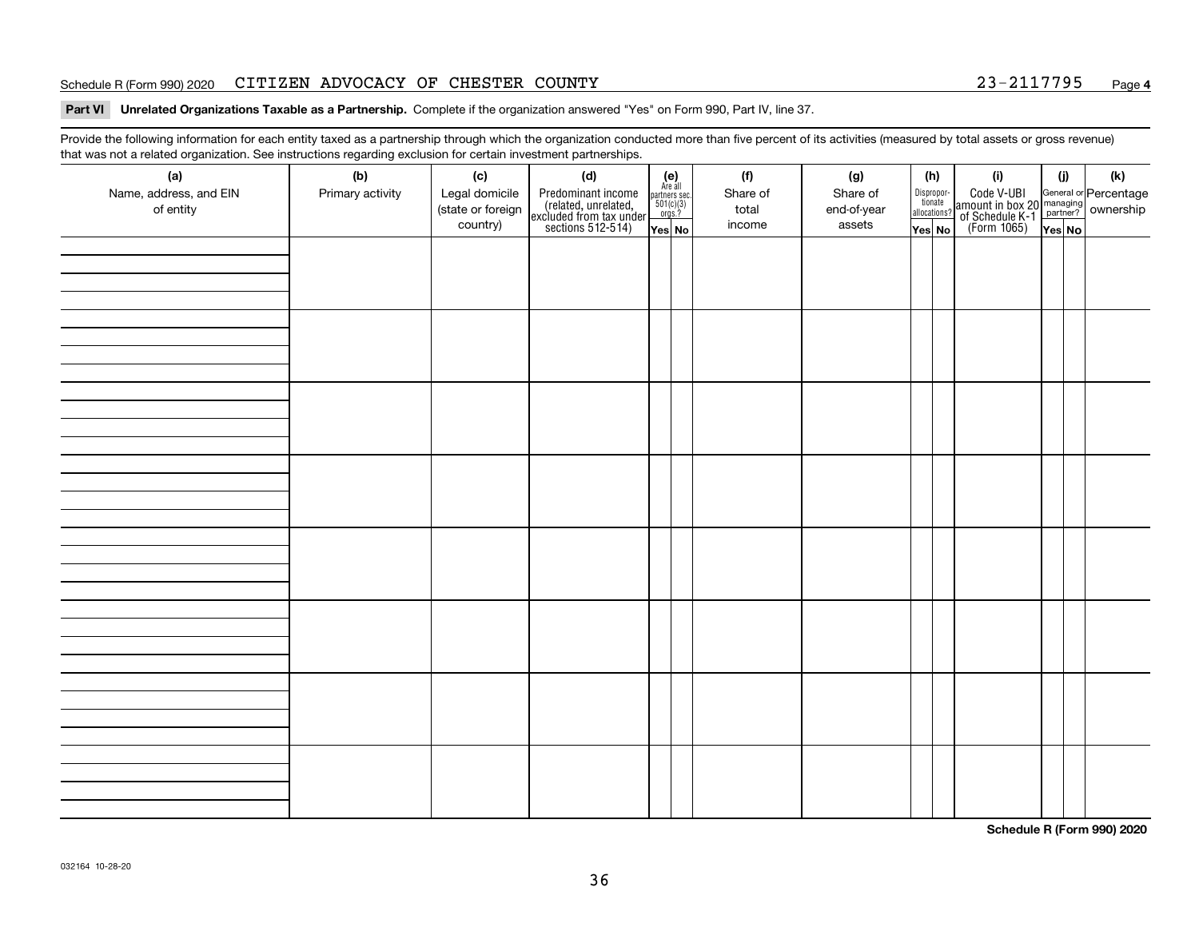Schedule R (Form 990) 2020 CITIZEN ADVOCACY OF CHESTER COUNTY 23-2117795 Page **4**

**Part VI Unrelated Organizations Taxable as a Partnership.** Complete if the organization answered "Yes" on Form 990, Part IV, line 37.

Provide the following information for each entity taxed as a partnership through which the organization conducted more than five percent of its activities (measured by total assets or gross revenue) that was not a related organization. See instructions regarding exclusion for certain investment partnerships.

| (a) Name, address, and EIN of entity | (b) Primary activity | (c) Legal domicile (state or foreign country) | (d) Predominant income (related, unrelated, excluded from tax under sections 512-514) | (e) Are all partners sec. 501(c)(3) orgs.? | | (f) Share of total income | (g) Share of end-of-year assets | (h) Disproportionate allocations? | | (i) Code V-UBI amount in box 20 of Schedule K-1 (Form 1065) | (j) General or managing partner? | | (k) Percentage ownership |
|---|---|---|---|---|---|---|---|---|---|---|---|---|---|
| | | | | Yes | No | | | Yes | No | | Yes | No | |
| | | | | | | | | | | | | | |
| | | | | | | | | | | | | | |
| | | | | | | | | | | | | | |
| | | | | | | | | | | | | | |
| | | | | | | | | | | | | | |
| | | | | | | | | | | | | | |
| | | | | | | | | | | | | | |
| | | | | | | | | | | | | | |

**Schedule R (Form 990) 2020**

032164 10-28-20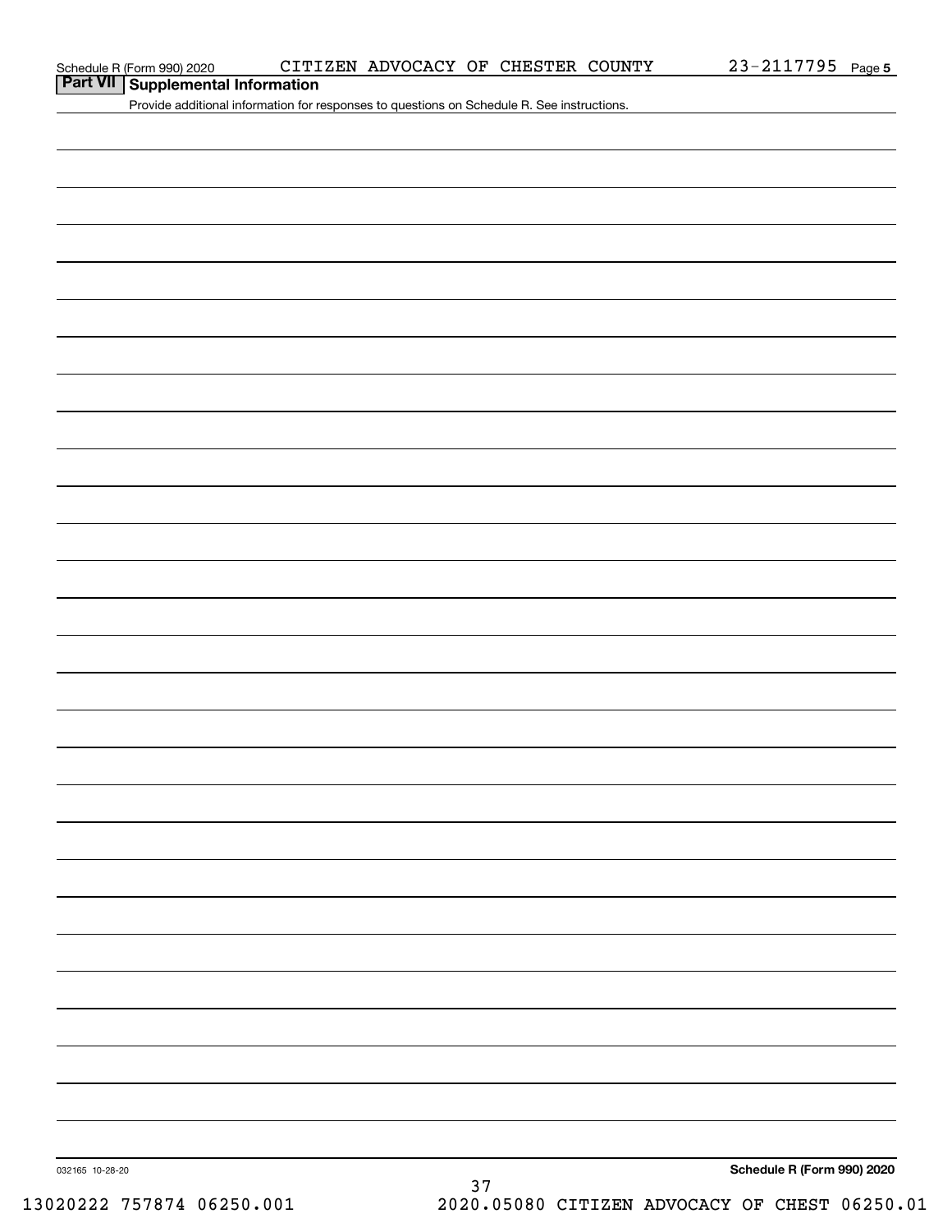Schedule R (Form 990) 2020 CITIZEN ADVOCACY OF CHESTER COUNTY 23-2117795 Page 5

## Part VII Supplemental Information

Provide additional information for responses to questions on Schedule R. See instructions.

032165 10-28-20

Schedule R (Form 990) 2020

13020222 757874 06250.001 2020.05080 CITIZEN ADVOCACY OF CHEST 06250.01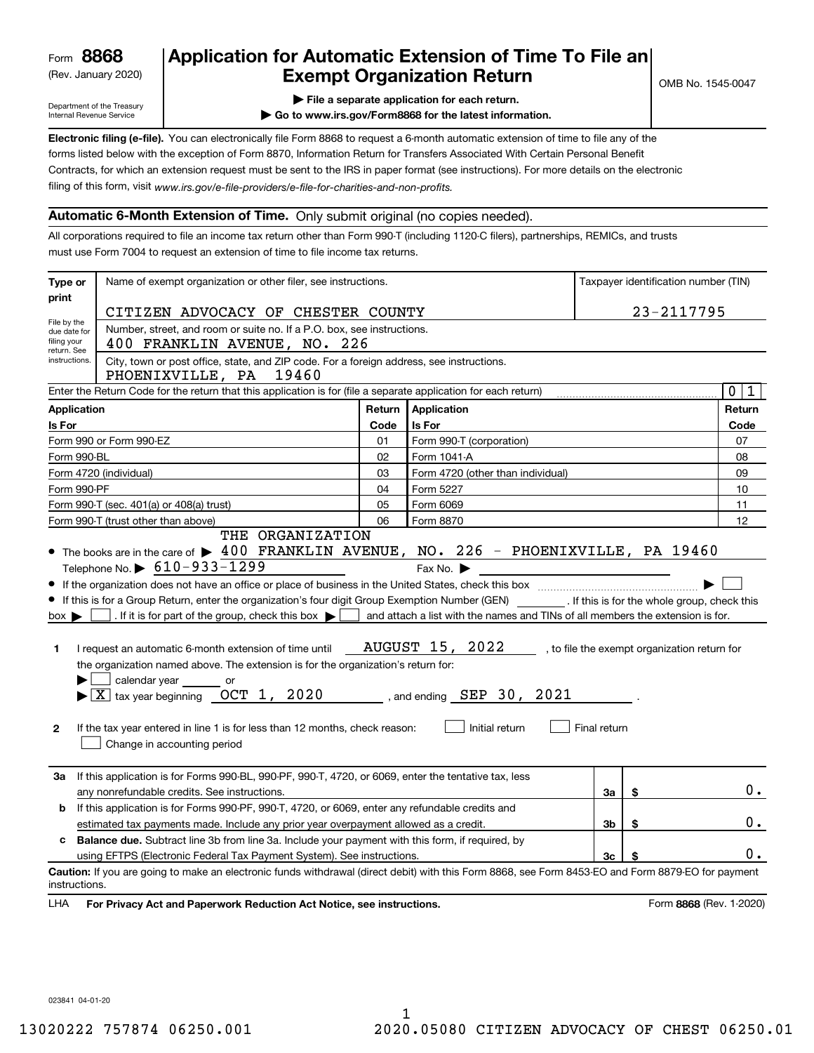Form **8868**
(Rev. January 2020)

Department of the Treasury
Internal Revenue Service

# Application for Automatic Extension of Time To File an Exempt Organization Return

▶ File a separate application for each return.
▶ Go to www.irs.gov/Form8868 for the latest information.

OMB No. 1545-0047

**Electronic filing (e-file).** You can electronically file Form 8868 to request a 6-month automatic extension of time to file any of the forms listed below with the exception of Form 8870, Information Return for Transfers Associated With Certain Personal Benefit Contracts, for which an extension request must be sent to the IRS in paper format (see instructions). For more details on the electronic filing of this form, visit *www.irs.gov/e-file-providers/e-file-for-charities-and-non-profits.*

## Automatic 6-Month Extension of Time. Only submit original (no copies needed).

All corporations required to file an income tax return other than Form 990-T (including 1120-C filers), partnerships, REMICs, and trusts must use Form 7004 to request an extension of time to file income tax returns.

**Type or print** — File by the due date for filing your return. See instructions.

Name of exempt organization or other filer, see instructions.
CITIZEN ADVOCACY OF CHESTER COUNTY

Taxpayer identification number (TIN): 23-2117795

Number, street, and room or suite no. If a P.O. box, see instructions.
400 FRANKLIN AVENUE, NO. 226

City, town or post office, state, and ZIP code. For a foreign address, see instructions.
PHOENIXVILLE, PA 19460

Enter the Return Code for the return that this application is for (file a separate application for each return): 0 1

| Application Is For | Return Code | Application Is For | Return Code |
|---|---|---|---|
| Form 990 or Form 990-EZ | 01 | Form 990-T (corporation) | 07 |
| Form 990-BL | 02 | Form 1041-A | 08 |
| Form 4720 (individual) | 03 | Form 4720 (other than individual) | 09 |
| Form 990-PF | 04 | Form 5227 | 10 |
| Form 990-T (sec. 401(a) or 408(a) trust) | 05 | Form 6069 | 11 |
| Form 990-T (trust other than above) | 06 | Form 8870 | 12 |

- The books are in the care of ▶ THE ORGANIZATION 400 FRANKLIN AVENUE, NO. 226 - PHOENIXVILLE, PA 19460
  Telephone No. ▶ 610-933-1299 Fax No. ▶
- If the organization does not have an office or place of business in the United States, check this box ▶ ☐
- If this is for a Group Return, enter the organization's four digit Group Exemption Number (GEN) ______. If this is for the whole group, check this box ▶ ☐. If it is for part of the group, check this box ▶ ☐ and attach a list with the names and TINs of all members the extension is for.

**1** I request an automatic 6-month extension of time until AUGUST 15, 2022, to file the exempt organization return for the organization named above. The extension is for the organization's return for:
▶ ☐ calendar year ______ or
▶ ☒ tax year beginning OCT 1, 2020, and ending SEP 30, 2021.

**2** If the tax year entered in line 1 is for less than 12 months, check reason: ☐ Initial return ☐ Final return ☐ Change in accounting period

| | | | |
|---|---|---|---|
| **3a** | If this application is for Forms 990-BL, 990-PF, 990-T, 4720, or 6069, enter the tentative tax, less any nonrefundable credits. See instructions. | 3a | $ 0. |
| **b** | If this application is for Forms 990-PF, 990-T, 4720, or 6069, enter any refundable credits and estimated tax payments made. Include any prior year overpayment allowed as a credit. | 3b | $ 0. |
| **c** | **Balance due.** Subtract line 3b from line 3a. Include your payment with this form, if required, by using EFTPS (Electronic Federal Tax Payment System). See instructions. | 3c | $ 0. |

**Caution:** If you are going to make an electronic funds withdrawal (direct debit) with this Form 8868, see Form 8453-EO and Form 8879-EO for payment instructions.

LHA **For Privacy Act and Paperwork Reduction Act Notice, see instructions.** Form **8868** (Rev. 1-2020)

023841 04-01-20

13020222 757874 06250.001 2020.05080 CITIZEN ADVOCACY OF CHEST 06250.01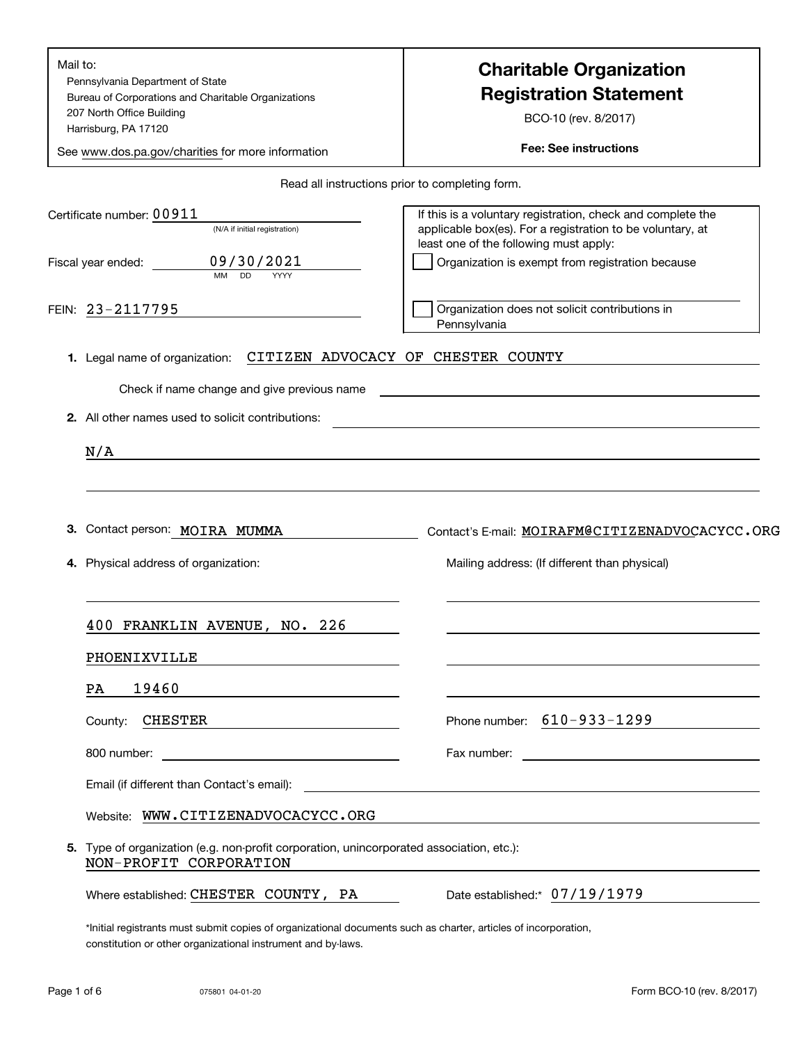Mail to:
Pennsylvania Department of State
Bureau of Corporations and Charitable Organizations
207 North Office Building
Harrisburg, PA 17120

See www.dos.pa.gov/charities for more information

# Charitable Organization Registration Statement

BCO-10 (rev. 8/2017)

**Fee: See instructions**

Read all instructions prior to completing form.

Certificate number: 00911
(N/A if initial registration)

Fiscal year ended: 09/30/2021
MM DD YYYY

FEIN: 23-2117795

If this is a voluntary registration, check and complete the applicable box(es). For a registration to be voluntary, at least one of the following must apply:

☐ Organization is exempt from registration because

☐ Organization does not solicit contributions in Pennsylvania

**1.** Legal name of organization: CITIZEN ADVOCACY OF CHESTER COUNTY

Check if name change and give previous name

**2.** All other names used to solicit contributions:

N/A

**3.** Contact person: MOIRA MUMMA  Contact's E-mail: MOIRAFM@CITIZENADVOCACYCC.ORG

**4.** Physical address of organization:

400 FRANKLIN AVENUE, NO. 226
PHOENIXVILLE
PA 19460

Mailing address: (If different than physical)

County: CHESTER

Phone number: 610-933-1299

800 number:

Fax number:

Email (if different than Contact's email):

Website: WWW.CITIZENADVOCACYCC.ORG

**5.** Type of organization (e.g. non-profit corporation, unincorporated association, etc.):
NON-PROFIT CORPORATION

Where established: CHESTER COUNTY, PA  Date established:* 07/19/1979

*Initial registrants must submit copies of organizational documents such as charter, articles of incorporation, constitution or other organizational instrument and by-laws.

075801 04-01-20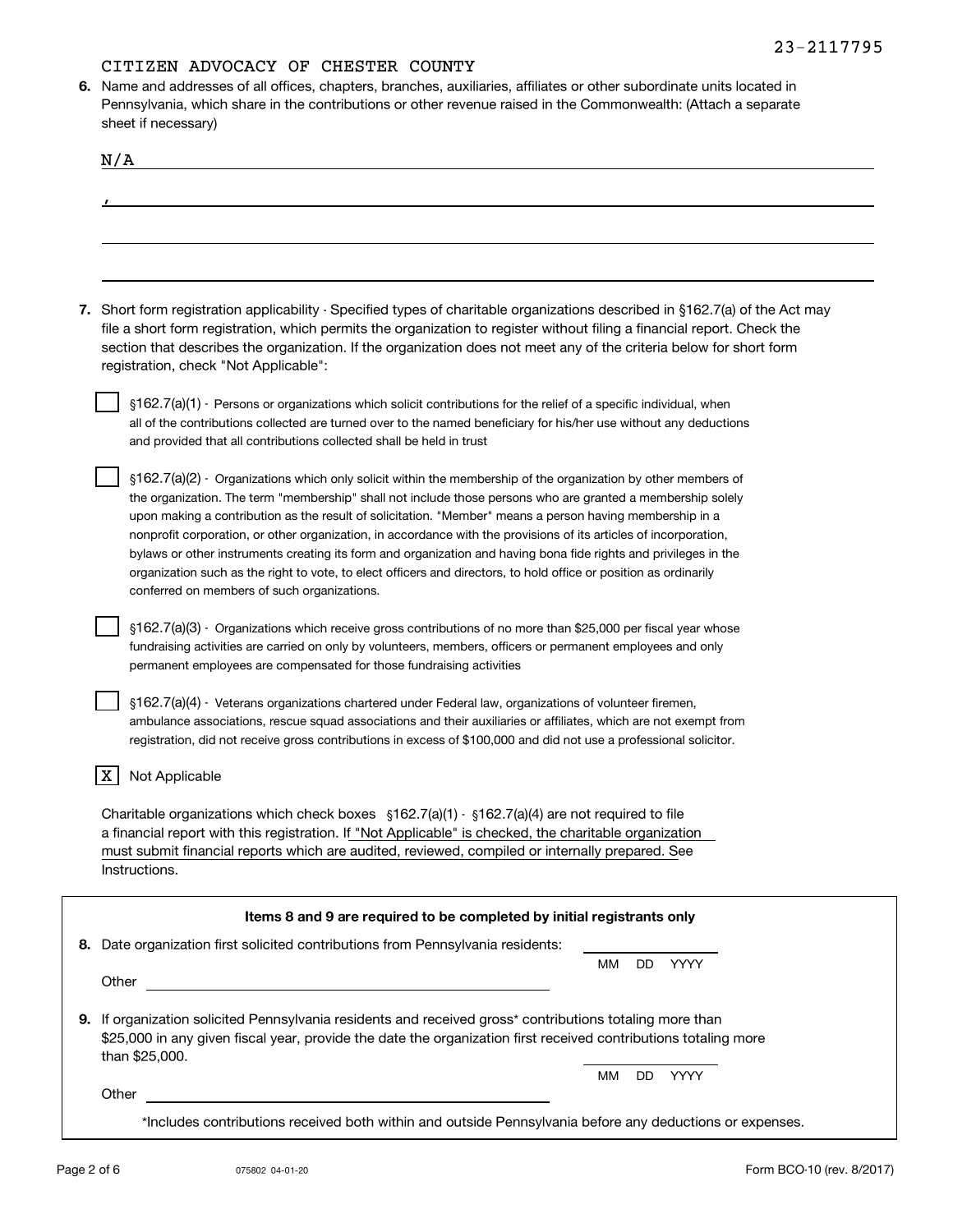23-2117795

CITIZEN ADVOCACY OF CHESTER COUNTY

**6.** Name and addresses of all offices, chapters, branches, auxiliaries, affiliates or other subordinate units located in Pennsylvania, which share in the contributions or other revenue raised in the Commonwealth: (Attach a separate sheet if necessary)

N/A

,

**7.** Short form registration applicability - Specified types of charitable organizations described in §162.7(a) of the Act may file a short form registration, which permits the organization to register without filing a financial report. Check the section that describes the organization. If the organization does not meet any of the criteria below for short form registration, check "Not Applicable":

- [ ] §162.7(a)(1) - Persons or organizations which solicit contributions for the relief of a specific individual, when all of the contributions collected are turned over to the named beneficiary for his/her use without any deductions and provided that all contributions collected shall be held in trust
- [ ] §162.7(a)(2) - Organizations which only solicit within the membership of the organization by other members of the organization. The term "membership" shall not include those persons who are granted a membership solely upon making a contribution as the result of solicitation. "Member" means a person having membership in a nonprofit corporation, or other organization, in accordance with the provisions of its articles of incorporation, bylaws or other instruments creating its form and organization and having bona fide rights and privileges in the organization such as the right to vote, to elect officers and directors, to hold office or position as ordinarily conferred on members of such organizations.
- [ ] §162.7(a)(3) - Organizations which receive gross contributions of no more than $25,000 per fiscal year whose fundraising activities are carried on only by volunteers, members, officers or permanent employees and only permanent employees are compensated for those fundraising activities
- [ ] §162.7(a)(4) - Veterans organizations chartered under Federal law, organizations of volunteer firemen, ambulance associations, rescue squad associations and their auxiliaries or affiliates, which are not exempt from registration, did not receive gross contributions in excess of $100,000 and did not use a professional solicitor.
- [X] Not Applicable

Charitable organizations which check boxes §162.7(a)(1) - §162.7(a)(4) are not required to file a financial report with this registration. If "Not Applicable" is checked, the charitable organization must submit financial reports which are audited, reviewed, compiled or internally prepared. See Instructions.

**Items 8 and 9 are required to be completed by initial registrants only**

**8.** Date organization first solicited contributions from Pennsylvania residents: ____________ MM DD YYYY

Other ____________

**9.** If organization solicited Pennsylvania residents and received gross* contributions totaling more than $25,000 in any given fiscal year, provide the date the organization first received contributions totaling more than $25,000. ____________ MM DD YYYY

Other ____________

*Includes contributions received both within and outside Pennsylvania before any deductions or expenses.

075802 04-01-20 Form BCO-10 (rev. 8/2017)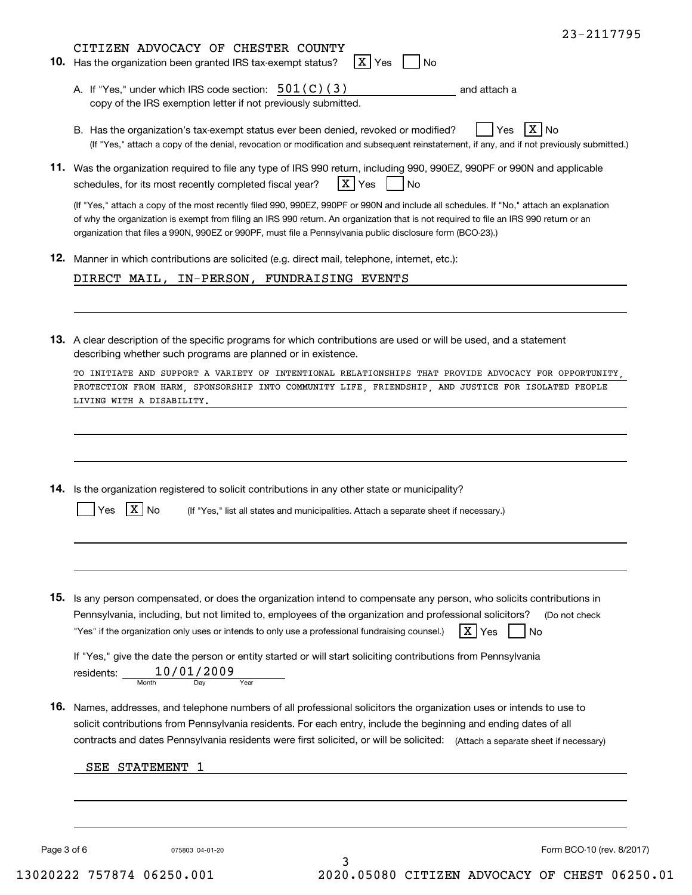23-2117795

CITIZEN ADVOCACY OF CHESTER COUNTY

**10.** Has the organization been granted IRS tax-exempt status? [X] Yes [ ] No

A. If "Yes," under which IRS code section: 501(C)(3) and attach a copy of the IRS exemption letter if not previously submitted.

B. Has the organization's tax-exempt status ever been denied, revoked or modified? [ ] Yes [X] No
(If "Yes," attach a copy of the denial, revocation or modification and subsequent reinstatement, if any, and if not previously submitted.)

**11.** Was the organization required to file any type of IRS 990 return, including 990, 990EZ, 990PF or 990N and applicable schedules, for its most recently completed fiscal year? [X] Yes [ ] No

(If "Yes," attach a copy of the most recently filed 990, 990EZ, 990PF or 990N and include all schedules. If "No," attach an explanation of why the organization is exempt from filing an IRS 990 return. An organization that is not required to file an IRS 990 return or an organization that files a 990N, 990EZ or 990PF, must file a Pennsylvania public disclosure form (BCO-23).)

**12.** Manner in which contributions are solicited (e.g. direct mail, telephone, internet, etc.):

DIRECT MAIL, IN-PERSON, FUNDRAISING EVENTS

**13.** A clear description of the specific programs for which contributions are used or will be used, and a statement describing whether such programs are planned or in existence.

TO INITIATE AND SUPPORT A VARIETY OF INTENTIONAL RELATIONSHIPS THAT PROVIDE ADVOCACY FOR OPPORTUNITY, PROTECTION FROM HARM, SPONSORSHIP INTO COMMUNITY LIFE, FRIENDSHIP, AND JUSTICE FOR ISOLATED PEOPLE LIVING WITH A DISABILITY.

**14.** Is the organization registered to solicit contributions in any other state or municipality?

[ ] Yes [X] No (If "Yes," list all states and municipalities. Attach a separate sheet if necessary.)

**15.** Is any person compensated, or does the organization intend to compensate any person, who solicits contributions in Pennsylvania, including, but not limited to, employees of the organization and professional solicitors? (Do not check "Yes" if the organization only uses or intends to only use a professional fundraising counsel.) [X] Yes [ ] No

If "Yes," give the date the person or entity started or will start soliciting contributions from Pennsylvania residents: 10/01/2009 (Month Day Year)

**16.** Names, addresses, and telephone numbers of all professional solicitors the organization uses or intends to use to solicit contributions from Pennsylvania residents. For each entry, include the beginning and ending dates of all contracts and dates Pennsylvania residents were first solicited, or will be solicited: (Attach a separate sheet if necessary)

SEE STATEMENT 1

075803 04-01-20 Form BCO-10 (rev. 8/2017)

13020222 757874 06250.001 2020.05080 CITIZEN ADVOCACY OF CHEST 06250.01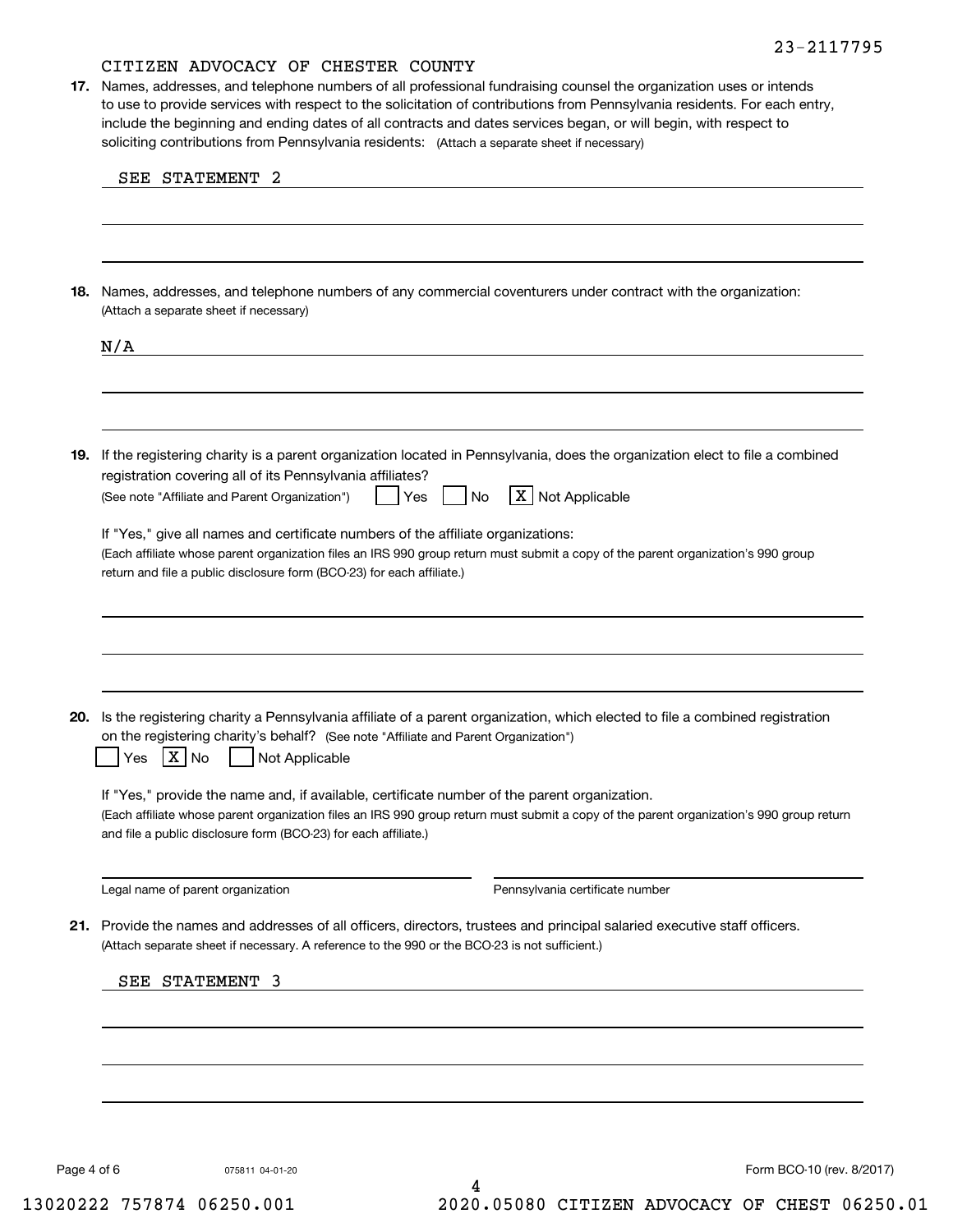23-2117795

CITIZEN ADVOCACY OF CHESTER COUNTY

**17.** Names, addresses, and telephone numbers of all professional fundraising counsel the organization uses or intends to use to provide services with respect to the solicitation of contributions from Pennsylvania residents. For each entry, include the beginning and ending dates of all contracts and dates services began, or will begin, with respect to soliciting contributions from Pennsylvania residents: (Attach a separate sheet if necessary)

SEE STATEMENT 2

**18.** Names, addresses, and telephone numbers of any commercial coventurers under contract with the organization: (Attach a separate sheet if necessary)

N/A

**19.** If the registering charity is a parent organization located in Pennsylvania, does the organization elect to file a combined registration covering all of its Pennsylvania affiliates?
(See note "Affiliate and Parent Organization") ☐ Yes ☐ No ☒ Not Applicable

If "Yes," give all names and certificate numbers of the affiliate organizations:
(Each affiliate whose parent organization files an IRS 990 group return must submit a copy of the parent organization's 990 group return and file a public disclosure form (BCO-23) for each affiliate.)

**20.** Is the registering charity a Pennsylvania affiliate of a parent organization, which elected to file a combined registration on the registering charity's behalf? (See note "Affiliate and Parent Organization")
☐ Yes ☒ No ☐ Not Applicable

If "Yes," provide the name and, if available, certificate number of the parent organization.
(Each affiliate whose parent organization files an IRS 990 group return must submit a copy of the parent organization's 990 group return and file a public disclosure form (BCO-23) for each affiliate.)

Legal name of parent organization ______________ Pennsylvania certificate number ______________

**21.** Provide the names and addresses of all officers, directors, trustees and principal salaried executive staff officers.
(Attach separate sheet if necessary. A reference to the 990 or the BCO-23 is not sufficient.)

SEE STATEMENT 3

075811 04-01-20

Form BCO-10 (rev. 8/2017)

13020222 757874 06250.001 2020.05080 CITIZEN ADVOCACY OF CHEST 06250.01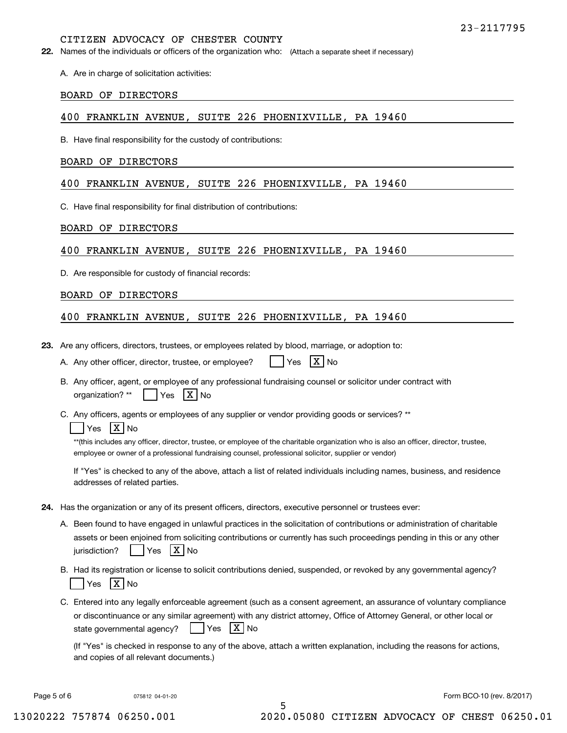23-2117795

CITIZEN ADVOCACY OF CHESTER COUNTY

**22.** Names of the individuals or officers of the organization who: (Attach a separate sheet if necessary)

A. Are in charge of solicitation activities:

BOARD OF DIRECTORS

400 FRANKLIN AVENUE, SUITE 226 PHOENIXVILLE, PA 19460

B. Have final responsibility for the custody of contributions:

BOARD OF DIRECTORS

400 FRANKLIN AVENUE, SUITE 226 PHOENIXVILLE, PA 19460

C. Have final responsibility for final distribution of contributions:

BOARD OF DIRECTORS

400 FRANKLIN AVENUE, SUITE 226 PHOENIXVILLE, PA 19460

D. Are responsible for custody of financial records:

BOARD OF DIRECTORS

400 FRANKLIN AVENUE, SUITE 226 PHOENIXVILLE, PA 19460

**23.** Are any officers, directors, trustees, or employees related by blood, marriage, or adoption to:

A. Any other officer, director, trustee, or employee? [ ] Yes [X] No

B. Any officer, agent, or employee of any professional fundraising counsel or solicitor under contract with organization? ** [ ] Yes [X] No

C. Any officers, agents or employees of any supplier or vendor providing goods or services? **
[ ] Yes [X] No

**(this includes any officer, director, trustee, or employee of the charitable organization who is also an officer, director, trustee, employee or owner of a professional fundraising counsel, professional solicitor, supplier or vendor)

If "Yes" is checked to any of the above, attach a list of related individuals including names, business, and residence addresses of related parties.

**24.** Has the organization or any of its present officers, directors, executive personnel or trustees ever:

A. Been found to have engaged in unlawful practices in the solicitation of contributions or administration of charitable assets or been enjoined from soliciting contributions or currently has such proceedings pending in this or any other jurisdiction? [ ] Yes [X] No

B. Had its registration or license to solicit contributions denied, suspended, or revoked by any governmental agency?
[ ] Yes [X] No

C. Entered into any legally enforceable agreement (such as a consent agreement, an assurance of voluntary compliance or discontinuance or any similar agreement) with any district attorney, Office of Attorney General, or other local or state governmental agency? [ ] Yes [X] No

(If "Yes" is checked in response to any of the above, attach a written explanation, including the reasons for actions, and copies of all relevant documents.)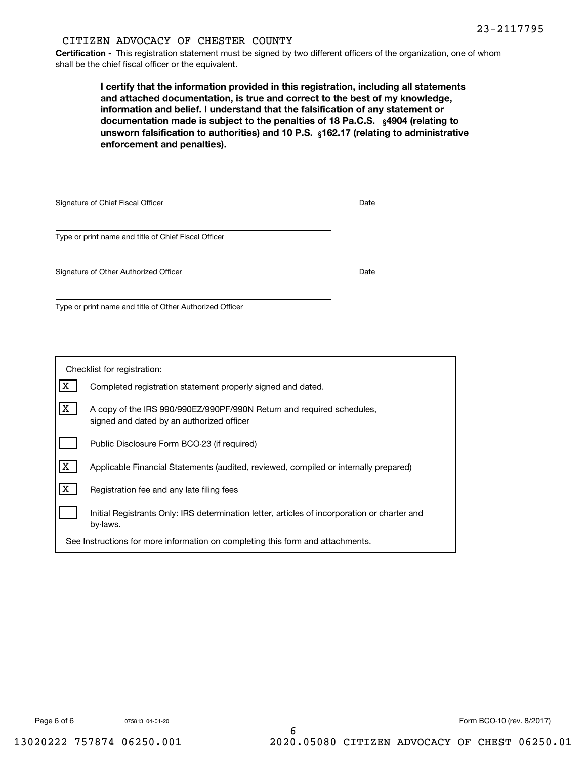23-2117795

CITIZEN ADVOCACY OF CHESTER COUNTY

**Certification -** This registration statement must be signed by two different officers of the organization, one of whom shall be the chief fiscal officer or the equivalent.

**I certify that the information provided in this registration, including all statements and attached documentation, is true and correct to the best of my knowledge, information and belief. I understand that the falsification of any statement or documentation made is subject to the penalties of 18 Pa.C.S. §4904 (relating to unsworn falsification to authorities) and 10 P.S. §162.17 (relating to administrative enforcement and penalties).**

Signature of Chief Fiscal Officer — Date

Type or print name and title of Chief Fiscal Officer

Signature of Other Authorized Officer — Date

Type or print name and title of Other Authorized Officer

Checklist for registration:

- [X] Completed registration statement properly signed and dated.
- [X] A copy of the IRS 990/990EZ/990PF/990N Return and required schedules, signed and dated by an authorized officer
- [ ] Public Disclosure Form BCO-23 (if required)
- [X] Applicable Financial Statements (audited, reviewed, compiled or internally prepared)
- [X] Registration fee and any late filing fees
- [ ] Initial Registrants Only: IRS determination letter, articles of incorporation or charter and by-laws.

See Instructions for more information on completing this form and attachments.

075813 04-01-20 — Form BCO-10 (rev. 8/2017)

13020222 757874 06250.001 — 2020.05080 CITIZEN ADVOCACY OF CHEST 06250.01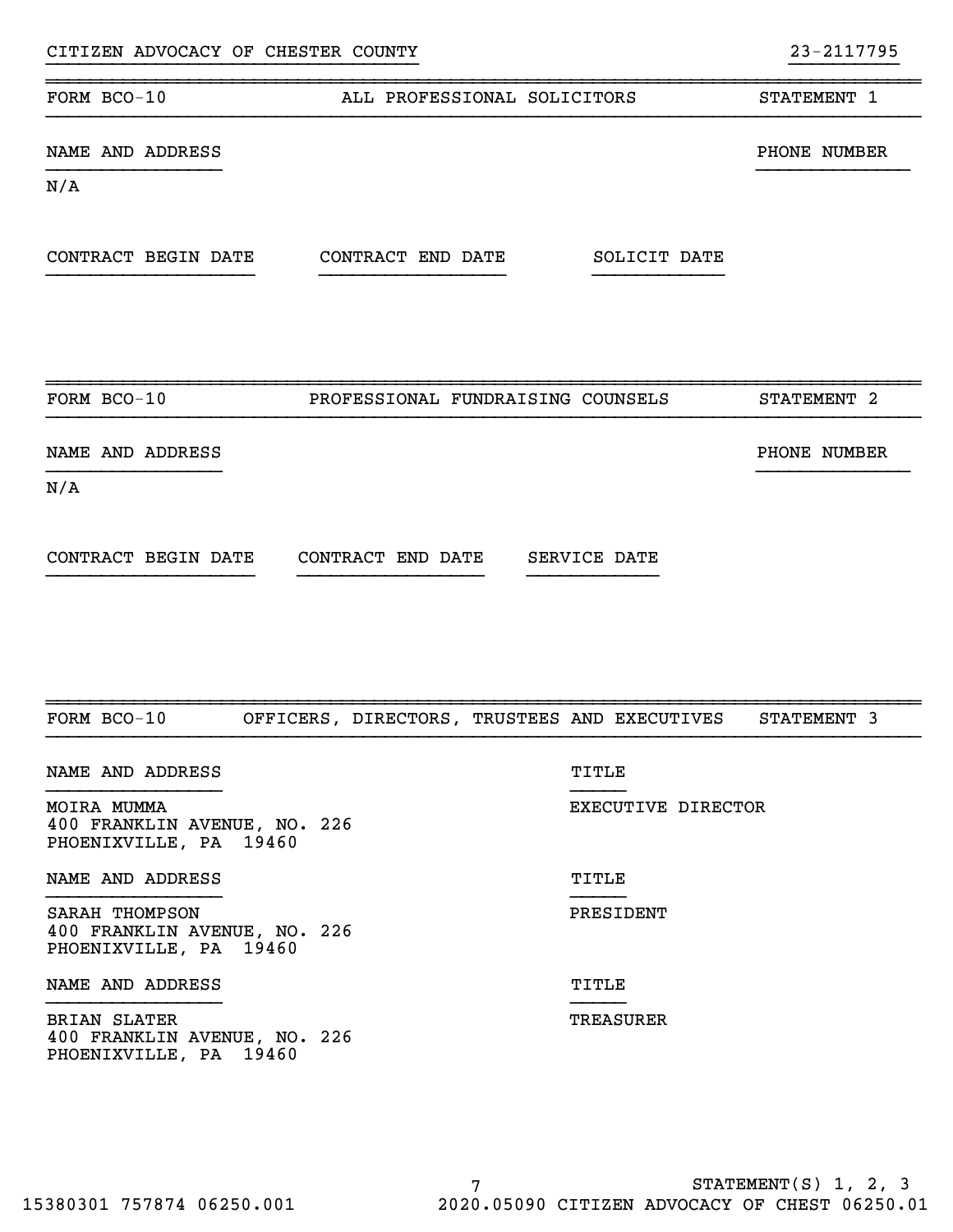CITIZEN ADVOCACY OF CHESTER COUNTY 23-2117795

## FORM BCO-10 ALL PROFESSIONAL SOLICITORS STATEMENT 1

| NAME AND ADDRESS | PHONE NUMBER |
|---|---|
| N/A | |

| CONTRACT BEGIN DATE | CONTRACT END DATE | SOLICIT DATE |
|---|---|---|

## FORM BCO-10 PROFESSIONAL FUNDRAISING COUNSELS STATEMENT 2

| NAME AND ADDRESS | PHONE NUMBER |
|---|---|
| N/A | |

| CONTRACT BEGIN DATE | CONTRACT END DATE | SERVICE DATE |
|---|---|---|

## FORM BCO-10 OFFICERS, DIRECTORS, TRUSTEES AND EXECUTIVES STATEMENT 3

| NAME AND ADDRESS | TITLE |
|---|---|
| MOIRA MUMMA<br>400 FRANKLIN AVENUE, NO. 226<br>PHOENIXVILLE, PA 19460 | EXECUTIVE DIRECTOR |
| SARAH THOMPSON<br>400 FRANKLIN AVENUE, NO. 226<br>PHOENIXVILLE, PA 19460 | PRESIDENT |
| BRIAN SLATER<br>400 FRANKLIN AVENUE, NO. 226<br>PHOENIXVILLE, PA 19460 | TREASURER |

STATEMENT(S) 1, 2, 3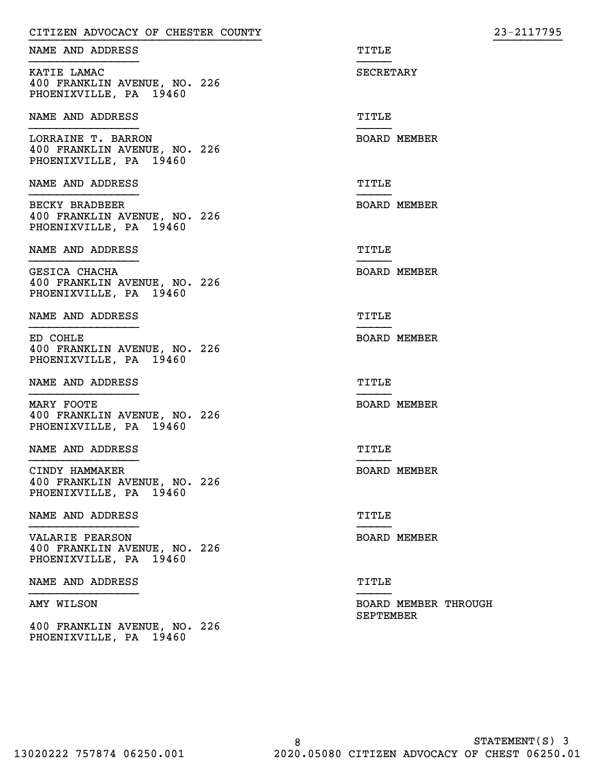CITIZEN ADVOCACY OF CHESTER COUNTY 23-2117795

| NAME AND ADDRESS | TITLE |
| --- | --- |
| KATIE LAMAC<br>400 FRANKLIN AVENUE, NO. 226<br>PHOENIXVILLE, PA 19460 | SECRETARY |

| NAME AND ADDRESS | TITLE |
| --- | --- |
| LORRAINE T. BARRON<br>400 FRANKLIN AVENUE, NO. 226<br>PHOENIXVILLE, PA 19460 | BOARD MEMBER |

| NAME AND ADDRESS | TITLE |
| --- | --- |
| BECKY BRADBEER<br>400 FRANKLIN AVENUE, NO. 226<br>PHOENIXVILLE, PA 19460 | BOARD MEMBER |

| NAME AND ADDRESS | TITLE |
| --- | --- |
| GESICA CHACHA<br>400 FRANKLIN AVENUE, NO. 226<br>PHOENIXVILLE, PA 19460 | BOARD MEMBER |

| NAME AND ADDRESS | TITLE |
| --- | --- |
| ED COHLE<br>400 FRANKLIN AVENUE, NO. 226<br>PHOENIXVILLE, PA 19460 | BOARD MEMBER |

| NAME AND ADDRESS | TITLE |
| --- | --- |
| MARY FOOTE<br>400 FRANKLIN AVENUE, NO. 226<br>PHOENIXVILLE, PA 19460 | BOARD MEMBER |

| NAME AND ADDRESS | TITLE |
| --- | --- |
| CINDY HAMMAKER<br>400 FRANKLIN AVENUE, NO. 226<br>PHOENIXVILLE, PA 19460 | BOARD MEMBER |

| NAME AND ADDRESS | TITLE |
| --- | --- |
| VALARIE PEARSON<br>400 FRANKLIN AVENUE, NO. 226<br>PHOENIXVILLE, PA 19460 | BOARD MEMBER |

| NAME AND ADDRESS | TITLE |
| --- | --- |
| AMY WILSON<br>400 FRANKLIN AVENUE, NO. 226<br>PHOENIXVILLE, PA 19460 | BOARD MEMBER THROUGH SEPTEMBER |

STATEMENT(S) 3

13020222 757874 06250.001 2020.05080 CITIZEN ADVOCACY OF CHEST 06250.01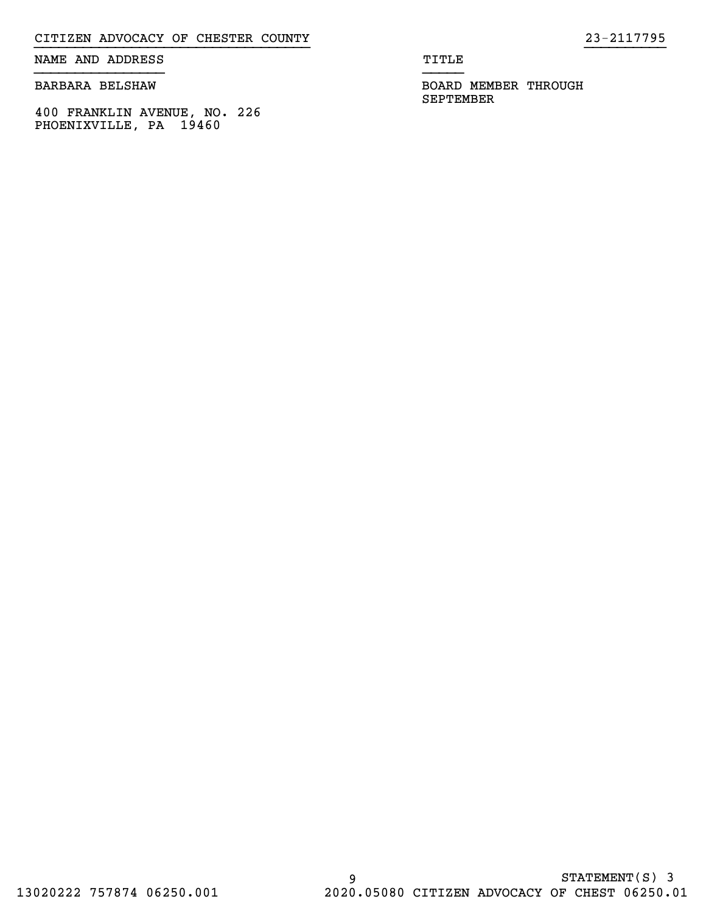| NAME AND ADDRESS | TITLE |
| --- | --- |
| BARBARA BELSHAW<br>400 FRANKLIN AVENUE, NO. 226<br>PHOENIXVILLE, PA 19460 | BOARD MEMBER THROUGH SEPTEMBER |

STATEMENT(S) 3